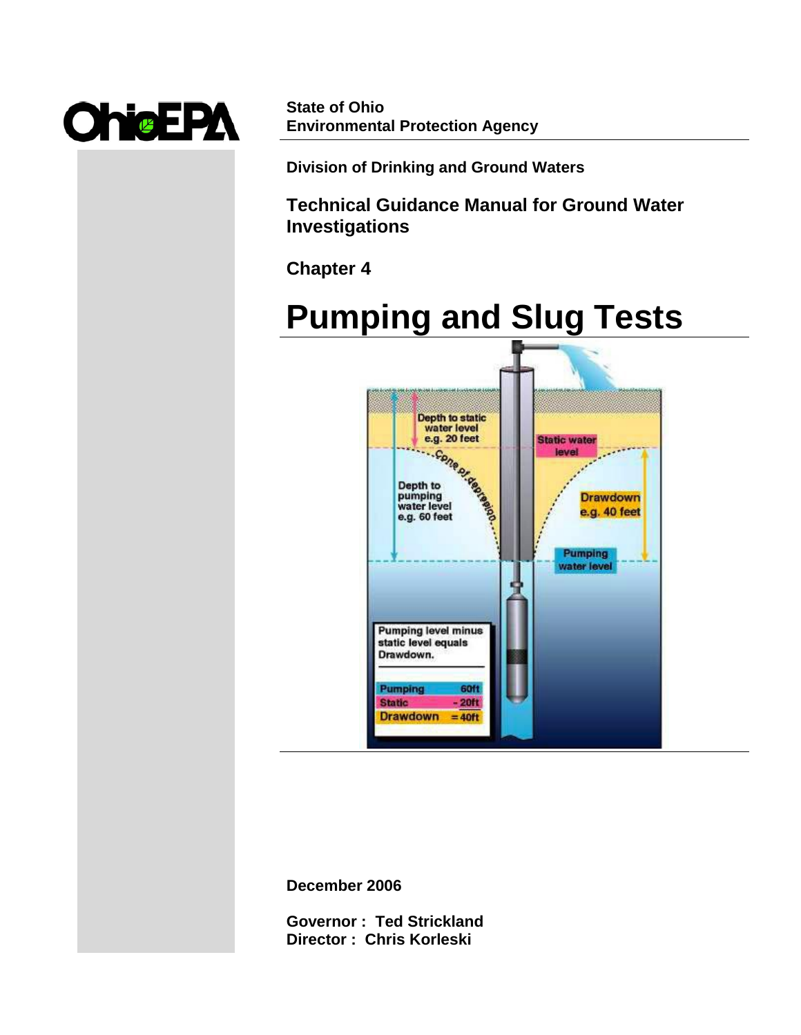Ohio EPA

**State of Ohio**
**Environmental Protection Agency**

**Division of Drinking and Ground Waters**

## Technical Guidance Manual for Ground Water Investigations

## Chapter 4

# Pumping and Slug Tests

**December 2006**

**Governor : Ted Strickland**
**Director : Chris Korleski**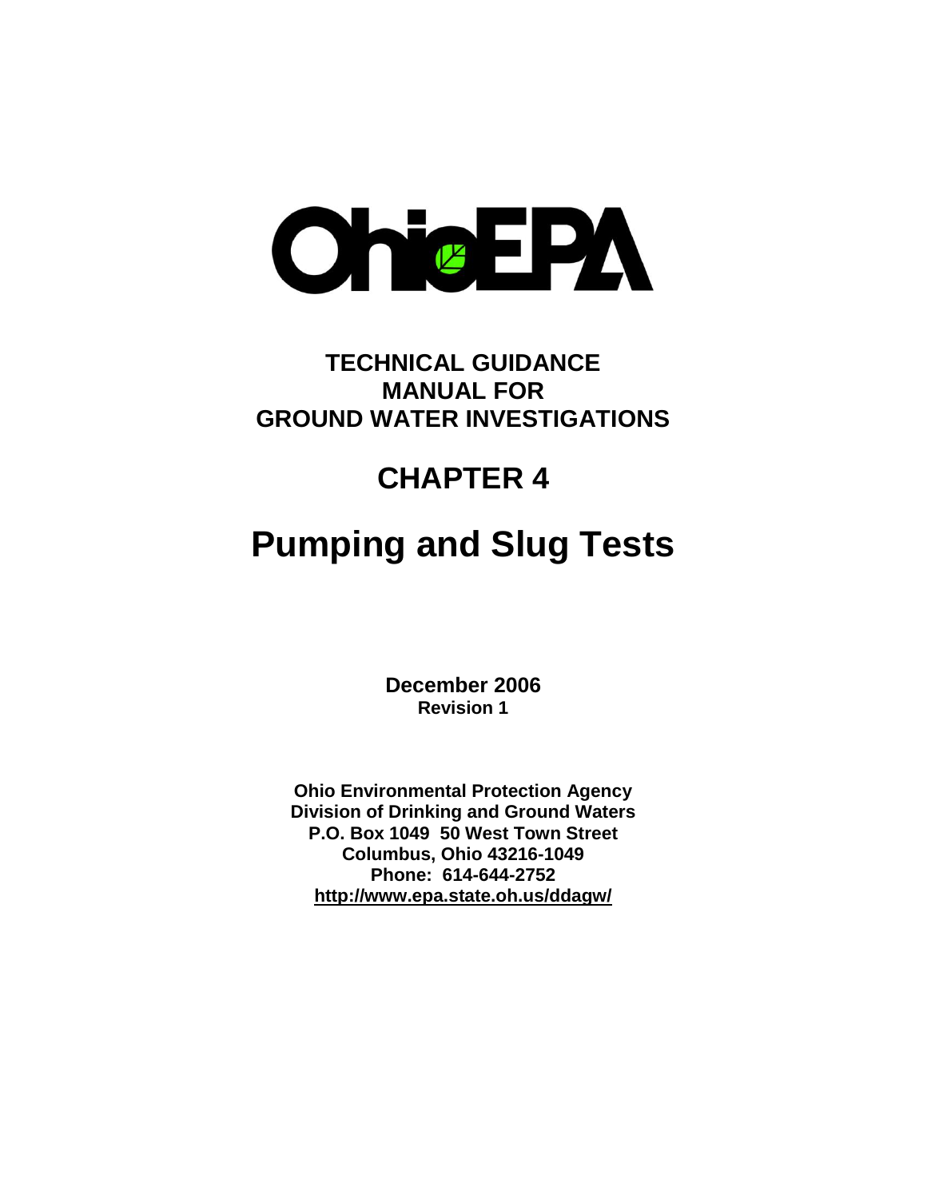# TECHNICAL GUIDANCE MANUAL FOR GROUND WATER INVESTIGATIONS

# CHAPTER 4

# Pumping and Slug Tests

**December 2006**
**Revision 1**

**Ohio Environmental Protection Agency**
**Division of Drinking and Ground Waters**
**P.O. Box 1049 50 West Town Street**
**Columbus, Ohio 43216-1049**
**Phone: 614-644-2752**
**http://www.epa.state.oh.us/ddagw/**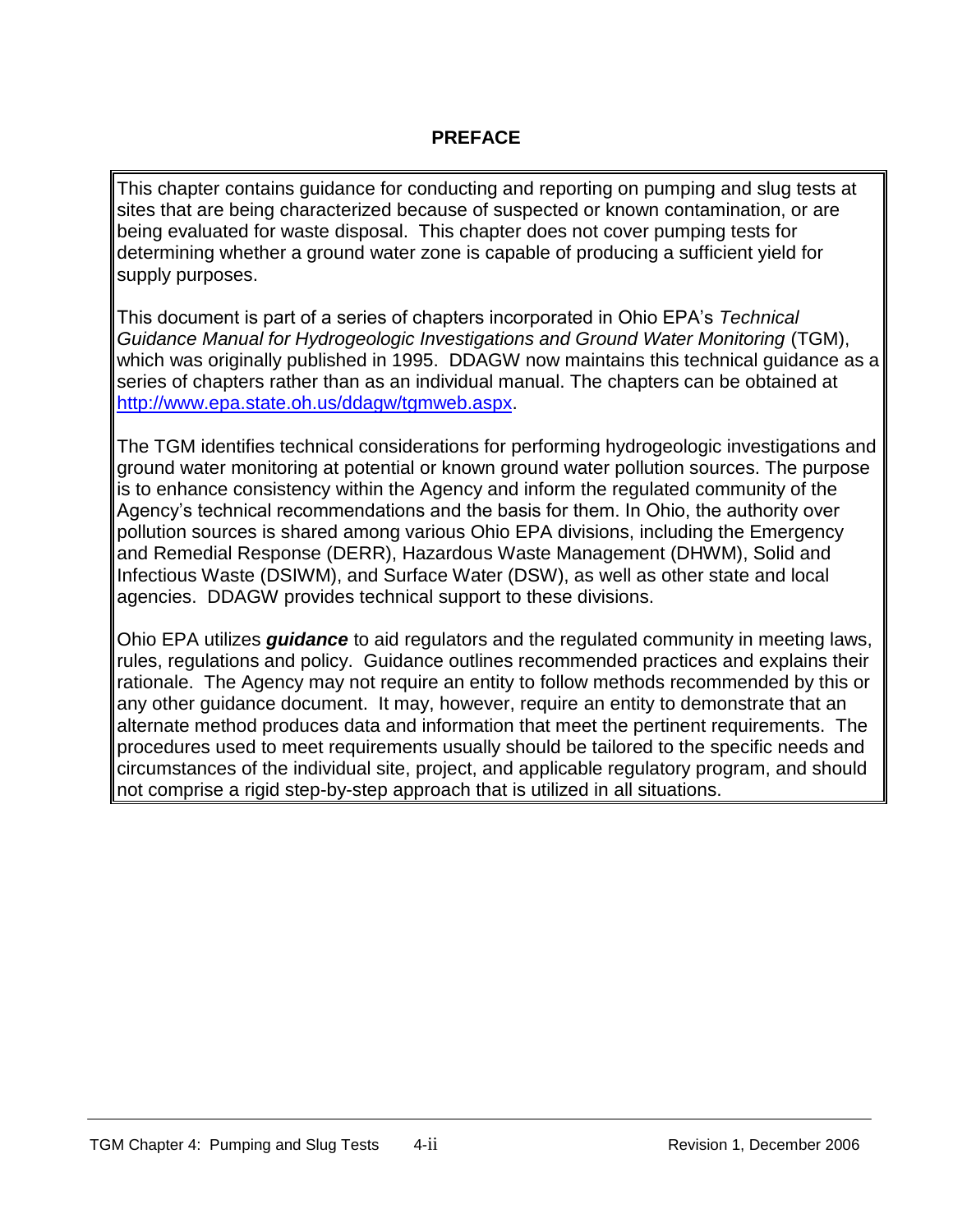## PREFACE

This chapter contains guidance for conducting and reporting on pumping and slug tests at sites that are being characterized because of suspected or known contamination, or are being evaluated for waste disposal. This chapter does not cover pumping tests for determining whether a ground water zone is capable of producing a sufficient yield for supply purposes.

This document is part of a series of chapters incorporated in Ohio EPA's *Technical Guidance Manual for Hydrogeologic Investigations and Ground Water Monitoring* (TGM), which was originally published in 1995. DDAGW now maintains this technical guidance as a series of chapters rather than as an individual manual. The chapters can be obtained at [http://www.epa.state.oh.us/ddagw/tgmweb.aspx](http://www.epa.state.oh.us/ddagw/tgmweb.aspx).

The TGM identifies technical considerations for performing hydrogeologic investigations and ground water monitoring at potential or known ground water pollution sources. The purpose is to enhance consistency within the Agency and inform the regulated community of the Agency's technical recommendations and the basis for them. In Ohio, the authority over pollution sources is shared among various Ohio EPA divisions, including the Emergency and Remedial Response (DERR), Hazardous Waste Management (DHWM), Solid and Infectious Waste (DSIWM), and Surface Water (DSW), as well as other state and local agencies. DDAGW provides technical support to these divisions.

Ohio EPA utilizes ***guidance*** to aid regulators and the regulated community in meeting laws, rules, regulations and policy. Guidance outlines recommended practices and explains their rationale. The Agency may not require an entity to follow methods recommended by this or any other guidance document. It may, however, require an entity to demonstrate that an alternate method produces data and information that meet the pertinent requirements. The procedures used to meet requirements usually should be tailored to the specific needs and circumstances of the individual site, project, and applicable regulatory program, and should not comprise a rigid step-by-step approach that is utilized in all situations.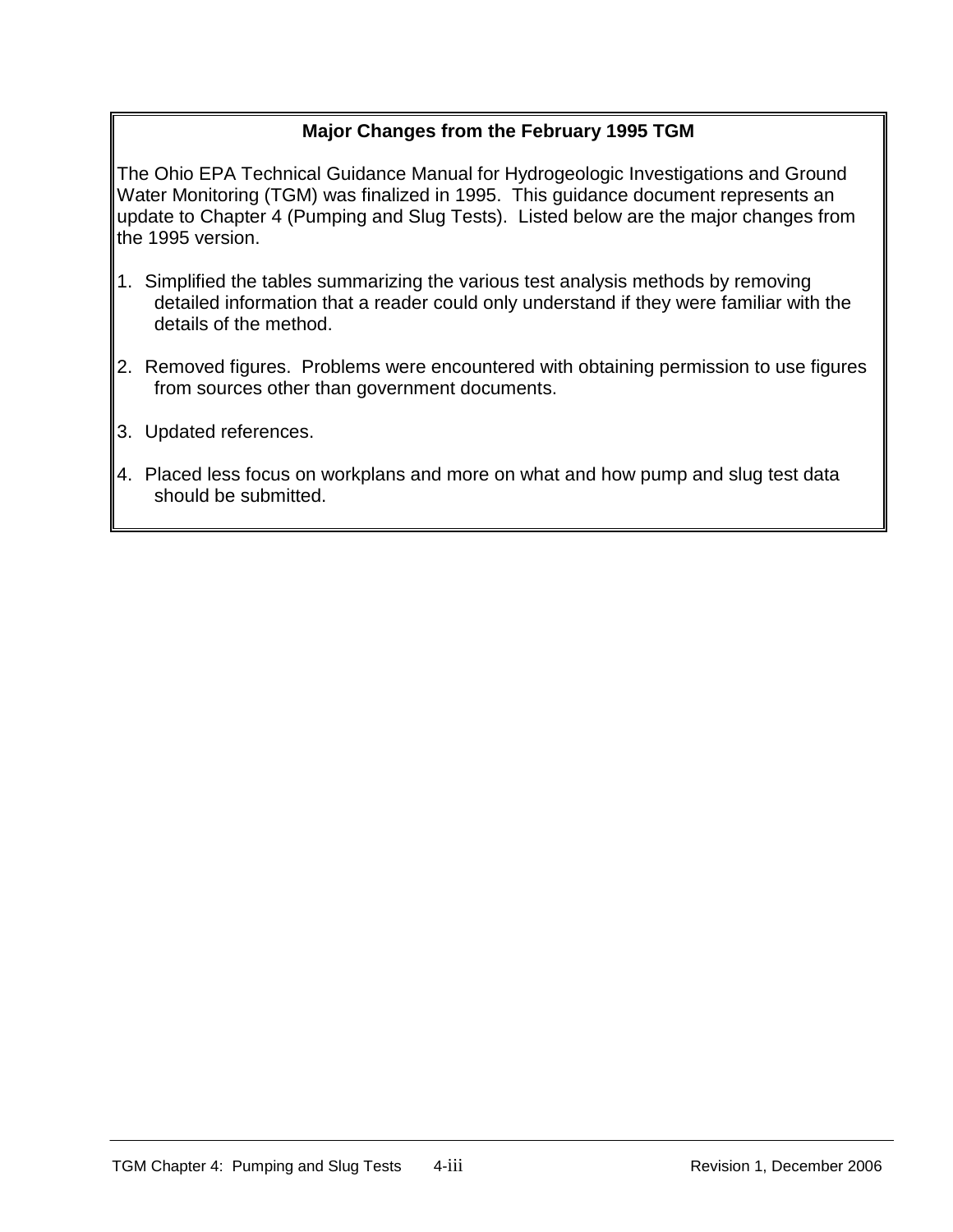## Major Changes from the February 1995 TGM

The Ohio EPA Technical Guidance Manual for Hydrogeologic Investigations and Ground Water Monitoring (TGM) was finalized in 1995. This guidance document represents an update to Chapter 4 (Pumping and Slug Tests). Listed below are the major changes from the 1995 version.

1. Simplified the tables summarizing the various test analysis methods by removing detailed information that a reader could only understand if they were familiar with the details of the method.

2. Removed figures. Problems were encountered with obtaining permission to use figures from sources other than government documents.

3. Updated references.

4. Placed less focus on workplans and more on what and how pump and slug test data should be submitted.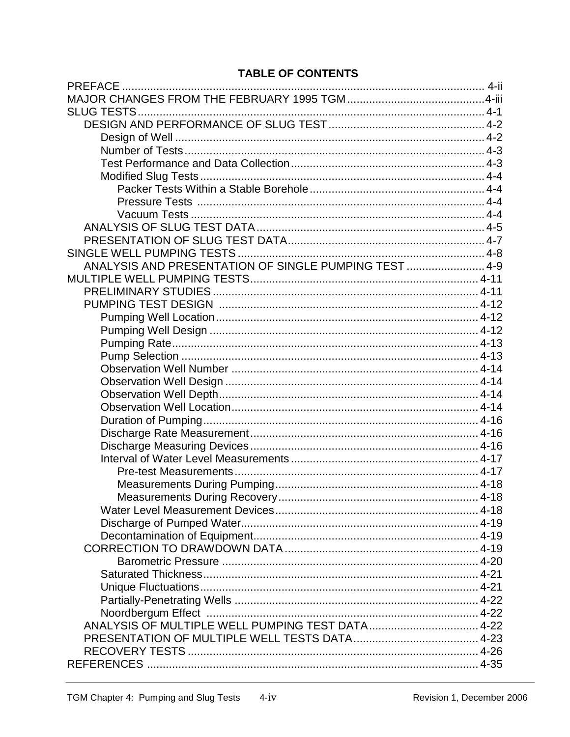## TABLE OF CONTENTS

PREFACE ................................................................................................................ 4-ii
MAJOR CHANGES FROM THE FEBRUARY 1995 TGM ............................................4-iii
SLUG TESTS ............................................................................................................ 4-1
- DESIGN AND PERFORMANCE OF SLUG TEST ................................................. 4-2
  - Design of Well ................................................................................................. 4-2
  - Number of Tests ............................................................................................... 4-3
  - Test Performance and Data Collection ............................................................. 4-3
  - Modified Slug Tests .......................................................................................... 4-4
    - Packer Tests Within a Stable Borehole ........................................................ 4-4
    - Pressure Tests ............................................................................................ 4-4
    - Vacuum Tests ............................................................................................. 4-4
- ANALYSIS OF SLUG TEST DATA ....................................................................... 4-5
- PRESENTATION OF SLUG TEST DATA .............................................................. 4-7

SINGLE WELL PUMPING TESTS ............................................................................ 4-8
- ANALYSIS AND PRESENTATION OF SINGLE PUMPING TEST ......................... 4-9

MULTIPLE WELL PUMPING TESTS ....................................................................... 4-11
- PRELIMINARY STUDIES .................................................................................... 4-11
- PUMPING TEST DESIGN .................................................................................. 4-12
  - Pumping Well Location ................................................................................... 4-12
  - Pumping Well Design ..................................................................................... 4-12
  - Pumping Rate ................................................................................................. 4-13
  - Pump Selection .............................................................................................. 4-13
  - Observation Well Number .............................................................................. 4-14
  - Observation Well Design ................................................................................ 4-14
  - Observation Well Depth .................................................................................. 4-14
  - Observation Well Location .............................................................................. 4-14
  - Duration of Pumping ....................................................................................... 4-16
  - Discharge Rate Measurement ........................................................................ 4-16
  - Discharge Measuring Devices ........................................................................ 4-16
  - Interval of Water Level Measurements ........................................................... 4-17
    - Pre-test Measurements ............................................................................. 4-17
    - Measurements During Pumping ................................................................ 4-18
    - Measurements During Recovery ............................................................... 4-18
  - Water Level Measurement Devices ................................................................ 4-18
  - Discharge of Pumped Water ........................................................................... 4-19
  - Decontamination of Equipment ....................................................................... 4-19
- CORRECTION TO DRAWDOWN DATA ............................................................. 4-19
    - Barometric Pressure ................................................................................. 4-20
  - Saturated Thickness ....................................................................................... 4-21
  - Unique Fluctuations ........................................................................................ 4-21
  - Partially-Penetrating Wells ............................................................................. 4-22
  - Noordbergum Effect ....................................................................................... 4-22
- ANALYSIS OF MULTIPLE WELL PUMPING TEST DATA ................................... 4-22
- PRESENTATION OF MULTIPLE WELL TESTS DATA ........................................ 4-23
- RECOVERY TESTS ............................................................................................ 4-26

REFERENCES ......................................................................................................... 4-35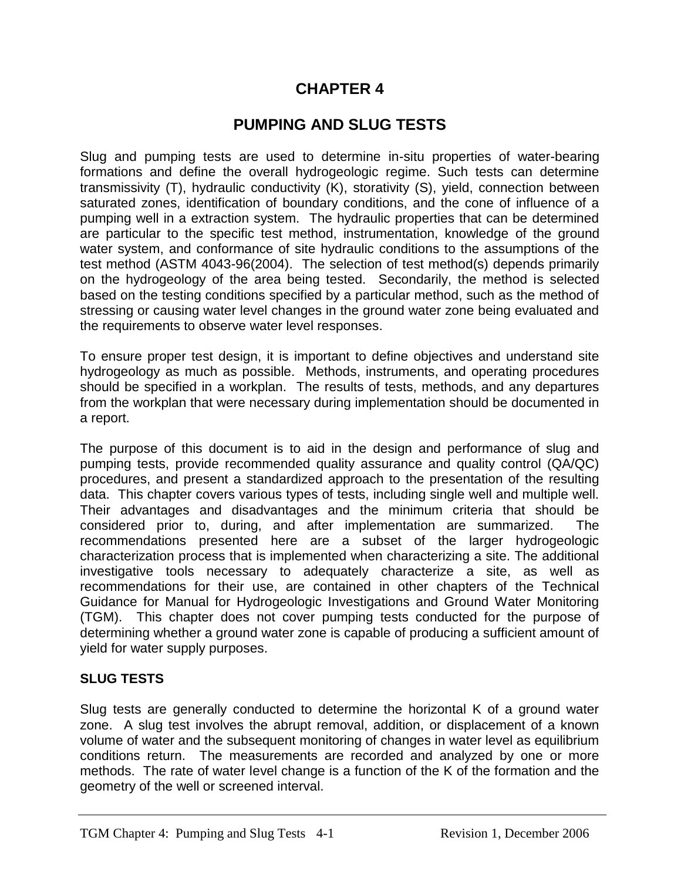# CHAPTER 4

# PUMPING AND SLUG TESTS

Slug and pumping tests are used to determine in-situ properties of water-bearing formations and define the overall hydrogeologic regime. Such tests can determine transmissivity (T), hydraulic conductivity (K), storativity (S), yield, connection between saturated zones, identification of boundary conditions, and the cone of influence of a pumping well in a extraction system. The hydraulic properties that can be determined are particular to the specific test method, instrumentation, knowledge of the ground water system, and conformance of site hydraulic conditions to the assumptions of the test method (ASTM 4043-96(2004). The selection of test method(s) depends primarily on the hydrogeology of the area being tested. Secondarily, the method is selected based on the testing conditions specified by a particular method, such as the method of stressing or causing water level changes in the ground water zone being evaluated and the requirements to observe water level responses.

To ensure proper test design, it is important to define objectives and understand site hydrogeology as much as possible. Methods, instruments, and operating procedures should be specified in a workplan. The results of tests, methods, and any departures from the workplan that were necessary during implementation should be documented in a report.

The purpose of this document is to aid in the design and performance of slug and pumping tests, provide recommended quality assurance and quality control (QA/QC) procedures, and present a standardized approach to the presentation of the resulting data. This chapter covers various types of tests, including single well and multiple well. Their advantages and disadvantages and the minimum criteria that should be considered prior to, during, and after implementation are summarized. The recommendations presented here are a subset of the larger hydrogeologic characterization process that is implemented when characterizing a site. The additional investigative tools necessary to adequately characterize a site, as well as recommendations for their use, are contained in other chapters of the Technical Guidance for Manual for Hydrogeologic Investigations and Ground Water Monitoring (TGM). This chapter does not cover pumping tests conducted for the purpose of determining whether a ground water zone is capable of producing a sufficient amount of yield for water supply purposes.

## SLUG TESTS

Slug tests are generally conducted to determine the horizontal K of a ground water zone. A slug test involves the abrupt removal, addition, or displacement of a known volume of water and the subsequent monitoring of changes in water level as equilibrium conditions return. The measurements are recorded and analyzed by one or more methods. The rate of water level change is a function of the K of the formation and the geometry of the well or screened interval.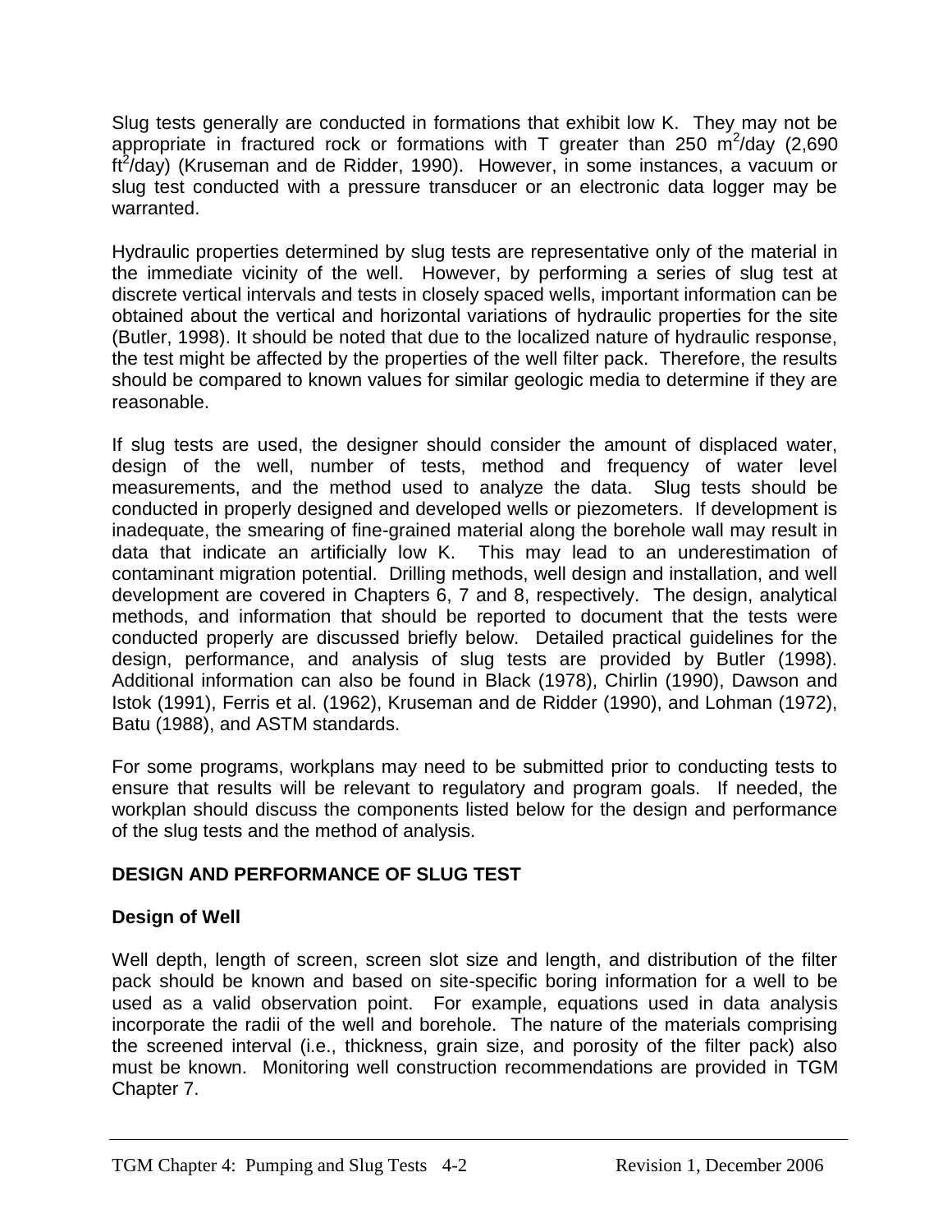Slug tests generally are conducted in formations that exhibit low K. They may not be appropriate in fractured rock or formations with T greater than 250 $m^2$/day (2,690 $ft^2$/day) (Kruseman and de Ridder, 1990). However, in some instances, a vacuum or slug test conducted with a pressure transducer or an electronic data logger may be warranted.

Hydraulic properties determined by slug tests are representative only of the material in the immediate vicinity of the well. However, by performing a series of slug test at discrete vertical intervals and tests in closely spaced wells, important information can be obtained about the vertical and horizontal variations of hydraulic properties for the site (Butler, 1998). It should be noted that due to the localized nature of hydraulic response, the test might be affected by the properties of the well filter pack. Therefore, the results should be compared to known values for similar geologic media to determine if they are reasonable.

If slug tests are used, the designer should consider the amount of displaced water, design of the well, number of tests, method and frequency of water level measurements, and the method used to analyze the data. Slug tests should be conducted in properly designed and developed wells or piezometers. If development is inadequate, the smearing of fine-grained material along the borehole wall may result in data that indicate an artificially low K. This may lead to an underestimation of contaminant migration potential. Drilling methods, well design and installation, and well development are covered in Chapters 6, 7 and 8, respectively. The design, analytical methods, and information that should be reported to document that the tests were conducted properly are discussed briefly below. Detailed practical guidelines for the design, performance, and analysis of slug tests are provided by Butler (1998). Additional information can also be found in Black (1978), Chirlin (1990), Dawson and Istok (1991), Ferris et al. (1962), Kruseman and de Ridder (1990), and Lohman (1972), Batu (1988), and ASTM standards.

For some programs, workplans may need to be submitted prior to conducting tests to ensure that results will be relevant to regulatory and program goals. If needed, the workplan should discuss the components listed below for the design and performance of the slug tests and the method of analysis.

## DESIGN AND PERFORMANCE OF SLUG TEST

### Design of Well

Well depth, length of screen, screen slot size and length, and distribution of the filter pack should be known and based on site-specific boring information for a well to be used as a valid observation point. For example, equations used in data analysis incorporate the radii of the well and borehole. The nature of the materials comprising the screened interval (i.e., thickness, grain size, and porosity of the filter pack) also must be known. Monitoring well construction recommendations are provided in TGM Chapter 7.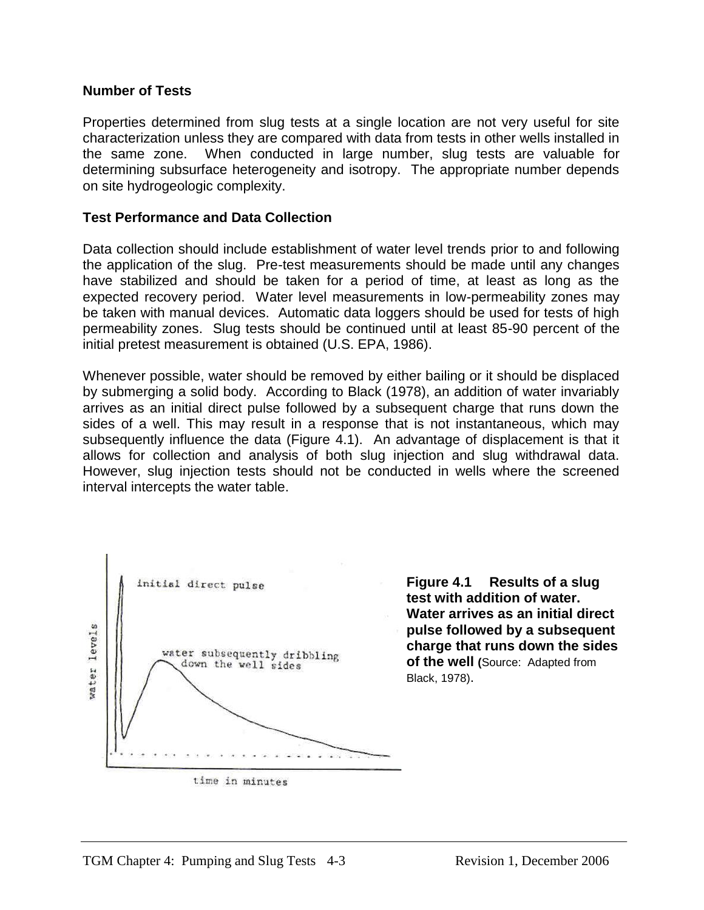## Number of Tests

Properties determined from slug tests at a single location are not very useful for site characterization unless they are compared with data from tests in other wells installed in the same zone. When conducted in large number, slug tests are valuable for determining subsurface heterogeneity and isotropy. The appropriate number depends on site hydrogeologic complexity.

## Test Performance and Data Collection

Data collection should include establishment of water level trends prior to and following the application of the slug. Pre-test measurements should be made until any changes have stabilized and should be taken for a period of time, at least as long as the expected recovery period. Water level measurements in low-permeability zones may be taken with manual devices. Automatic data loggers should be used for tests of high permeability zones. Slug tests should be continued until at least 85-90 percent of the initial pretest measurement is obtained (U.S. EPA, 1986).

Whenever possible, water should be removed by either bailing or it should be displaced by submerging a solid body. According to Black (1978), an addition of water invariably arrives as an initial direct pulse followed by a subsequent charge that runs down the sides of a well. This may result in a response that is not instantaneous, which may subsequently influence the data (Figure 4.1). An advantage of displacement is that it allows for collection and analysis of both slug injection and slug withdrawal data. However, slug injection tests should not be conducted in wells where the screened interval intercepts the water table.

**Figure 4.1 Results of a slug test with addition of water. Water arrives as an initial direct pulse followed by a subsequent charge that runs down the sides of the well (**Source: Adapted from Black, 1978).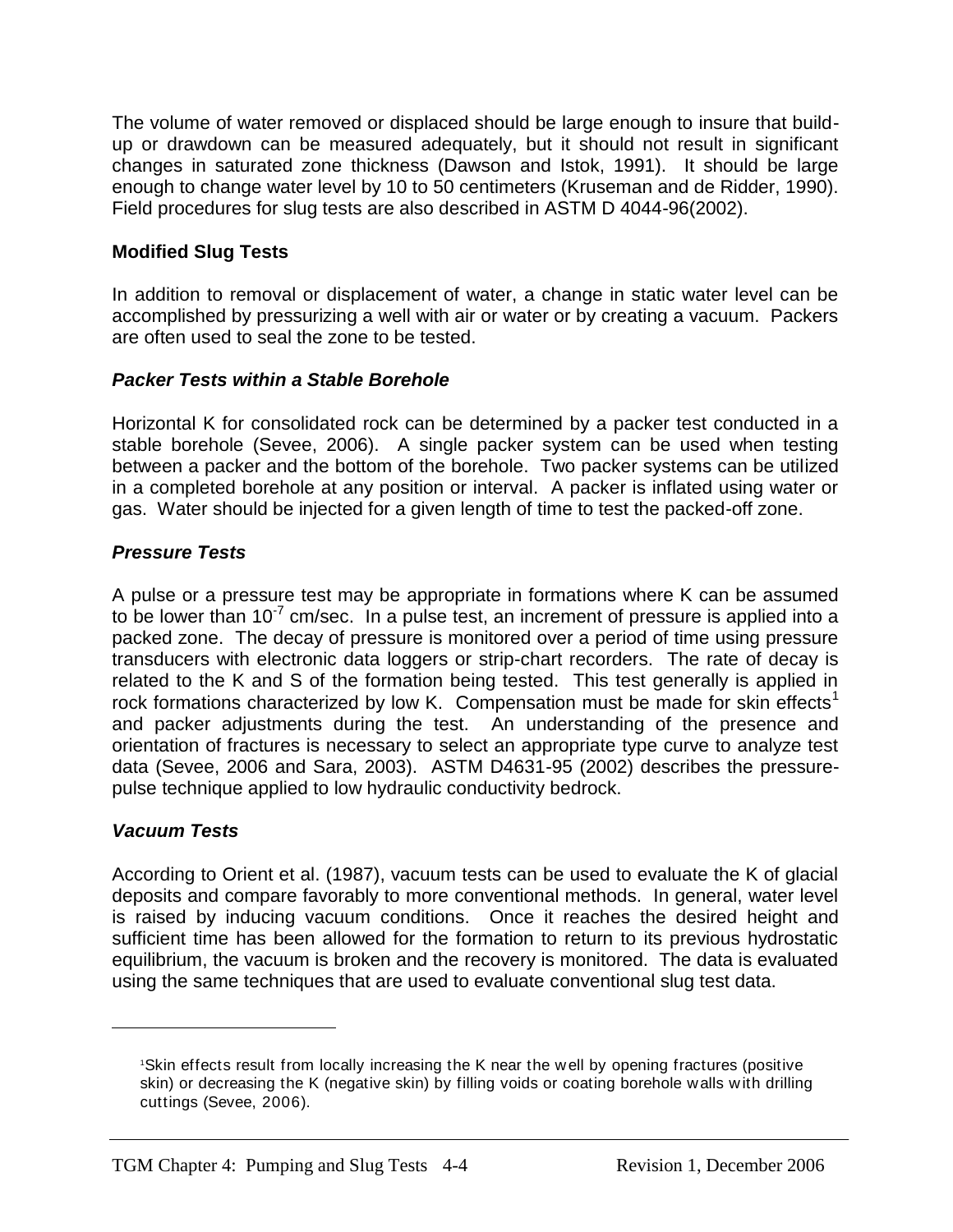The volume of water removed or displaced should be large enough to insure that build-up or drawdown can be measured adequately, but it should not result in significant changes in saturated zone thickness (Dawson and Istok, 1991). It should be large enough to change water level by 10 to 50 centimeters (Kruseman and de Ridder, 1990). Field procedures for slug tests are also described in ASTM D 4044-96(2002).

### Modified Slug Tests

In addition to removal or displacement of water, a change in static water level can be accomplished by pressurizing a well with air or water or by creating a vacuum. Packers are often used to seal the zone to be tested.

#### *Packer Tests within a Stable Borehole*

Horizontal K for consolidated rock can be determined by a packer test conducted in a stable borehole (Sevee, 2006). A single packer system can be used when testing between a packer and the bottom of the borehole. Two packer systems can be utilized in a completed borehole at any position or interval. A packer is inflated using water or gas. Water should be injected for a given length of time to test the packed-off zone.

#### *Pressure Tests*

A pulse or a pressure test may be appropriate in formations where K can be assumed to be lower than $10^{-7}$ cm/sec. In a pulse test, an increment of pressure is applied into a packed zone. The decay of pressure is monitored over a period of time using pressure transducers with electronic data loggers or strip-chart recorders. The rate of decay is related to the K and S of the formation being tested. This test generally is applied in rock formations characterized by low K. Compensation must be made for skin effects[1] and packer adjustments during the test. An understanding of the presence and orientation of fractures is necessary to select an appropriate type curve to analyze test data (Sevee, 2006 and Sara, 2003). ASTM D4631-95 (2002) describes the pressure-pulse technique applied to low hydraulic conductivity bedrock.

#### *Vacuum Tests*

According to Orient et al. (1987), vacuum tests can be used to evaluate the K of glacial deposits and compare favorably to more conventional methods. In general, water level is raised by inducing vacuum conditions. Once it reaches the desired height and sufficient time has been allowed for the formation to return to its previous hydrostatic equilibrium, the vacuum is broken and the recovery is monitored. The data is evaluated using the same techniques that are used to evaluate conventional slug test data.

---

[1]Skin effects result from locally increasing the K near the well by opening fractures (positive skin) or decreasing the K (negative skin) by filling voids or coating borehole walls with drilling cuttings (Sevee, 2006).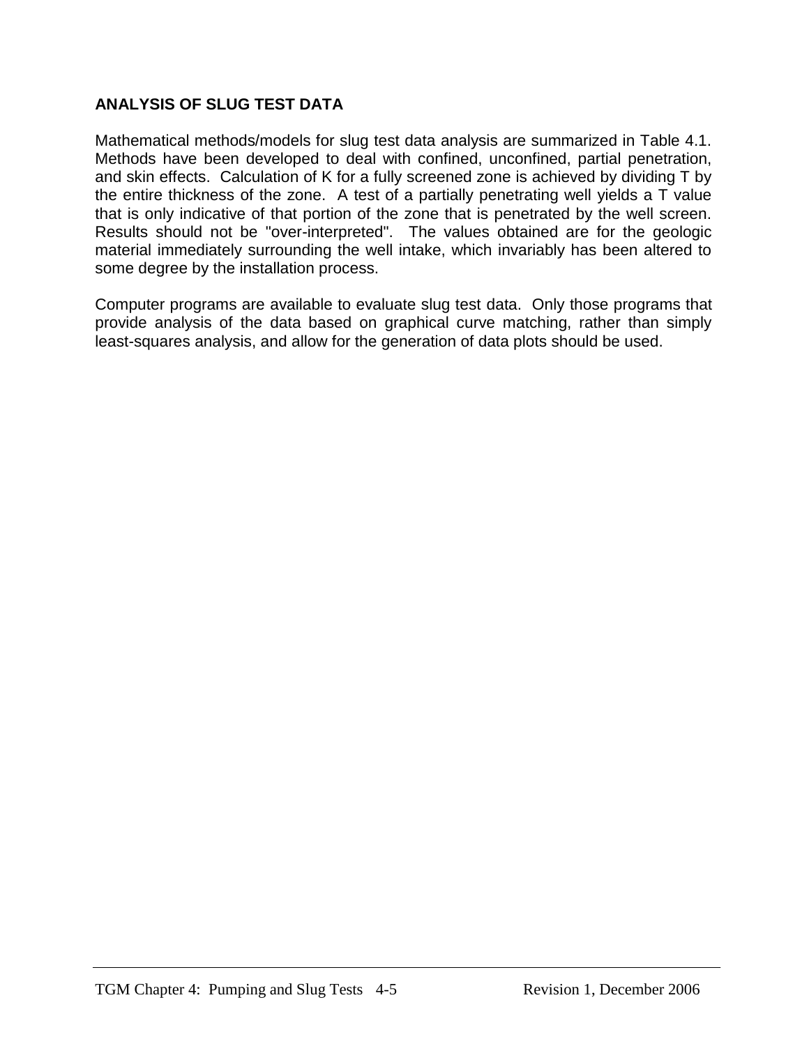## ANALYSIS OF SLUG TEST DATA

Mathematical methods/models for slug test data analysis are summarized in Table 4.1. Methods have been developed to deal with confined, unconfined, partial penetration, and skin effects. Calculation of K for a fully screened zone is achieved by dividing T by the entire thickness of the zone. A test of a partially penetrating well yields a T value that is only indicative of that portion of the zone that is penetrated by the well screen. Results should not be "over-interpreted". The values obtained are for the geologic material immediately surrounding the well intake, which invariably has been altered to some degree by the installation process.

Computer programs are available to evaluate slug test data. Only those programs that provide analysis of the data based on graphical curve matching, rather than simply least-squares analysis, and allow for the generation of data plots should be used.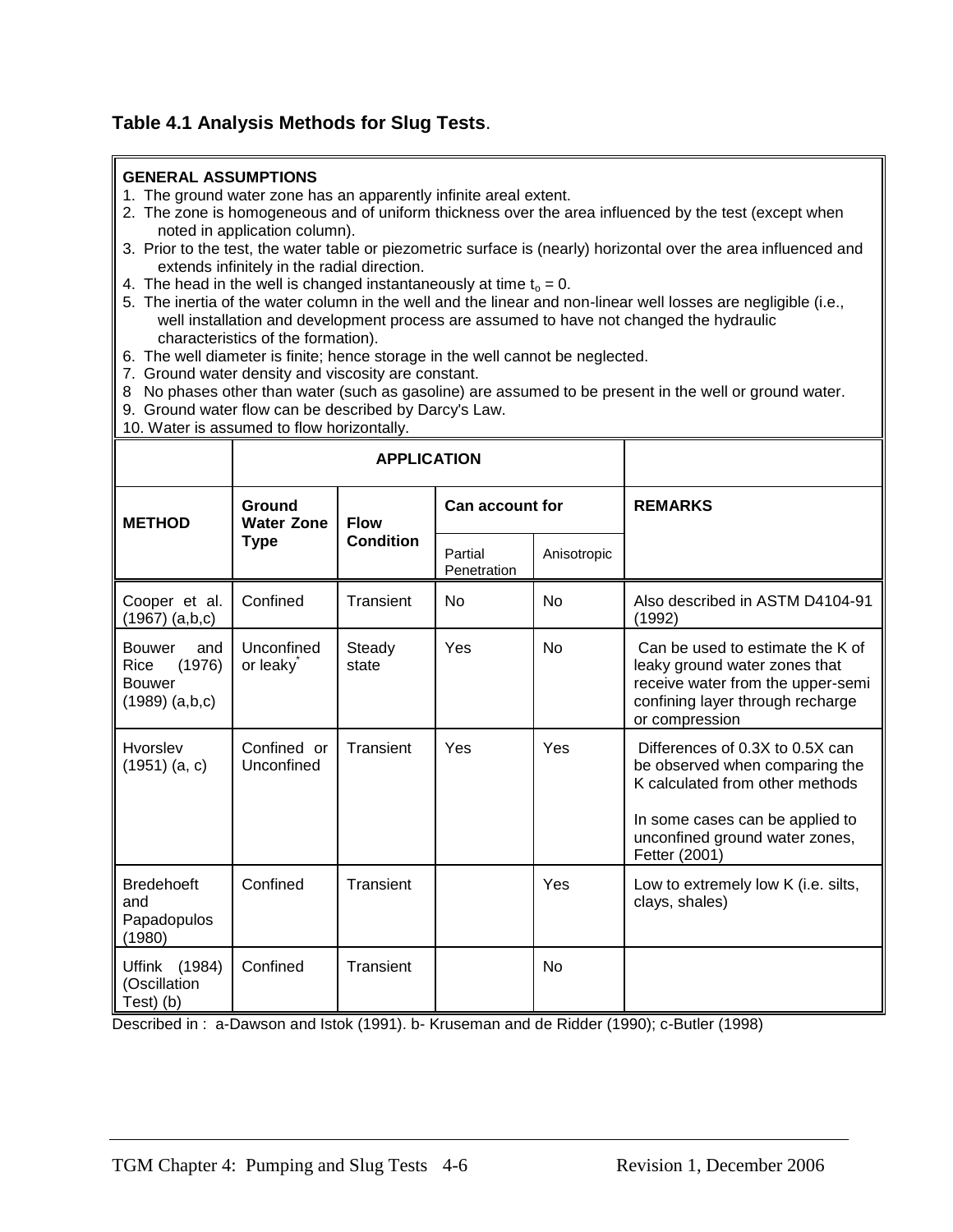### Table 4.1 Analysis Methods for Slug Tests.

**GENERAL ASSUMPTIONS**

1. The ground water zone has an apparently infinite areal extent.
2. The zone is homogeneous and of uniform thickness over the area influenced by the test (except when noted in application column).
3. Prior to the test, the water table or piezometric surface is (nearly) horizontal over the area influenced and extends infinitely in the radial direction.
4. The head in the well is changed instantaneously at time $t_o = 0$.
5. The inertia of the water column in the well and the linear and non-linear well losses are negligible (i.e., well installation and development process are assumed to have not changed the hydraulic characteristics of the formation).
6. The well diameter is finite; hence storage in the well cannot be neglected.
7. Ground water density and viscosity are constant.
8. No phases other than water (such as gasoline) are assumed to be present in the well or ground water.
9. Ground water flow can be described by Darcy's Law.
10. Water is assumed to flow horizontally.

| METHOD | APPLICATION | | | | REMARKS |
|---|---|---|---|---|---|
| | Ground Water Zone Type | Flow Condition | Can account for | | |
| | | | Partial Penetration | Anisotropic | |
| Cooper et al. (1967) (a,b,c) | Confined | Transient | No | No | Also described in ASTM D4104-91 (1992) |
| Bouwer and Rice (1976) Bouwer (1989) (a,b,c) | Unconfined or leaky* | Steady state | Yes | No | Can be used to estimate the K of leaky ground water zones that receive water from the upper-semi confining layer through recharge or compression |
| Hvorslev (1951) (a, c) | Confined or Unconfined | Transient | Yes | Yes | Differences of 0.3X to 0.5X can be observed when comparing the K calculated from other methods<br><br>In some cases can be applied to unconfined ground water zones, Fetter (2001) |
| Bredehoeft and Papadopulos (1980) | Confined | Transient | | Yes | Low to extremely low K (i.e. silts, clays, shales) |
| Uffink (1984) (Oscillation Test) (b) | Confined | Transient | | No | |

Described in : a-Dawson and Istok (1991). b- Kruseman and de Ridder (1990); c-Butler (1998)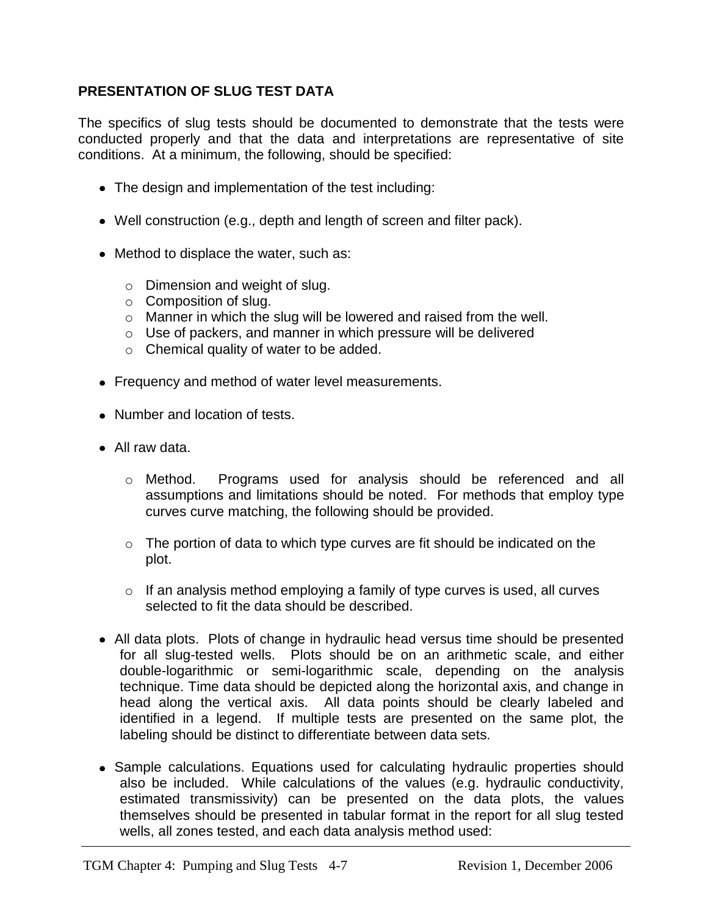## PRESENTATION OF SLUG TEST DATA

The specifics of slug tests should be documented to demonstrate that the tests were conducted properly and that the data and interpretations are representative of site conditions. At a minimum, the following, should be specified:

- The design and implementation of the test including:
- Well construction (e.g., depth and length of screen and filter pack).
- Method to displace the water, such as:
  - Dimension and weight of slug.
  - Composition of slug.
  - Manner in which the slug will be lowered and raised from the well.
  - Use of packers, and manner in which pressure will be delivered
  - Chemical quality of water to be added.
- Frequency and method of water level measurements.
- Number and location of tests.
- All raw data.
  - Method. Programs used for analysis should be referenced and all assumptions and limitations should be noted. For methods that employ type curves curve matching, the following should be provided.
  - The portion of data to which type curves are fit should be indicated on the plot.
  - If an analysis method employing a family of type curves is used, all curves selected to fit the data should be described.
- All data plots. Plots of change in hydraulic head versus time should be presented for all slug-tested wells. Plots should be on an arithmetic scale, and either double-logarithmic or semi-logarithmic scale, depending on the analysis technique. Time data should be depicted along the horizontal axis, and change in head along the vertical axis. All data points should be clearly labeled and identified in a legend. If multiple tests are presented on the same plot, the labeling should be distinct to differentiate between data sets.
- Sample calculations. Equations used for calculating hydraulic properties should also be included. While calculations of the values (e.g. hydraulic conductivity, estimated transmissivity) can be presented on the data plots, the values themselves should be presented in tabular format in the report for all slug tested wells, all zones tested, and each data analysis method used: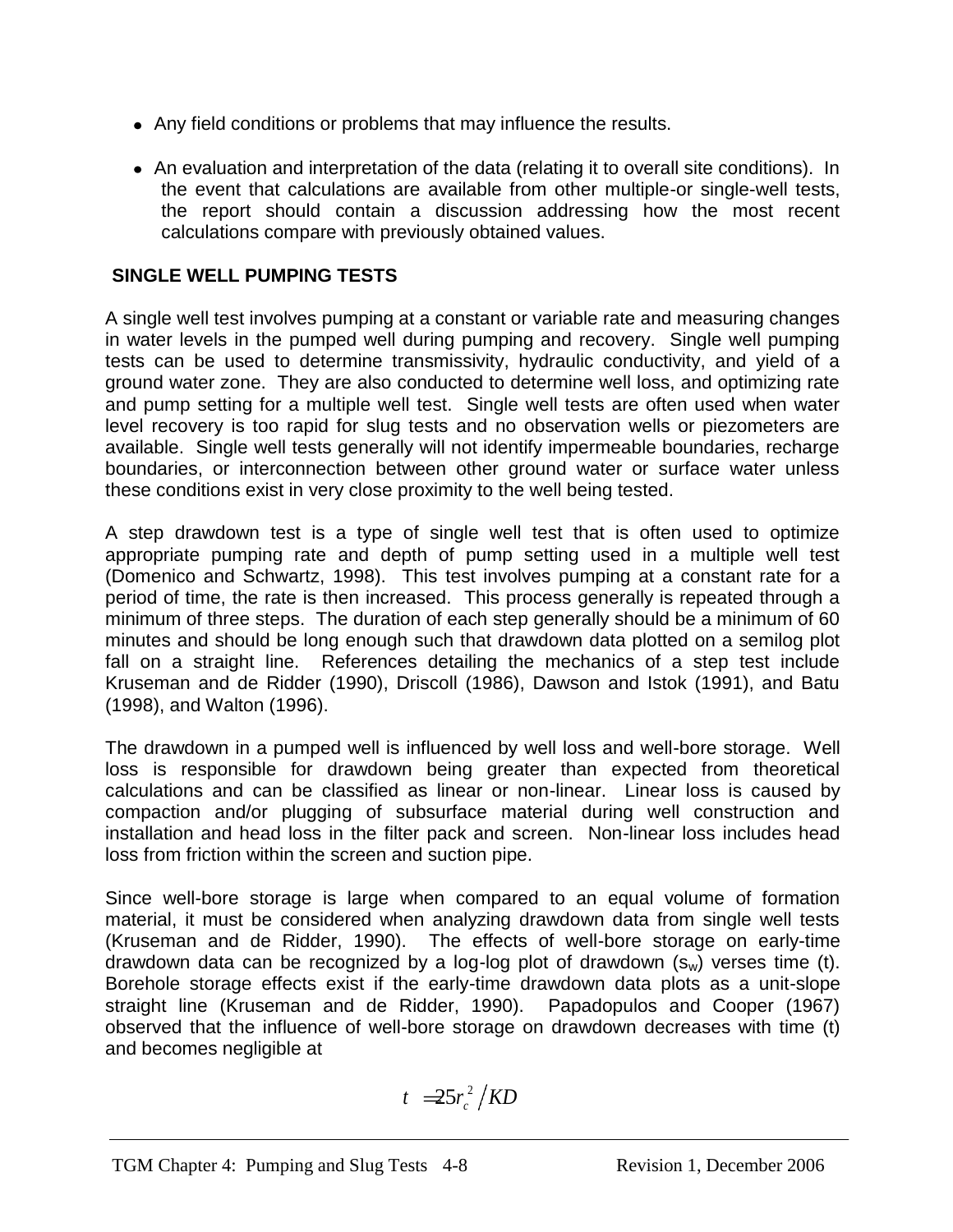- Any field conditions or problems that may influence the results.
- An evaluation and interpretation of the data (relating it to overall site conditions). In the event that calculations are available from other multiple-or single-well tests, the report should contain a discussion addressing how the most recent calculations compare with previously obtained values.

## SINGLE WELL PUMPING TESTS

A single well test involves pumping at a constant or variable rate and measuring changes in water levels in the pumped well during pumping and recovery. Single well pumping tests can be used to determine transmissivity, hydraulic conductivity, and yield of a ground water zone. They are also conducted to determine well loss, and optimizing rate and pump setting for a multiple well test. Single well tests are often used when water level recovery is too rapid for slug tests and no observation wells or piezometers are available. Single well tests generally will not identify impermeable boundaries, recharge boundaries, or interconnection between other ground water or surface water unless these conditions exist in very close proximity to the well being tested.

A step drawdown test is a type of single well test that is often used to optimize appropriate pumping rate and depth of pump setting used in a multiple well test (Domenico and Schwartz, 1998). This test involves pumping at a constant rate for a period of time, the rate is then increased. This process generally is repeated through a minimum of three steps. The duration of each step generally should be a minimum of 60 minutes and should be long enough such that drawdown data plotted on a semilog plot fall on a straight line. References detailing the mechanics of a step test include Kruseman and de Ridder (1990), Driscoll (1986), Dawson and Istok (1991), and Batu (1998), and Walton (1996).

The drawdown in a pumped well is influenced by well loss and well-bore storage. Well loss is responsible for drawdown being greater than expected from theoretical calculations and can be classified as linear or non-linear. Linear loss is caused by compaction and/or plugging of subsurface material during well construction and installation and head loss in the filter pack and screen. Non-linear loss includes head loss from friction within the screen and suction pipe.

Since well-bore storage is large when compared to an equal volume of formation material, it must be considered when analyzing drawdown data from single well tests (Kruseman and de Ridder, 1990). The effects of well-bore storage on early-time drawdown data can be recognized by a log-log plot of drawdown ($s_w$) verses time (t). Borehole storage effects exist if the early-time drawdown data plots as a unit-slope straight line (Kruseman and de Ridder, 1990). Papadopulos and Cooper (1967) observed that the influence of well-bore storage on drawdown decreases with time (t) and becomes negligible at

$$t = 25 r_c^2 / KD$$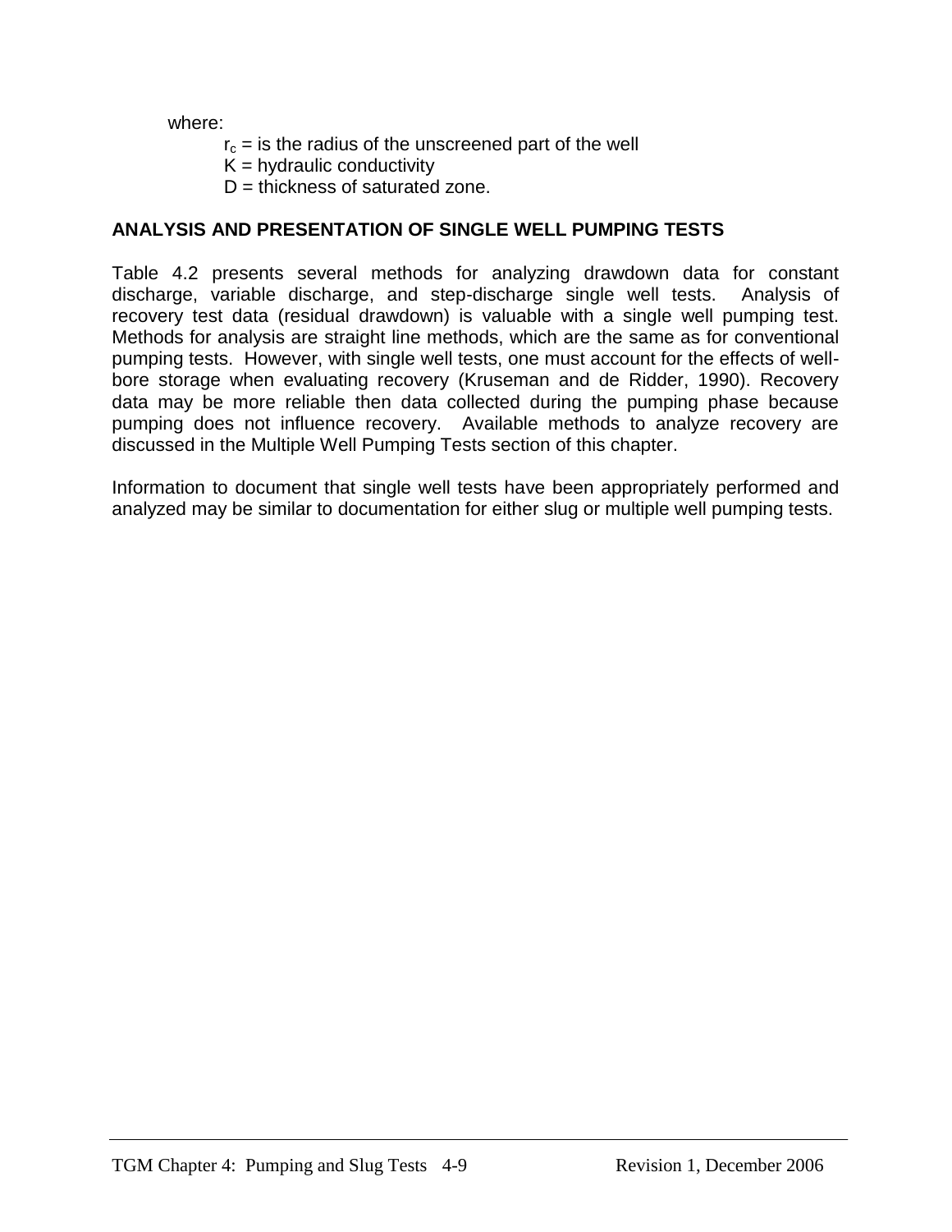where:

$r_c$ = is the radius of the unscreened part of the well
$K$ = hydraulic conductivity
$D$ = thickness of saturated zone.

## ANALYSIS AND PRESENTATION OF SINGLE WELL PUMPING TESTS

Table 4.2 presents several methods for analyzing drawdown data for constant discharge, variable discharge, and step-discharge single well tests. Analysis of recovery test data (residual drawdown) is valuable with a single well pumping test. Methods for analysis are straight line methods, which are the same as for conventional pumping tests. However, with single well tests, one must account for the effects of well-bore storage when evaluating recovery (Kruseman and de Ridder, 1990). Recovery data may be more reliable then data collected during the pumping phase because pumping does not influence recovery. Available methods to analyze recovery are discussed in the Multiple Well Pumping Tests section of this chapter.

Information to document that single well tests have been appropriately performed and analyzed may be similar to documentation for either slug or multiple well pumping tests.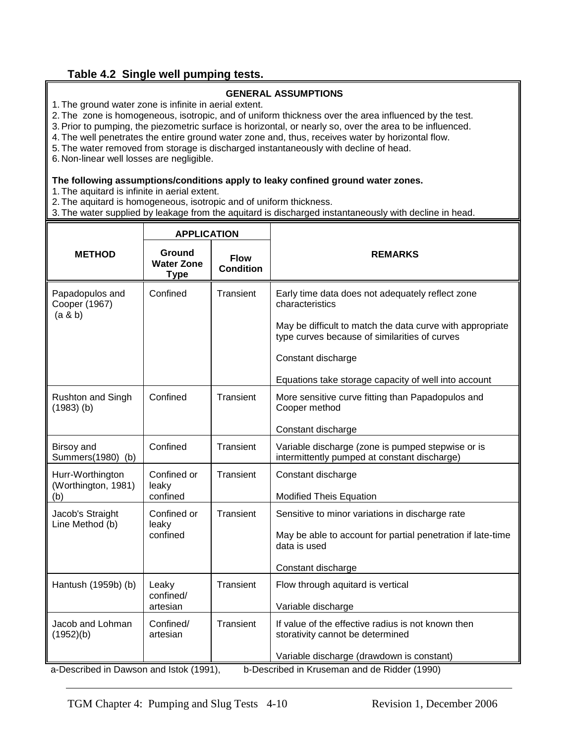### Table 4.2 Single well pumping tests.

**GENERAL ASSUMPTIONS**

1. The ground water zone is infinite in aerial extent.
2. The zone is homogeneous, isotropic, and of uniform thickness over the area influenced by the test.
3. Prior to pumping, the piezometric surface is horizontal, or nearly so, over the area to be influenced.
4. The well penetrates the entire ground water zone and, thus, receives water by horizontal flow.
5. The water removed from storage is discharged instantaneously with decline of head.
6. Non-linear well losses are negligible.

**The following assumptions/conditions apply to leaky confined ground water zones.**

1. The aquitard is infinite in aerial extent.
2. The aquitard is homogeneous, isotropic and of uniform thickness.
3. The water supplied by leakage from the aquitard is discharged instantaneously with decline in head.

| METHOD | APPLICATION | | REMARKS |
|---|---|---|---|
| | Ground Water Zone Type | Flow Condition | |
| Papadopulos and Cooper (1967) (a & b) | Confined | Transient | Early time data does not adequately reflect zone characteristics<br><br>May be difficult to match the data curve with appropriate type curves because of similarities of curves<br><br>Constant discharge<br><br>Equations take storage capacity of well into account |
| Rushton and Singh (1983) (b) | Confined | Transient | More sensitive curve fitting than Papadopulos and Cooper method<br><br>Constant discharge |
| Birsoy and Summers(1980) (b) | Confined | Transient | Variable discharge (zone is pumped stepwise or is intermittently pumped at constant discharge) |
| Hurr-Worthington (Worthington, 1981) (b) | Confined or leaky confined | Transient | Constant discharge<br><br>Modified Theis Equation |
| Jacob's Straight Line Method (b) | Confined or leaky confined | Transient | Sensitive to minor variations in discharge rate<br><br>May be able to account for partial penetration if late-time data is used<br><br>Constant discharge |
| Hantush (1959b) (b) | Leaky confined/ artesian | Transient | Flow through aquitard is vertical<br><br>Variable discharge |
| Jacob and Lohman (1952)(b) | Confined/ artesian | Transient | If value of the effective radius is not known then storativity cannot be determined<br><br>Variable discharge (drawdown is constant) |

a-Described in Dawson and Istok (1991), b-Described in Kruseman and de Ridder (1990)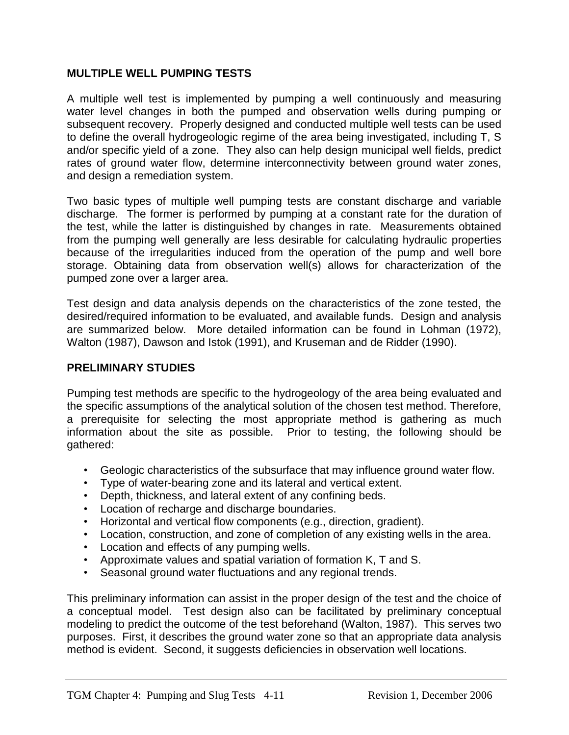## MULTIPLE WELL PUMPING TESTS

A multiple well test is implemented by pumping a well continuously and measuring water level changes in both the pumped and observation wells during pumping or subsequent recovery. Properly designed and conducted multiple well tests can be used to define the overall hydrogeologic regime of the area being investigated, including T, S and/or specific yield of a zone. They also can help design municipal well fields, predict rates of ground water flow, determine interconnectivity between ground water zones, and design a remediation system.

Two basic types of multiple well pumping tests are constant discharge and variable discharge. The former is performed by pumping at a constant rate for the duration of the test, while the latter is distinguished by changes in rate. Measurements obtained from the pumping well generally are less desirable for calculating hydraulic properties because of the irregularities induced from the operation of the pump and well bore storage. Obtaining data from observation well(s) allows for characterization of the pumped zone over a larger area.

Test design and data analysis depends on the characteristics of the zone tested, the desired/required information to be evaluated, and available funds. Design and analysis are summarized below. More detailed information can be found in Lohman (1972), Walton (1987), Dawson and Istok (1991), and Kruseman and de Ridder (1990).

## PRELIMINARY STUDIES

Pumping test methods are specific to the hydrogeology of the area being evaluated and the specific assumptions of the analytical solution of the chosen test method. Therefore, a prerequisite for selecting the most appropriate method is gathering as much information about the site as possible. Prior to testing, the following should be gathered:

- Geologic characteristics of the subsurface that may influence ground water flow.
- Type of water-bearing zone and its lateral and vertical extent.
- Depth, thickness, and lateral extent of any confining beds.
- Location of recharge and discharge boundaries.
- Horizontal and vertical flow components (e.g., direction, gradient).
- Location, construction, and zone of completion of any existing wells in the area.
- Location and effects of any pumping wells.
- Approximate values and spatial variation of formation K, T and S.
- Seasonal ground water fluctuations and any regional trends.

This preliminary information can assist in the proper design of the test and the choice of a conceptual model. Test design also can be facilitated by preliminary conceptual modeling to predict the outcome of the test beforehand (Walton, 1987). This serves two purposes. First, it describes the ground water zone so that an appropriate data analysis method is evident. Second, it suggests deficiencies in observation well locations.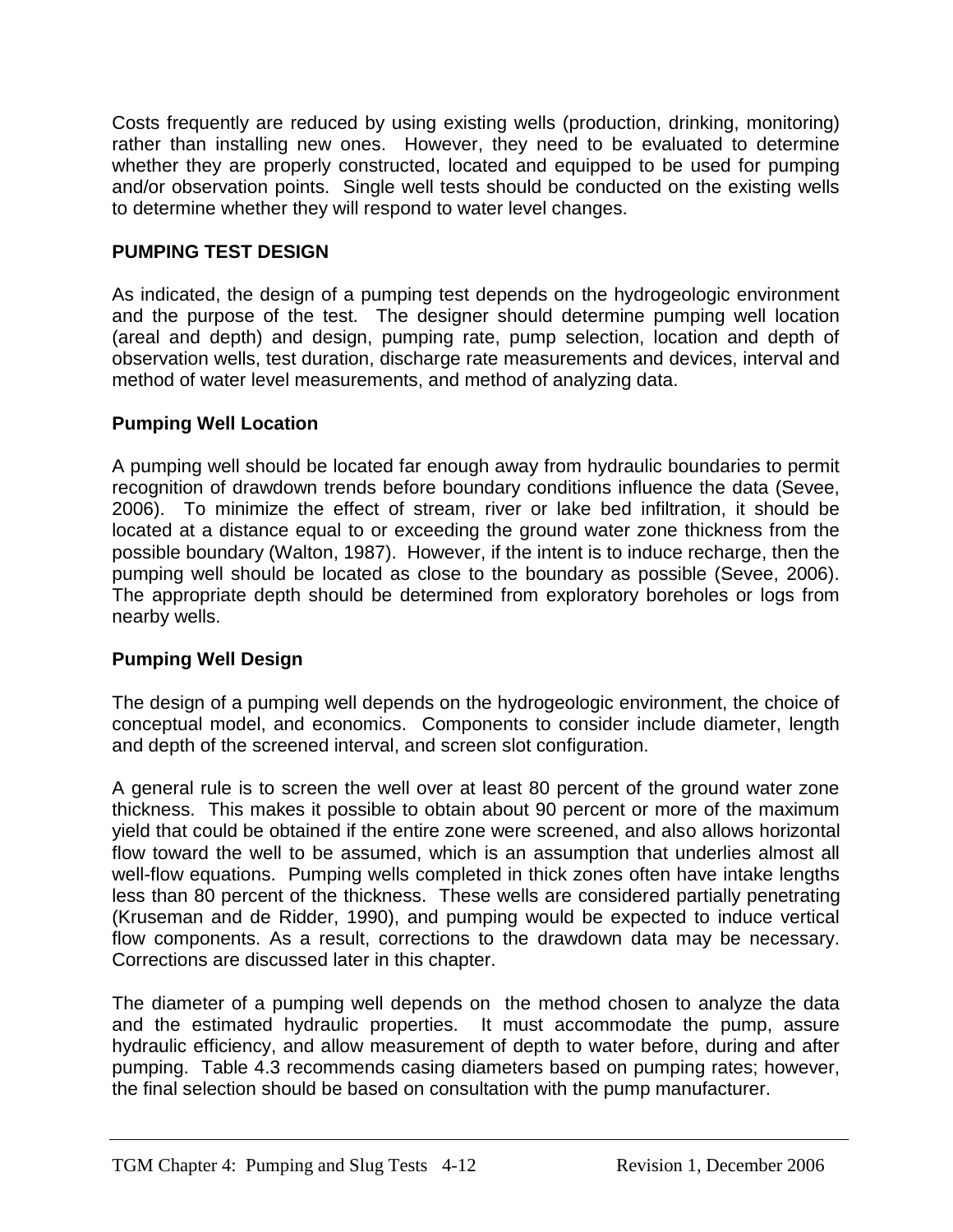Costs frequently are reduced by using existing wells (production, drinking, monitoring) rather than installing new ones. However, they need to be evaluated to determine whether they are properly constructed, located and equipped to be used for pumping and/or observation points. Single well tests should be conducted on the existing wells to determine whether they will respond to water level changes.

## PUMPING TEST DESIGN

As indicated, the design of a pumping test depends on the hydrogeologic environment and the purpose of the test. The designer should determine pumping well location (areal and depth) and design, pumping rate, pump selection, location and depth of observation wells, test duration, discharge rate measurements and devices, interval and method of water level measurements, and method of analyzing data.

### Pumping Well Location

A pumping well should be located far enough away from hydraulic boundaries to permit recognition of drawdown trends before boundary conditions influence the data (Sevee, 2006). To minimize the effect of stream, river or lake bed infiltration, it should be located at a distance equal to or exceeding the ground water zone thickness from the possible boundary (Walton, 1987). However, if the intent is to induce recharge, then the pumping well should be located as close to the boundary as possible (Sevee, 2006). The appropriate depth should be determined from exploratory boreholes or logs from nearby wells.

### Pumping Well Design

The design of a pumping well depends on the hydrogeologic environment, the choice of conceptual model, and economics. Components to consider include diameter, length and depth of the screened interval, and screen slot configuration.

A general rule is to screen the well over at least 80 percent of the ground water zone thickness. This makes it possible to obtain about 90 percent or more of the maximum yield that could be obtained if the entire zone were screened, and also allows horizontal flow toward the well to be assumed, which is an assumption that underlies almost all well-flow equations. Pumping wells completed in thick zones often have intake lengths less than 80 percent of the thickness. These wells are considered partially penetrating (Kruseman and de Ridder, 1990), and pumping would be expected to induce vertical flow components. As a result, corrections to the drawdown data may be necessary. Corrections are discussed later in this chapter.

The diameter of a pumping well depends on the method chosen to analyze the data and the estimated hydraulic properties. It must accommodate the pump, assure hydraulic efficiency, and allow measurement of depth to water before, during and after pumping. Table 4.3 recommends casing diameters based on pumping rates; however, the final selection should be based on consultation with the pump manufacturer.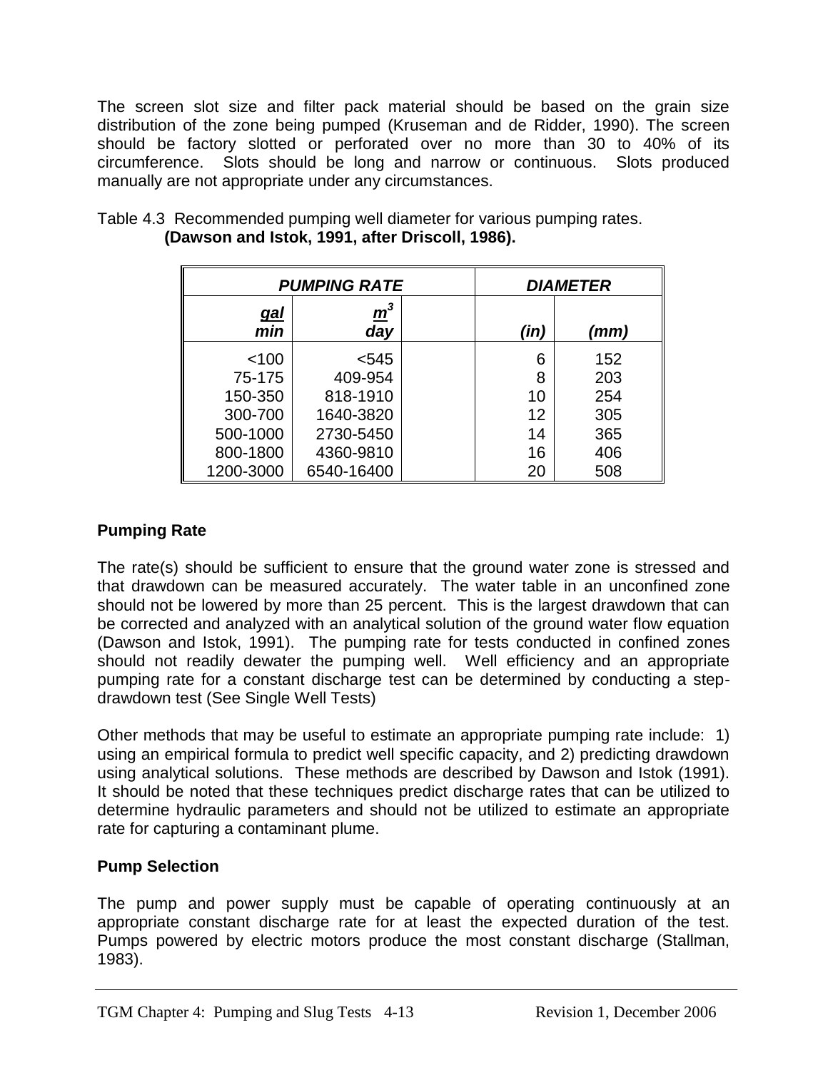The screen slot size and filter pack material should be based on the grain size distribution of the zone being pumped (Kruseman and de Ridder, 1990). The screen should be factory slotted or perforated over no more than 30 to 40% of its circumference. Slots should be long and narrow or continuous. Slots produced manually are not appropriate under any circumstances.

Table 4.3 Recommended pumping well diameter for various pumping rates. **(Dawson and Istok, 1991, after Driscoll, 1986).**

| ***PUMPING RATE*** | | ***DIAMETER*** | |
|---|---|---|---|
| ***gal/min*** | ***$m^3$/day*** | ***(in)*** | ***(mm)*** |
| <100 | <545 | 6 | 152 |
| 75-175 | 409-954 | 8 | 203 |
| 150-350 | 818-1910 | 10 | 254 |
| 300-700 | 1640-3820 | 12 | 305 |
| 500-1000 | 2730-5450 | 14 | 365 |
| 800-1800 | 4360-9810 | 16 | 406 |
| 1200-3000 | 6540-16400 | 20 | 508 |

**Pumping Rate**

The rate(s) should be sufficient to ensure that the ground water zone is stressed and that drawdown can be measured accurately. The water table in an unconfined zone should not be lowered by more than 25 percent. This is the largest drawdown that can be corrected and analyzed with an analytical solution of the ground water flow equation (Dawson and Istok, 1991). The pumping rate for tests conducted in confined zones should not readily dewater the pumping well. Well efficiency and an appropriate pumping rate for a constant discharge test can be determined by conducting a step-drawdown test (See Single Well Tests)

Other methods that may be useful to estimate an appropriate pumping rate include: 1) using an empirical formula to predict well specific capacity, and 2) predicting drawdown using analytical solutions. These methods are described by Dawson and Istok (1991). It should be noted that these techniques predict discharge rates that can be utilized to determine hydraulic parameters and should not be utilized to estimate an appropriate rate for capturing a contaminant plume.

**Pump Selection**

The pump and power supply must be capable of operating continuously at an appropriate constant discharge rate for at least the expected duration of the test. Pumps powered by electric motors produce the most constant discharge (Stallman, 1983).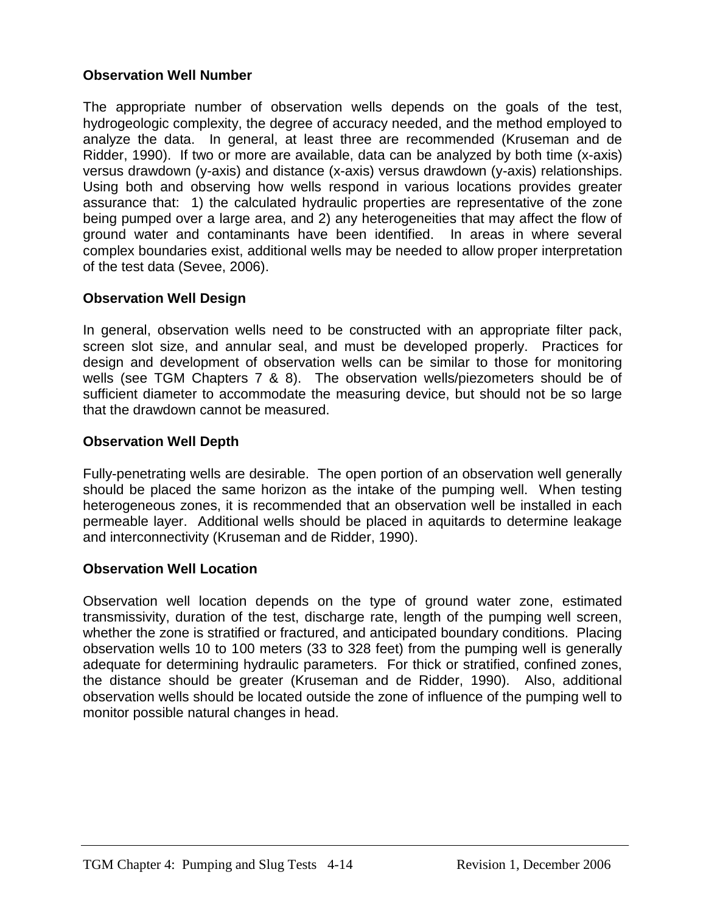**Observation Well Number**

The appropriate number of observation wells depends on the goals of the test, hydrogeologic complexity, the degree of accuracy needed, and the method employed to analyze the data. In general, at least three are recommended (Kruseman and de Ridder, 1990). If two or more are available, data can be analyzed by both time (x-axis) versus drawdown (y-axis) and distance (x-axis) versus drawdown (y-axis) relationships. Using both and observing how wells respond in various locations provides greater assurance that: 1) the calculated hydraulic properties are representative of the zone being pumped over a large area, and 2) any heterogeneities that may affect the flow of ground water and contaminants have been identified. In areas in where several complex boundaries exist, additional wells may be needed to allow proper interpretation of the test data (Sevee, 2006).

**Observation Well Design**

In general, observation wells need to be constructed with an appropriate filter pack, screen slot size, and annular seal, and must be developed properly. Practices for design and development of observation wells can be similar to those for monitoring wells (see TGM Chapters 7 & 8). The observation wells/piezometers should be of sufficient diameter to accommodate the measuring device, but should not be so large that the drawdown cannot be measured.

**Observation Well Depth**

Fully-penetrating wells are desirable. The open portion of an observation well generally should be placed the same horizon as the intake of the pumping well. When testing heterogeneous zones, it is recommended that an observation well be installed in each permeable layer. Additional wells should be placed in aquitards to determine leakage and interconnectivity (Kruseman and de Ridder, 1990).

**Observation Well Location**

Observation well location depends on the type of ground water zone, estimated transmissivity, duration of the test, discharge rate, length of the pumping well screen, whether the zone is stratified or fractured, and anticipated boundary conditions. Placing observation wells 10 to 100 meters (33 to 328 feet) from the pumping well is generally adequate for determining hydraulic parameters. For thick or stratified, confined zones, the distance should be greater (Kruseman and de Ridder, 1990). Also, additional observation wells should be located outside the zone of influence of the pumping well to monitor possible natural changes in head.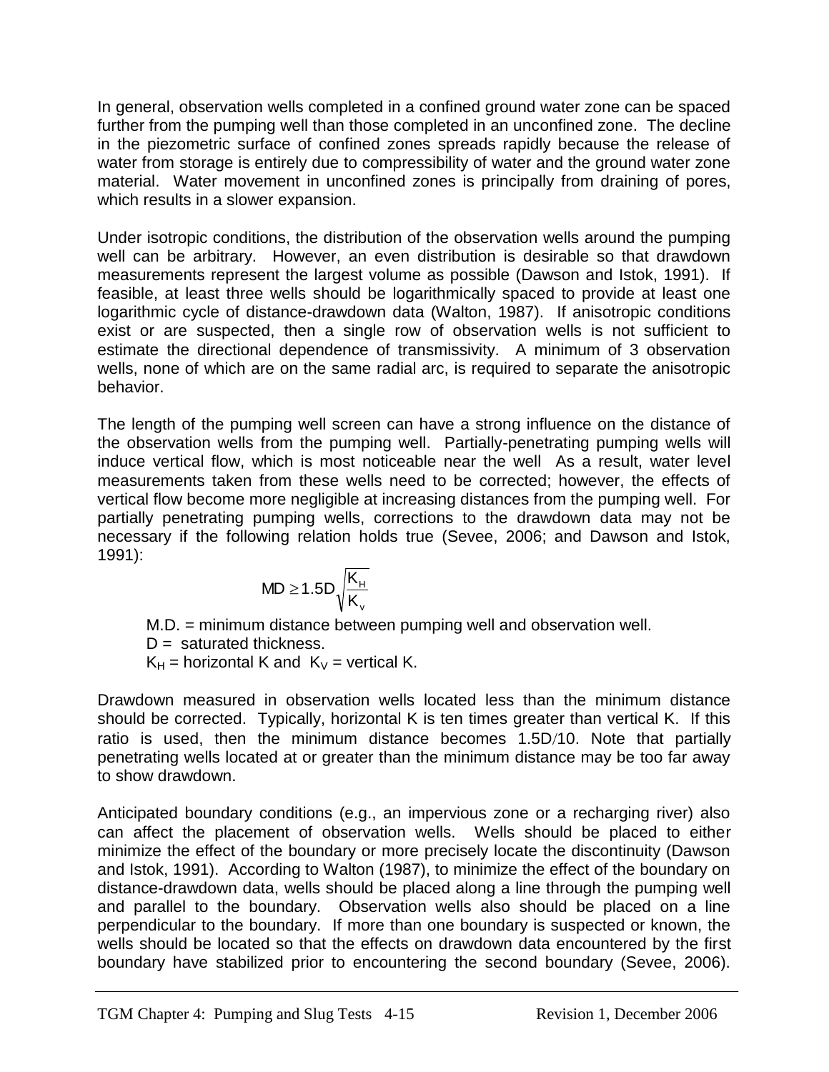In general, observation wells completed in a confined ground water zone can be spaced further from the pumping well than those completed in an unconfined zone. The decline in the piezometric surface of confined zones spreads rapidly because the release of water from storage is entirely due to compressibility of water and the ground water zone material. Water movement in unconfined zones is principally from draining of pores, which results in a slower expansion.

Under isotropic conditions, the distribution of the observation wells around the pumping well can be arbitrary. However, an even distribution is desirable so that drawdown measurements represent the largest volume as possible (Dawson and Istok, 1991). If feasible, at least three wells should be logarithmically spaced to provide at least one logarithmic cycle of distance-drawdown data (Walton, 1987). If anisotropic conditions exist or are suspected, then a single row of observation wells is not sufficient to estimate the directional dependence of transmissivity. A minimum of 3 observation wells, none of which are on the same radial arc, is required to separate the anisotropic behavior.

The length of the pumping well screen can have a strong influence on the distance of the observation wells from the pumping well. Partially-penetrating pumping wells will induce vertical flow, which is most noticeable near the well As a result, water level measurements taken from these wells need to be corrected; however, the effects of vertical flow become more negligible at increasing distances from the pumping well. For partially penetrating pumping wells, corrections to the drawdown data may not be necessary if the following relation holds true (Sevee, 2006; and Dawson and Istok, 1991):

$$MD \geq 1.5D\sqrt{\frac{K_H}{K_v}}$$

M.D. = minimum distance between pumping well and observation well.
D = saturated thickness.
$K_H$ = horizontal K and $K_V$ = vertical K.

Drawdown measured in observation wells located less than the minimum distance should be corrected. Typically, horizontal K is ten times greater than vertical K. If this ratio is used, then the minimum distance becomes 1.5D/10. Note that partially penetrating wells located at or greater than the minimum distance may be too far away to show drawdown.

Anticipated boundary conditions (e.g., an impervious zone or a recharging river) also can affect the placement of observation wells. Wells should be placed to either minimize the effect of the boundary or more precisely locate the discontinuity (Dawson and Istok, 1991). According to Walton (1987), to minimize the effect of the boundary on distance-drawdown data, wells should be placed along a line through the pumping well and parallel to the boundary. Observation wells also should be placed on a line perpendicular to the boundary. If more than one boundary is suspected or known, the wells should be located so that the effects on drawdown data encountered by the first boundary have stabilized prior to encountering the second boundary (Sevee, 2006).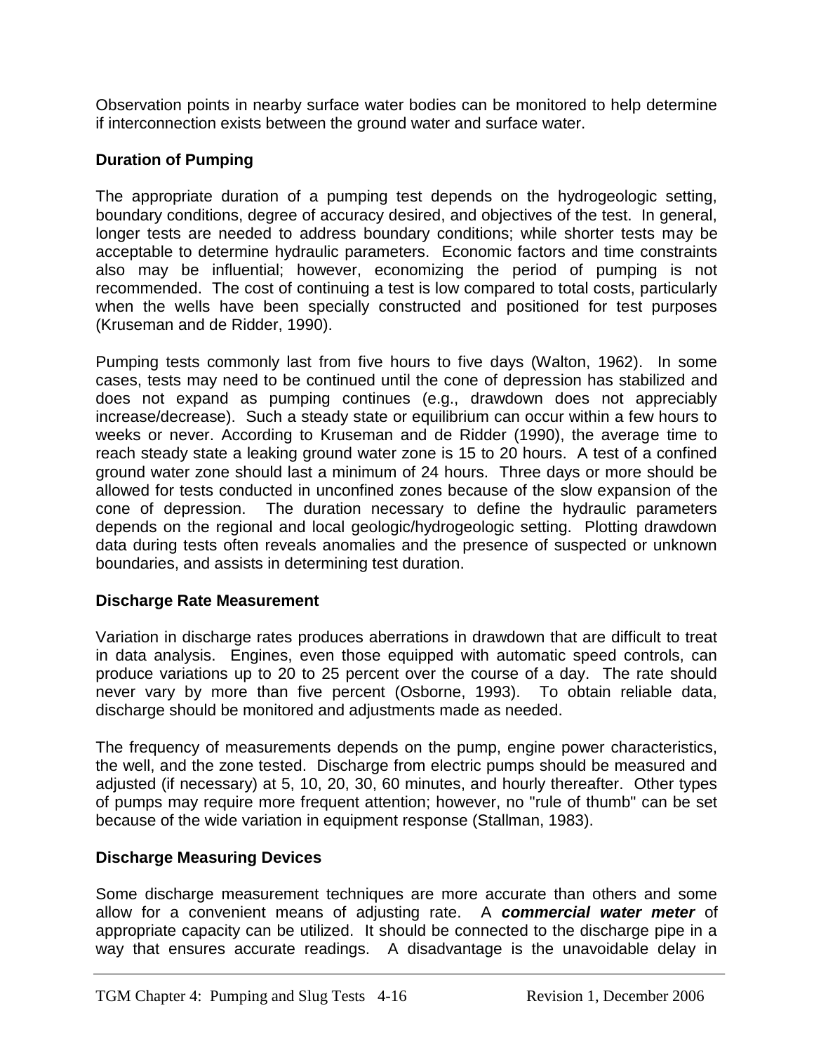Observation points in nearby surface water bodies can be monitored to help determine if interconnection exists between the ground water and surface water.

### Duration of Pumping

The appropriate duration of a pumping test depends on the hydrogeologic setting, boundary conditions, degree of accuracy desired, and objectives of the test. In general, longer tests are needed to address boundary conditions; while shorter tests may be acceptable to determine hydraulic parameters. Economic factors and time constraints also may be influential; however, economizing the period of pumping is not recommended. The cost of continuing a test is low compared to total costs, particularly when the wells have been specially constructed and positioned for test purposes (Kruseman and de Ridder, 1990).

Pumping tests commonly last from five hours to five days (Walton, 1962). In some cases, tests may need to be continued until the cone of depression has stabilized and does not expand as pumping continues (e.g., drawdown does not appreciably increase/decrease). Such a steady state or equilibrium can occur within a few hours to weeks or never. According to Kruseman and de Ridder (1990), the average time to reach steady state a leaking ground water zone is 15 to 20 hours. A test of a confined ground water zone should last a minimum of 24 hours. Three days or more should be allowed for tests conducted in unconfined zones because of the slow expansion of the cone of depression. The duration necessary to define the hydraulic parameters depends on the regional and local geologic/hydrogeologic setting. Plotting drawdown data during tests often reveals anomalies and the presence of suspected or unknown boundaries, and assists in determining test duration.

### Discharge Rate Measurement

Variation in discharge rates produces aberrations in drawdown that are difficult to treat in data analysis. Engines, even those equipped with automatic speed controls, can produce variations up to 20 to 25 percent over the course of a day. The rate should never vary by more than five percent (Osborne, 1993). To obtain reliable data, discharge should be monitored and adjustments made as needed.

The frequency of measurements depends on the pump, engine power characteristics, the well, and the zone tested. Discharge from electric pumps should be measured and adjusted (if necessary) at 5, 10, 20, 30, 60 minutes, and hourly thereafter. Other types of pumps may require more frequent attention; however, no "rule of thumb" can be set because of the wide variation in equipment response (Stallman, 1983).

### Discharge Measuring Devices

Some discharge measurement techniques are more accurate than others and some allow for a convenient means of adjusting rate. A ***commercial water meter*** of appropriate capacity can be utilized. It should be connected to the discharge pipe in a way that ensures accurate readings. A disadvantage is the unavoidable delay in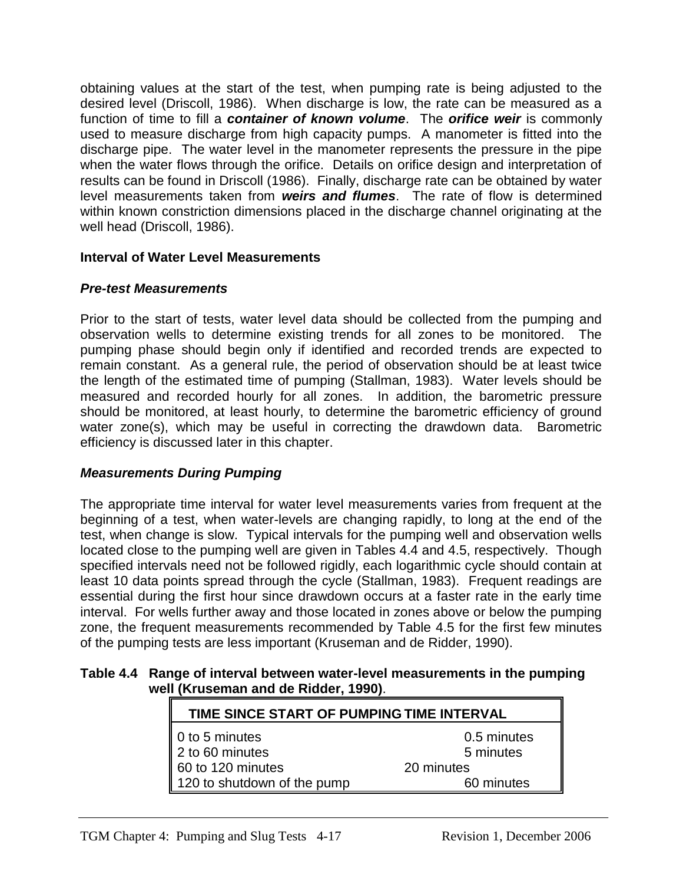obtaining values at the start of the test, when pumping rate is being adjusted to the desired level (Driscoll, 1986). When discharge is low, the rate can be measured as a function of time to fill a ***container of known volume***. The ***orifice weir*** is commonly used to measure discharge from high capacity pumps. A manometer is fitted into the discharge pipe. The water level in the manometer represents the pressure in the pipe when the water flows through the orifice. Details on orifice design and interpretation of results can be found in Driscoll (1986). Finally, discharge rate can be obtained by water level measurements taken from ***weirs and flumes***. The rate of flow is determined within known constriction dimensions placed in the discharge channel originating at the well head (Driscoll, 1986).

### Interval of Water Level Measurements

#### *Pre-test Measurements*

Prior to the start of tests, water level data should be collected from the pumping and observation wells to determine existing trends for all zones to be monitored. The pumping phase should begin only if identified and recorded trends are expected to remain constant. As a general rule, the period of observation should be at least twice the length of the estimated time of pumping (Stallman, 1983). Water levels should be measured and recorded hourly for all zones. In addition, the barometric pressure should be monitored, at least hourly, to determine the barometric efficiency of ground water zone(s), which may be useful in correcting the drawdown data. Barometric efficiency is discussed later in this chapter.

#### *Measurements During Pumping*

The appropriate time interval for water level measurements varies from frequent at the beginning of a test, when water-levels are changing rapidly, to long at the end of the test, when change is slow. Typical intervals for the pumping well and observation wells located close to the pumping well are given in Tables 4.4 and 4.5, respectively. Though specified intervals need not be followed rigidly, each logarithmic cycle should contain at least 10 data points spread through the cycle (Stallman, 1983). Frequent readings are essential during the first hour since drawdown occurs at a faster rate in the early time interval. For wells further away and those located in zones above or below the pumping zone, the frequent measurements recommended by Table 4.5 for the first few minutes of the pumping tests are less important (Kruseman and de Ridder, 1990).

**Table 4.4 Range of interval between water-level measurements in the pumping well (Kruseman and de Ridder, 1990)**.

| TIME SINCE START OF PUMPING | TIME INTERVAL |
|---|---|
| 0 to 5 minutes | 0.5 minutes |
| 2 to 60 minutes | 5 minutes |
| 60 to 120 minutes | 20 minutes |
| 120 to shutdown of the pump | 60 minutes |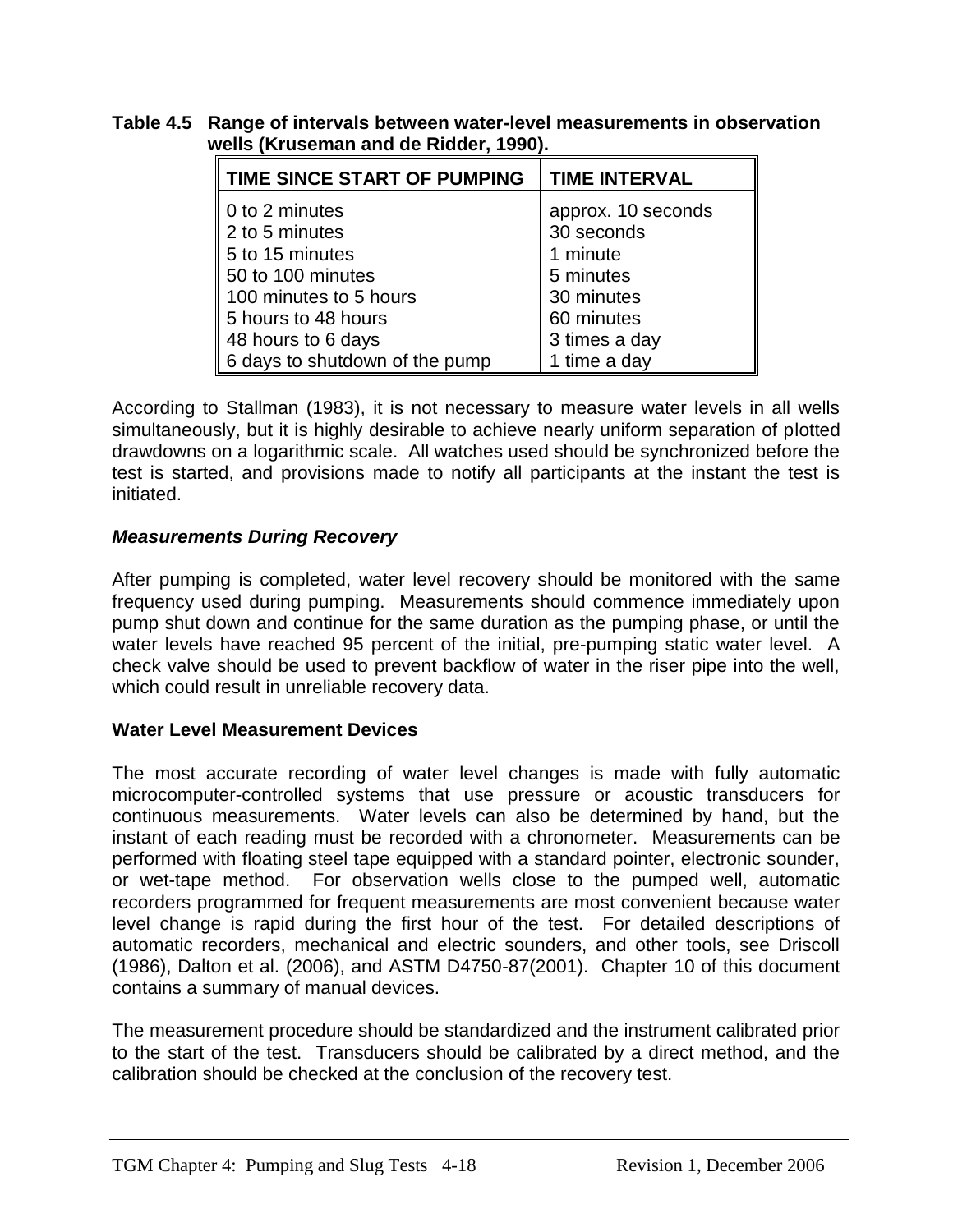**Table 4.5 Range of intervals between water-level measurements in observation wells (Kruseman and de Ridder, 1990).**

| TIME SINCE START OF PUMPING | TIME INTERVAL |
|---|---|
| 0 to 2 minutes | approx. 10 seconds |
| 2 to 5 minutes | 30 seconds |
| 5 to 15 minutes | 1 minute |
| 50 to 100 minutes | 5 minutes |
| 100 minutes to 5 hours | 30 minutes |
| 5 hours to 48 hours | 60 minutes |
| 48 hours to 6 days | 3 times a day |
| 6 days to shutdown of the pump | 1 time a day |

According to Stallman (1983), it is not necessary to measure water levels in all wells simultaneously, but it is highly desirable to achieve nearly uniform separation of plotted drawdowns on a logarithmic scale. All watches used should be synchronized before the test is started, and provisions made to notify all participants at the instant the test is initiated.

***Measurements During Recovery***

After pumping is completed, water level recovery should be monitored with the same frequency used during pumping. Measurements should commence immediately upon pump shut down and continue for the same duration as the pumping phase, or until the water levels have reached 95 percent of the initial, pre-pumping static water level. A check valve should be used to prevent backflow of water in the riser pipe into the well, which could result in unreliable recovery data.

**Water Level Measurement Devices**

The most accurate recording of water level changes is made with fully automatic microcomputer-controlled systems that use pressure or acoustic transducers for continuous measurements. Water levels can also be determined by hand, but the instant of each reading must be recorded with a chronometer. Measurements can be performed with floating steel tape equipped with a standard pointer, electronic sounder, or wet-tape method. For observation wells close to the pumped well, automatic recorders programmed for frequent measurements are most convenient because water level change is rapid during the first hour of the test. For detailed descriptions of automatic recorders, mechanical and electric sounders, and other tools, see Driscoll (1986), Dalton et al. (2006), and ASTM D4750-87(2001). Chapter 10 of this document contains a summary of manual devices.

The measurement procedure should be standardized and the instrument calibrated prior to the start of the test. Transducers should be calibrated by a direct method, and the calibration should be checked at the conclusion of the recovery test.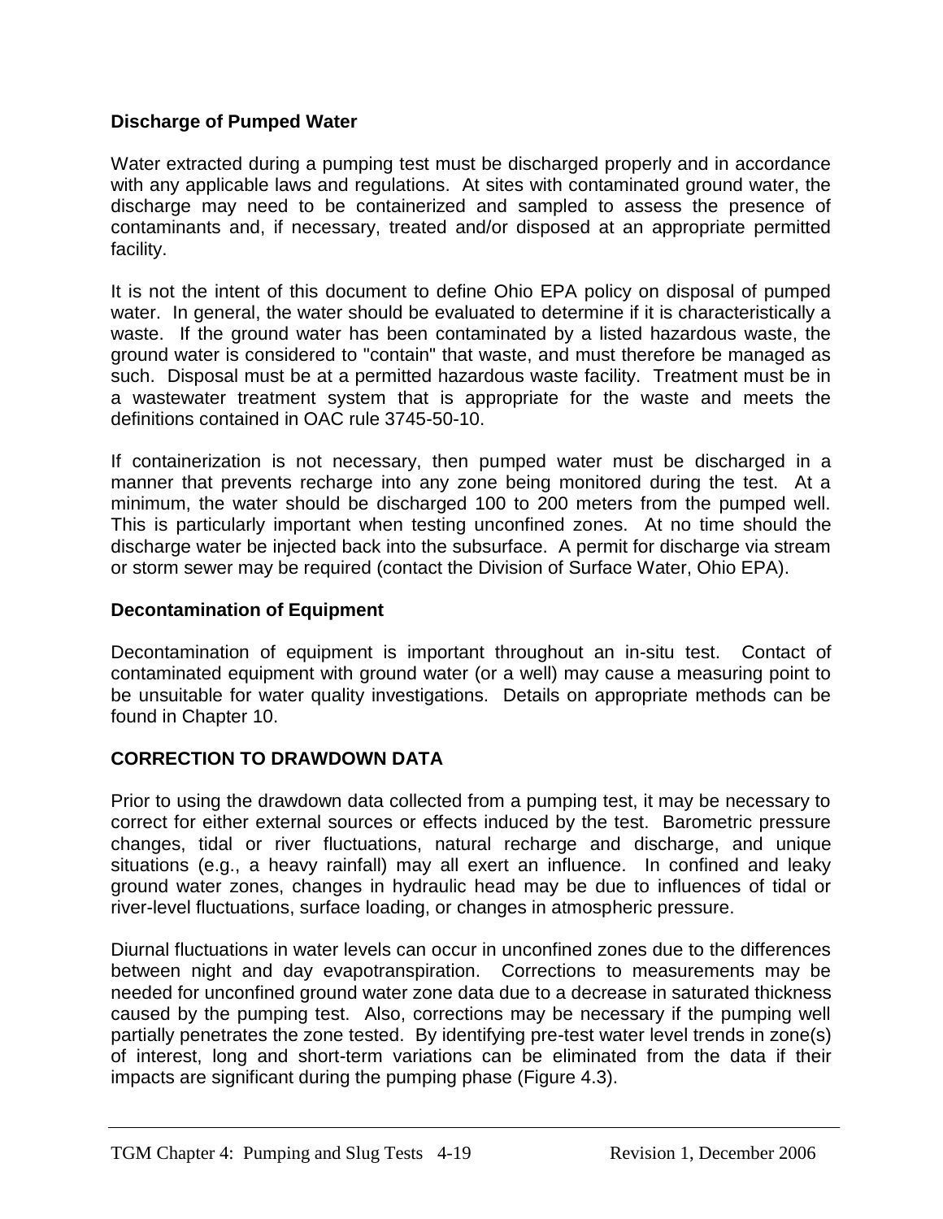### Discharge of Pumped Water

Water extracted during a pumping test must be discharged properly and in accordance with any applicable laws and regulations. At sites with contaminated ground water, the discharge may need to be containerized and sampled to assess the presence of contaminants and, if necessary, treated and/or disposed at an appropriate permitted facility.

It is not the intent of this document to define Ohio EPA policy on disposal of pumped water. In general, the water should be evaluated to determine if it is characteristically a waste. If the ground water has been contaminated by a listed hazardous waste, the ground water is considered to "contain" that waste, and must therefore be managed as such. Disposal must be at a permitted hazardous waste facility. Treatment must be in a wastewater treatment system that is appropriate for the waste and meets the definitions contained in OAC rule 3745-50-10.

If containerization is not necessary, then pumped water must be discharged in a manner that prevents recharge into any zone being monitored during the test. At a minimum, the water should be discharged 100 to 200 meters from the pumped well. This is particularly important when testing unconfined zones. At no time should the discharge water be injected back into the subsurface. A permit for discharge via stream or storm sewer may be required (contact the Division of Surface Water, Ohio EPA).

### Decontamination of Equipment

Decontamination of equipment is important throughout an in-situ test. Contact of contaminated equipment with ground water (or a well) may cause a measuring point to be unsuitable for water quality investigations. Details on appropriate methods can be found in Chapter 10.

## CORRECTION TO DRAWDOWN DATA

Prior to using the drawdown data collected from a pumping test, it may be necessary to correct for either external sources or effects induced by the test. Barometric pressure changes, tidal or river fluctuations, natural recharge and discharge, and unique situations (e.g., a heavy rainfall) may all exert an influence. In confined and leaky ground water zones, changes in hydraulic head may be due to influences of tidal or river-level fluctuations, surface loading, or changes in atmospheric pressure.

Diurnal fluctuations in water levels can occur in unconfined zones due to the differences between night and day evapotranspiration. Corrections to measurements may be needed for unconfined ground water zone data due to a decrease in saturated thickness caused by the pumping test. Also, corrections may be necessary if the pumping well partially penetrates the zone tested. By identifying pre-test water level trends in zone(s) of interest, long and short-term variations can be eliminated from the data if their impacts are significant during the pumping phase (Figure 4.3).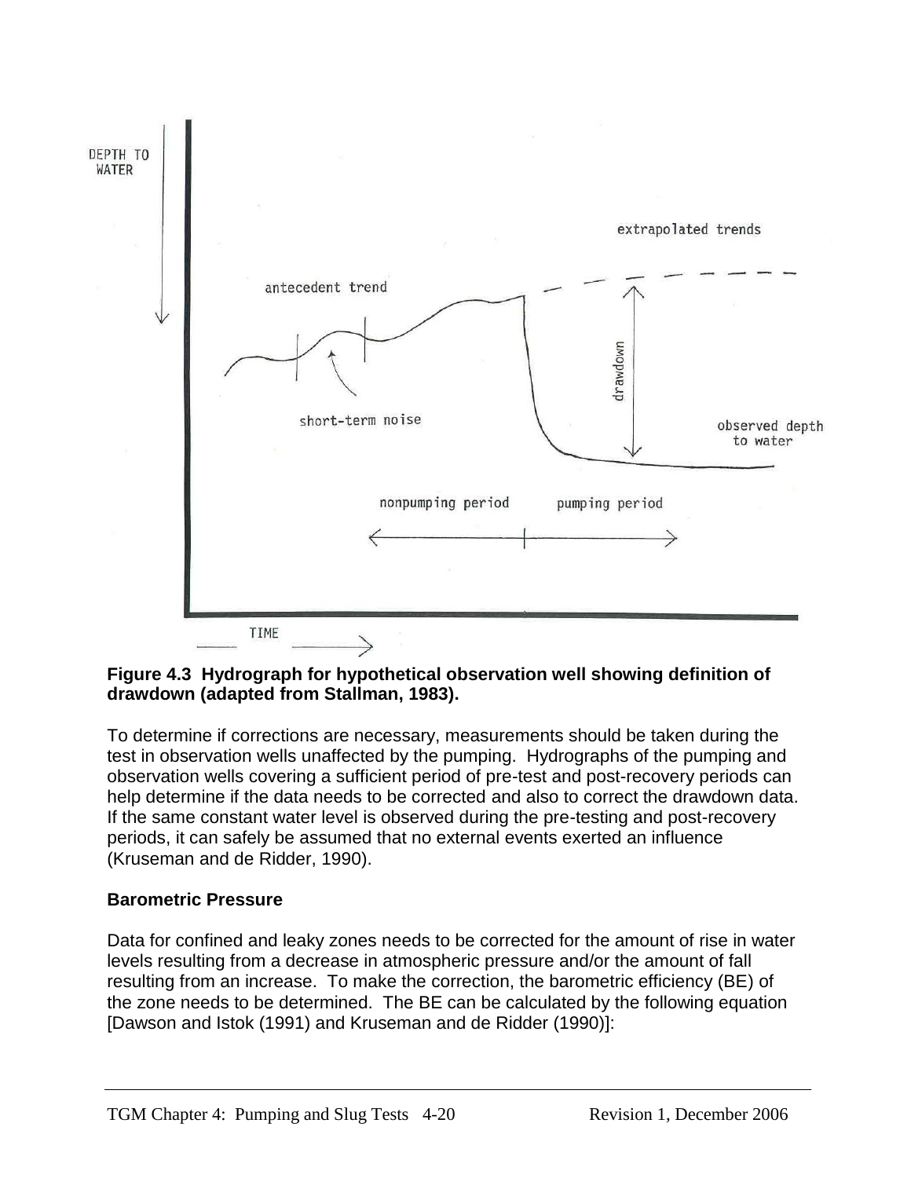**Figure 4.3 Hydrograph for hypothetical observation well showing definition of drawdown (adapted from Stallman, 1983).**

To determine if corrections are necessary, measurements should be taken during the test in observation wells unaffected by the pumping. Hydrographs of the pumping and observation wells covering a sufficient period of pre-test and post-recovery periods can help determine if the data needs to be corrected and also to correct the drawdown data. If the same constant water level is observed during the pre-testing and post-recovery periods, it can safely be assumed that no external events exerted an influence (Kruseman and de Ridder, 1990).

### Barometric Pressure

Data for confined and leaky zones needs to be corrected for the amount of rise in water levels resulting from a decrease in atmospheric pressure and/or the amount of fall resulting from an increase. To make the correction, the barometric efficiency (BE) of the zone needs to be determined. The BE can be calculated by the following equation [Dawson and Istok (1991) and Kruseman and de Ridder (1990)]: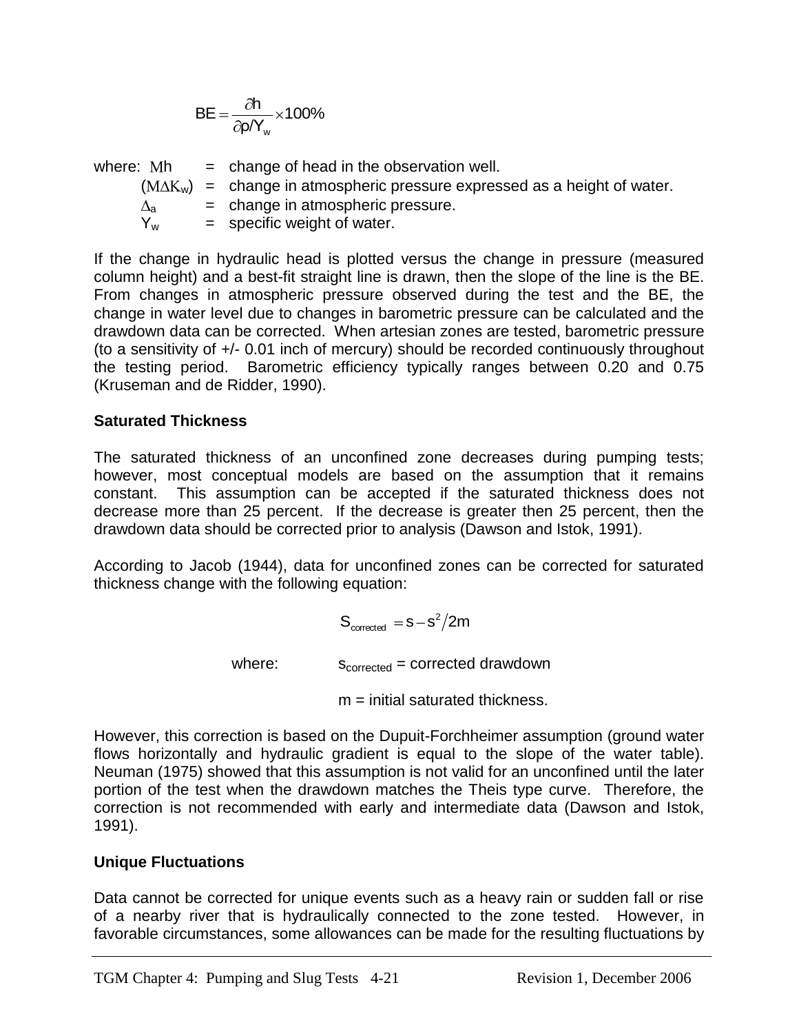$$BE = \frac{\partial h}{\partial p/Y_w} \times 100\%$$

where: $\partial h$ = change of head in the observation well.

$(\partial \Delta K_w)$ = change in atmospheric pressure expressed as a height of water.

$\Delta_a$ = change in atmospheric pressure.

$Y_w$ = specific weight of water.

If the change in hydraulic head is plotted versus the change in pressure (measured column height) and a best-fit straight line is drawn, then the slope of the line is the BE. From changes in atmospheric pressure observed during the test and the BE, the change in water level due to changes in barometric pressure can be calculated and the drawdown data can be corrected. When artesian zones are tested, barometric pressure (to a sensitivity of +/- 0.01 inch of mercury) should be recorded continuously throughout the testing period. Barometric efficiency typically ranges between 0.20 and 0.75 (Kruseman and de Ridder, 1990).

**Saturated Thickness**

The saturated thickness of an unconfined zone decreases during pumping tests; however, most conceptual models are based on the assumption that it remains constant. This assumption can be accepted if the saturated thickness does not decrease more than 25 percent. If the decrease is greater then 25 percent, then the drawdown data should be corrected prior to analysis (Dawson and Istok, 1991).

According to Jacob (1944), data for unconfined zones can be corrected for saturated thickness change with the following equation:

$$S_{corrected} = s - s^2/2m$$

where: $s_{corrected}$ = corrected drawdown

$m$ = initial saturated thickness.

However, this correction is based on the Dupuit-Forchheimer assumption (ground water flows horizontally and hydraulic gradient is equal to the slope of the water table). Neuman (1975) showed that this assumption is not valid for an unconfined until the later portion of the test when the drawdown matches the Theis type curve. Therefore, the correction is not recommended with early and intermediate data (Dawson and Istok, 1991).

**Unique Fluctuations**

Data cannot be corrected for unique events such as a heavy rain or sudden fall or rise of a nearby river that is hydraulically connected to the zone tested. However, in favorable circumstances, some allowances can be made for the resulting fluctuations by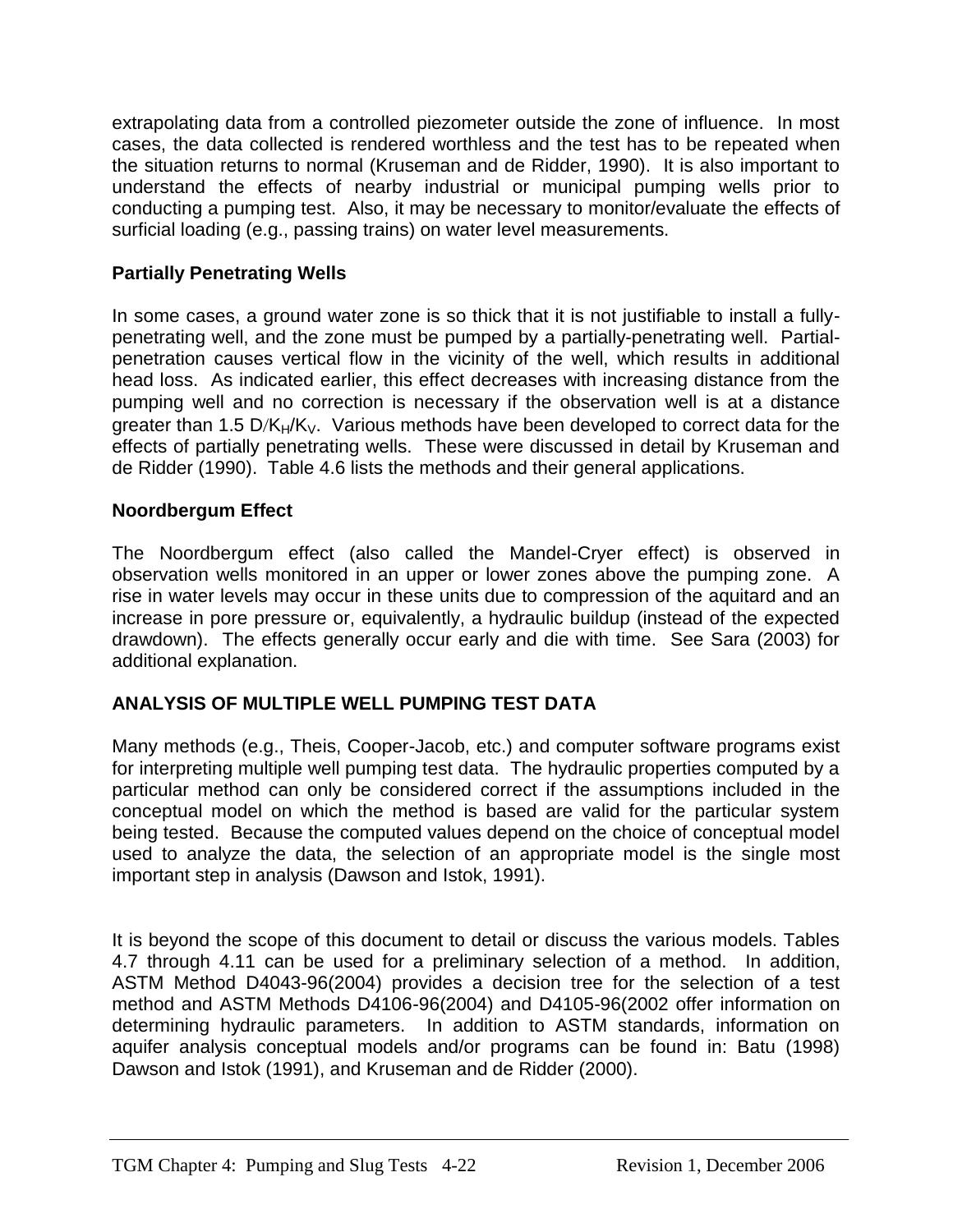extrapolating data from a controlled piezometer outside the zone of influence. In most cases, the data collected is rendered worthless and the test has to be repeated when the situation returns to normal (Kruseman and de Ridder, 1990). It is also important to understand the effects of nearby industrial or municipal pumping wells prior to conducting a pumping test. Also, it may be necessary to monitor/evaluate the effects of surficial loading (e.g., passing trains) on water level measurements.

### Partially Penetrating Wells

In some cases, a ground water zone is so thick that it is not justifiable to install a fully-penetrating well, and the zone must be pumped by a partially-penetrating well. Partial-penetration causes vertical flow in the vicinity of the well, which results in additional head loss. As indicated earlier, this effect decreases with increasing distance from the pumping well and no correction is necessary if the observation well is at a distance greater than 1.5 $D/K_H/K_V$. Various methods have been developed to correct data for the effects of partially penetrating wells. These were discussed in detail by Kruseman and de Ridder (1990). Table 4.6 lists the methods and their general applications.

### Noordbergum Effect

The Noordbergum effect (also called the Mandel-Cryer effect) is observed in observation wells monitored in an upper or lower zones above the pumping zone. A rise in water levels may occur in these units due to compression of the aquitard and an increase in pore pressure or, equivalently, a hydraulic buildup (instead of the expected drawdown). The effects generally occur early and die with time. See Sara (2003) for additional explanation.

## ANALYSIS OF MULTIPLE WELL PUMPING TEST DATA

Many methods (e.g., Theis, Cooper-Jacob, etc.) and computer software programs exist for interpreting multiple well pumping test data. The hydraulic properties computed by a particular method can only be considered correct if the assumptions included in the conceptual model on which the method is based are valid for the particular system being tested. Because the computed values depend on the choice of conceptual model used to analyze the data, the selection of an appropriate model is the single most important step in analysis (Dawson and Istok, 1991).

It is beyond the scope of this document to detail or discuss the various models. Tables 4.7 through 4.11 can be used for a preliminary selection of a method. In addition, ASTM Method D4043-96(2004) provides a decision tree for the selection of a test method and ASTM Methods D4106-96(2004) and D4105-96(2002 offer information on determining hydraulic parameters. In addition to ASTM standards, information on aquifer analysis conceptual models and/or programs can be found in: Batu (1998) Dawson and Istok (1991), and Kruseman and de Ridder (2000).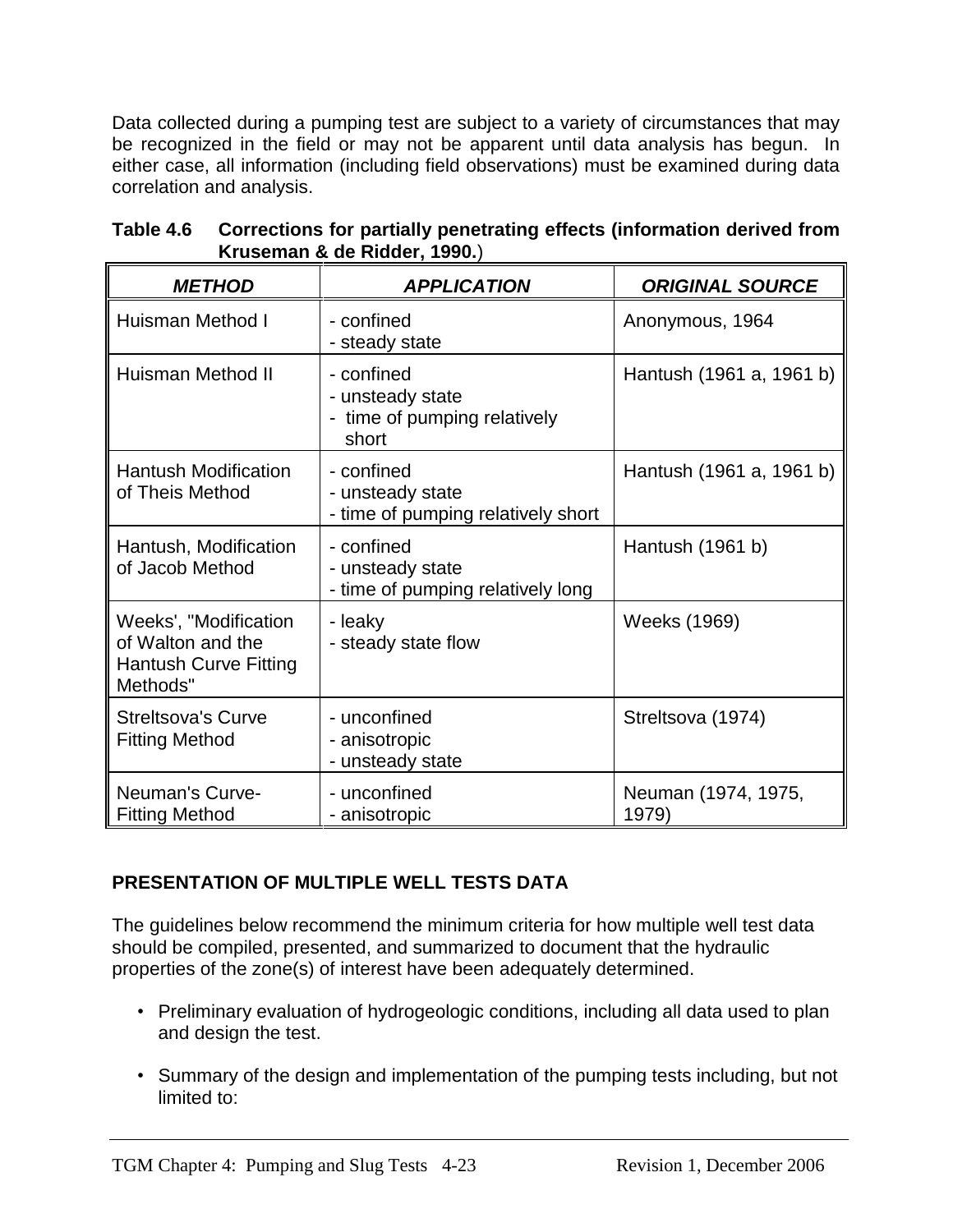Data collected during a pumping test are subject to a variety of circumstances that may be recognized in the field or may not be apparent until data analysis has begun. In either case, all information (including field observations) must be examined during data correlation and analysis.

**Table 4.6 Corrections for partially penetrating effects (information derived from Kruseman & de Ridder, 1990.)**

| ***METHOD*** | ***APPLICATION*** | ***ORIGINAL SOURCE*** |
|---|---|---|
| Huisman Method I | - confined<br>- steady state | Anonymous, 1964 |
| Huisman Method II | - confined<br>- unsteady state<br>- time of pumping relatively short | Hantush (1961 a, 1961 b) |
| Hantush Modification of Theis Method | - confined<br>- unsteady state<br>- time of pumping relatively short | Hantush (1961 a, 1961 b) |
| Hantush, Modification of Jacob Method | - confined<br>- unsteady state<br>- time of pumping relatively long | Hantush (1961 b) |
| Weeks', "Modification of Walton and the Hantush Curve Fitting Methods" | - leaky<br>- steady state flow | Weeks (1969) |
| Streltsova's Curve Fitting Method | - unconfined<br>- anisotropic<br>- unsteady state | Streltsova (1974) |
| Neuman's Curve-Fitting Method | - unconfined<br>- anisotropic | Neuman (1974, 1975, 1979) |

## PRESENTATION OF MULTIPLE WELL TESTS DATA

The guidelines below recommend the minimum criteria for how multiple well test data should be compiled, presented, and summarized to document that the hydraulic properties of the zone(s) of interest have been adequately determined.

- Preliminary evaluation of hydrogeologic conditions, including all data used to plan and design the test.
- Summary of the design and implementation of the pumping tests including, but not limited to: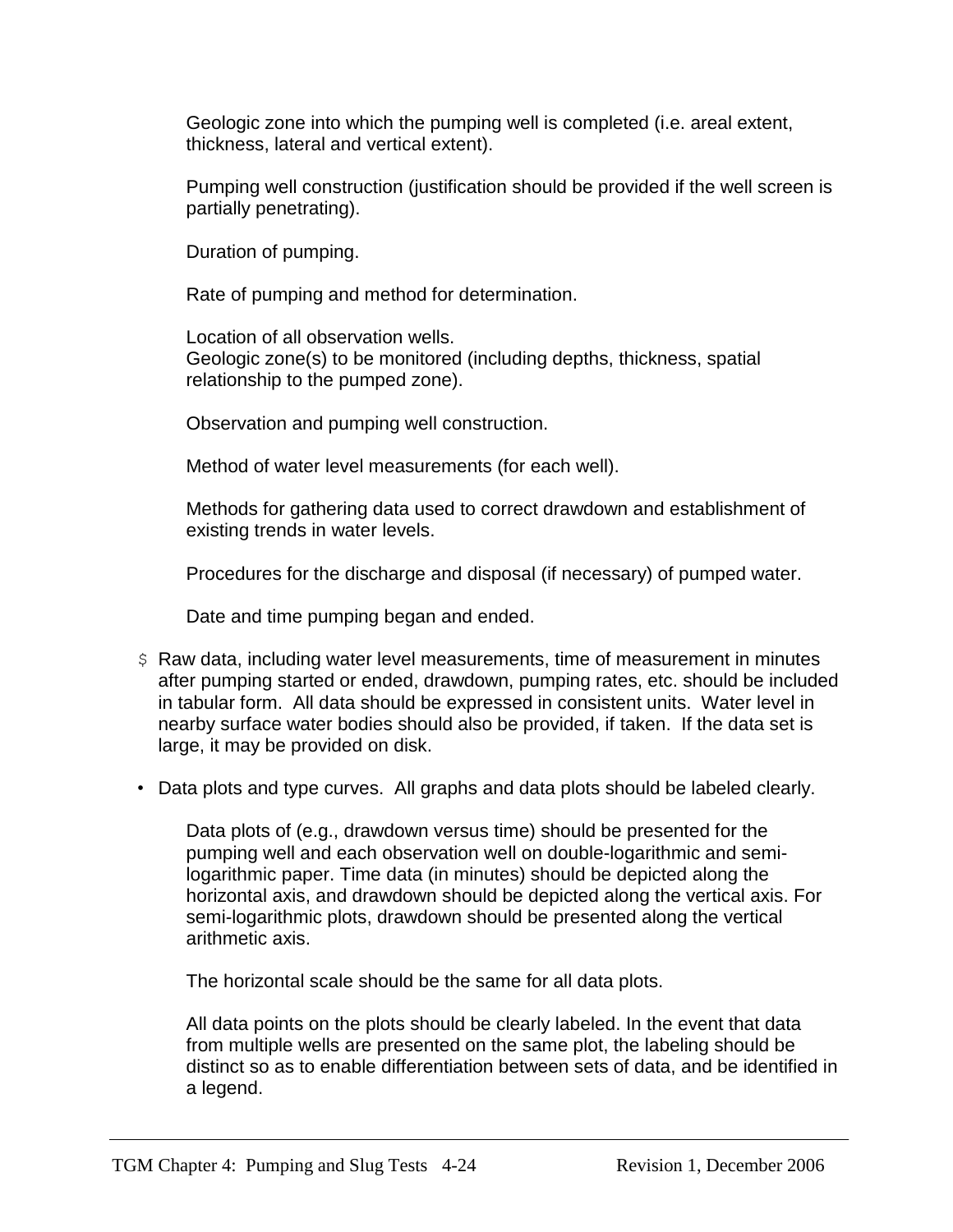Geologic zone into which the pumping well is completed (i.e. areal extent, thickness, lateral and vertical extent).

Pumping well construction (justification should be provided if the well screen is partially penetrating).

Duration of pumping.

Rate of pumping and method for determination.

Location of all observation wells.
Geologic zone(s) to be monitored (including depths, thickness, spatial relationship to the pumped zone).

Observation and pumping well construction.

Method of water level measurements (for each well).

Methods for gathering data used to correct drawdown and establishment of existing trends in water levels.

Procedures for the discharge and disposal (if necessary) of pumped water.

Date and time pumping began and ended.

- Raw data, including water level measurements, time of measurement in minutes after pumping started or ended, drawdown, pumping rates, etc. should be included in tabular form. All data should be expressed in consistent units. Water level in nearby surface water bodies should also be provided, if taken. If the data set is large, it may be provided on disk.

- Data plots and type curves. All graphs and data plots should be labeled clearly.

  Data plots of (e.g., drawdown versus time) should be presented for the pumping well and each observation well on double-logarithmic and semi-logarithmic paper. Time data (in minutes) should be depicted along the horizontal axis, and drawdown should be depicted along the vertical axis. For semi-logarithmic plots, drawdown should be presented along the vertical arithmetic axis.

  The horizontal scale should be the same for all data plots.

  All data points on the plots should be clearly labeled. In the event that data from multiple wells are presented on the same plot, the labeling should be distinct so as to enable differentiation between sets of data, and be identified in a legend.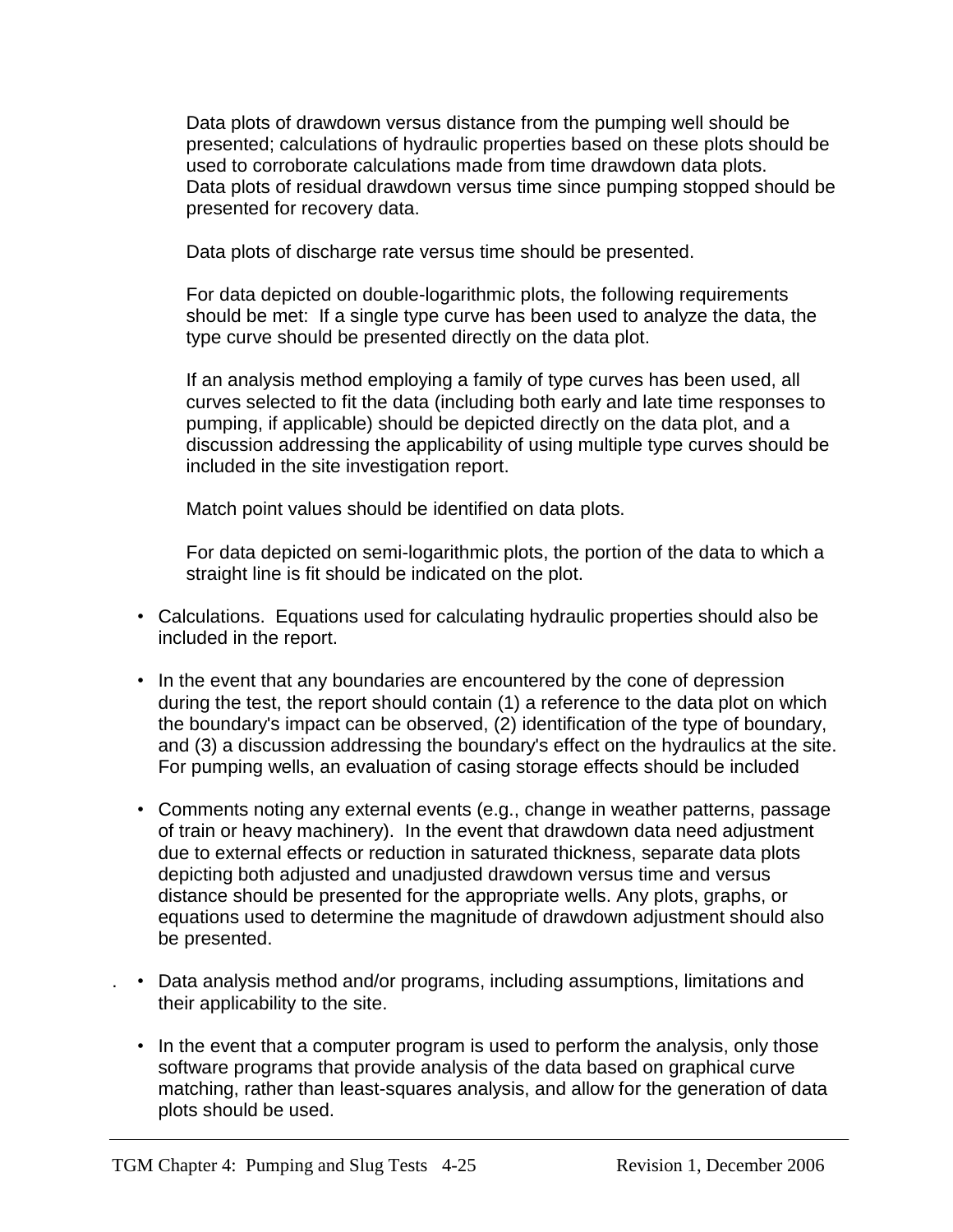Data plots of drawdown versus distance from the pumping well should be presented; calculations of hydraulic properties based on these plots should be used to corroborate calculations made from time drawdown data plots. Data plots of residual drawdown versus time since pumping stopped should be presented for recovery data.

Data plots of discharge rate versus time should be presented.

For data depicted on double-logarithmic plots, the following requirements should be met: If a single type curve has been used to analyze the data, the type curve should be presented directly on the data plot.

If an analysis method employing a family of type curves has been used, all curves selected to fit the data (including both early and late time responses to pumping, if applicable) should be depicted directly on the data plot, and a discussion addressing the applicability of using multiple type curves should be included in the site investigation report.

Match point values should be identified on data plots.

For data depicted on semi-logarithmic plots, the portion of the data to which a straight line is fit should be indicated on the plot.

- Calculations. Equations used for calculating hydraulic properties should also be included in the report.
- In the event that any boundaries are encountered by the cone of depression during the test, the report should contain (1) a reference to the data plot on which the boundary's impact can be observed, (2) identification of the type of boundary, and (3) a discussion addressing the boundary's effect on the hydraulics at the site. For pumping wells, an evaluation of casing storage effects should be included
- Comments noting any external events (e.g., change in weather patterns, passage of train or heavy machinery). In the event that drawdown data need adjustment due to external effects or reduction in saturated thickness, separate data plots depicting both adjusted and unadjusted drawdown versus time and versus distance should be presented for the appropriate wells. Any plots, graphs, or equations used to determine the magnitude of drawdown adjustment should also be presented.
- Data analysis method and/or programs, including assumptions, limitations and their applicability to the site.
- In the event that a computer program is used to perform the analysis, only those software programs that provide analysis of the data based on graphical curve matching, rather than least-squares analysis, and allow for the generation of data plots should be used.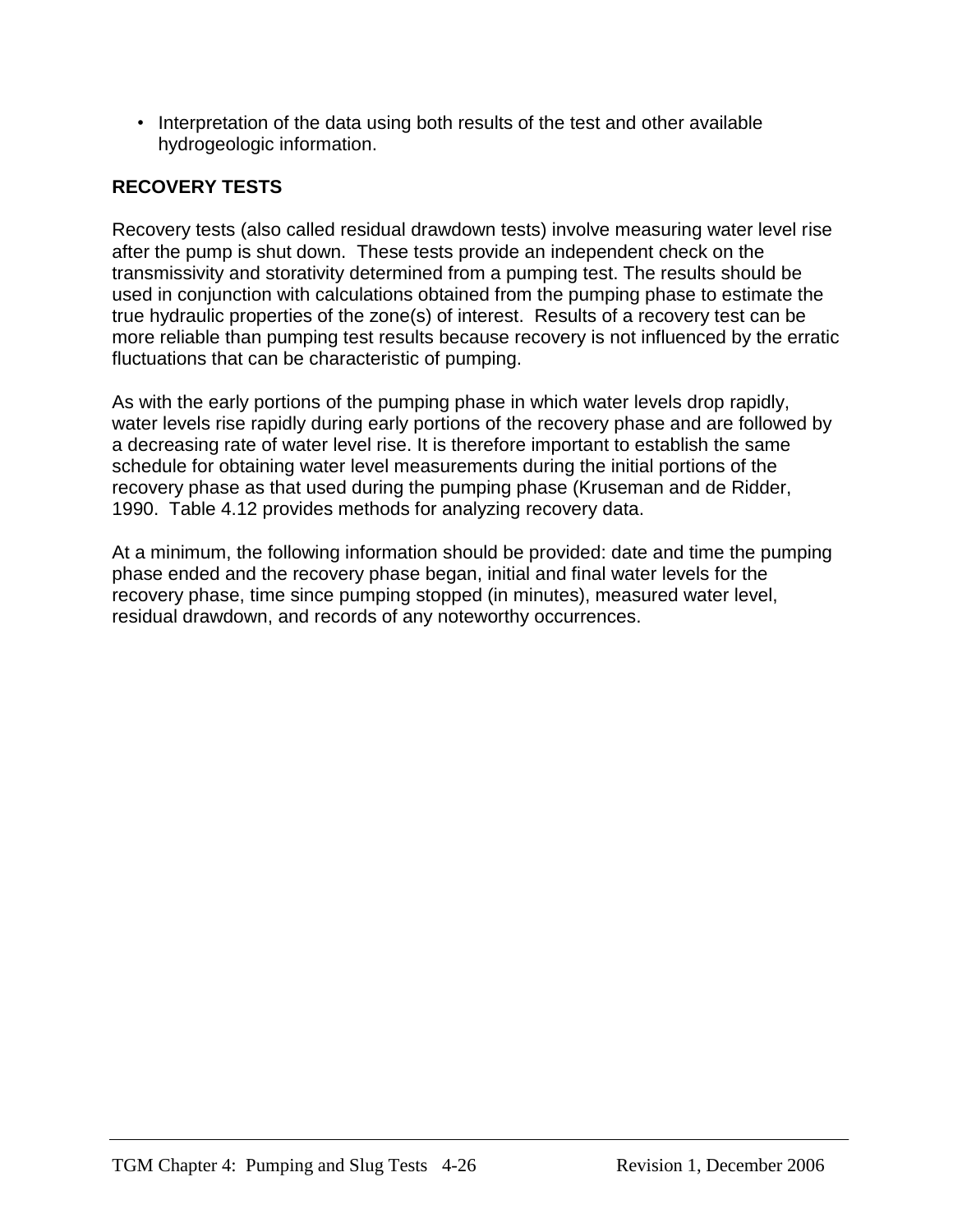- Interpretation of the data using both results of the test and other available hydrogeologic information.

## RECOVERY TESTS

Recovery tests (also called residual drawdown tests) involve measuring water level rise after the pump is shut down. These tests provide an independent check on the transmissivity and storativity determined from a pumping test. The results should be used in conjunction with calculations obtained from the pumping phase to estimate the true hydraulic properties of the zone(s) of interest. Results of a recovery test can be more reliable than pumping test results because recovery is not influenced by the erratic fluctuations that can be characteristic of pumping.

As with the early portions of the pumping phase in which water levels drop rapidly, water levels rise rapidly during early portions of the recovery phase and are followed by a decreasing rate of water level rise. It is therefore important to establish the same schedule for obtaining water level measurements during the initial portions of the recovery phase as that used during the pumping phase (Kruseman and de Ridder, 1990. Table 4.12 provides methods for analyzing recovery data.

At a minimum, the following information should be provided: date and time the pumping phase ended and the recovery phase began, initial and final water levels for the recovery phase, time since pumping stopped (in minutes), measured water level, residual drawdown, and records of any noteworthy occurrences.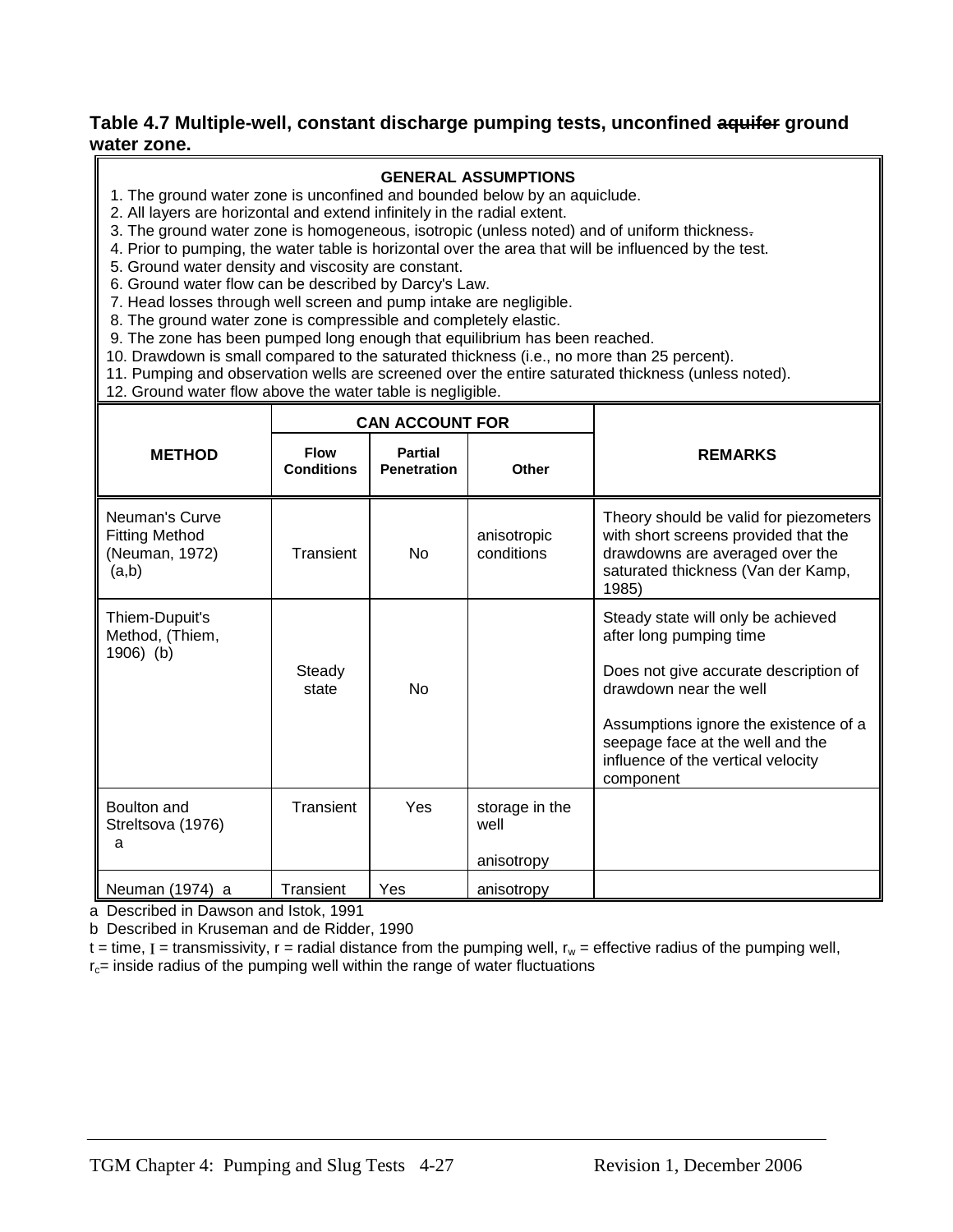### Table 4.7 Multiple-well, constant discharge pumping tests, unconfined ~~aquifer~~ ground water zone.

**GENERAL ASSUMPTIONS**

1. The ground water zone is unconfined and bounded below by an aquiclude.
2. All layers are horizontal and extend infinitely in the radial extent.
3. The ground water zone is homogeneous, isotropic (unless noted) and of uniform thickness.
4. Prior to pumping, the water table is horizontal over the area that will be influenced by the test.
5. Ground water density and viscosity are constant.
6. Ground water flow can be described by Darcy's Law.
7. Head losses through well screen and pump intake are negligible.
8. The ground water zone is compressible and completely elastic.
9. The zone has been pumped long enough that equilibrium has been reached.
10. Drawdown is small compared to the saturated thickness (i.e., no more than 25 percent).
11. Pumping and observation wells are screened over the entire saturated thickness (unless noted).
12. Ground water flow above the water table is negligible.

| METHOD | CAN ACCOUNT FOR | | | REMARKS |
|---|---|---|---|---|
| | Flow Conditions | Partial Penetration | Other | |
| Neuman's Curve Fitting Method (Neuman, 1972) (a,b) | Transient | No | anisotropic conditions | Theory should be valid for piezometers with short screens provided that the drawdowns are averaged over the saturated thickness (Van der Kamp, 1985) |
| Thiem-Dupuit's Method, (Thiem, 1906) (b) | Steady state | No | | Steady state will only be achieved after long pumping time<br><br>Does not give accurate description of drawdown near the well<br><br>Assumptions ignore the existence of a seepage face at the well and the influence of the vertical velocity component |
| Boulton and Streltsova (1976) a | Transient | Yes | storage in the well<br><br>anisotropy | |
| Neuman (1974) a | Transient | Yes | anisotropy | |

a Described in Dawson and Istok, 1991

b Described in Kruseman and de Ridder, 1990

t = time, T = transmissivity, r = radial distance from the pumping well, $r_w$ = effective radius of the pumping well, $r_c$= inside radius of the pumping well within the range of water fluctuations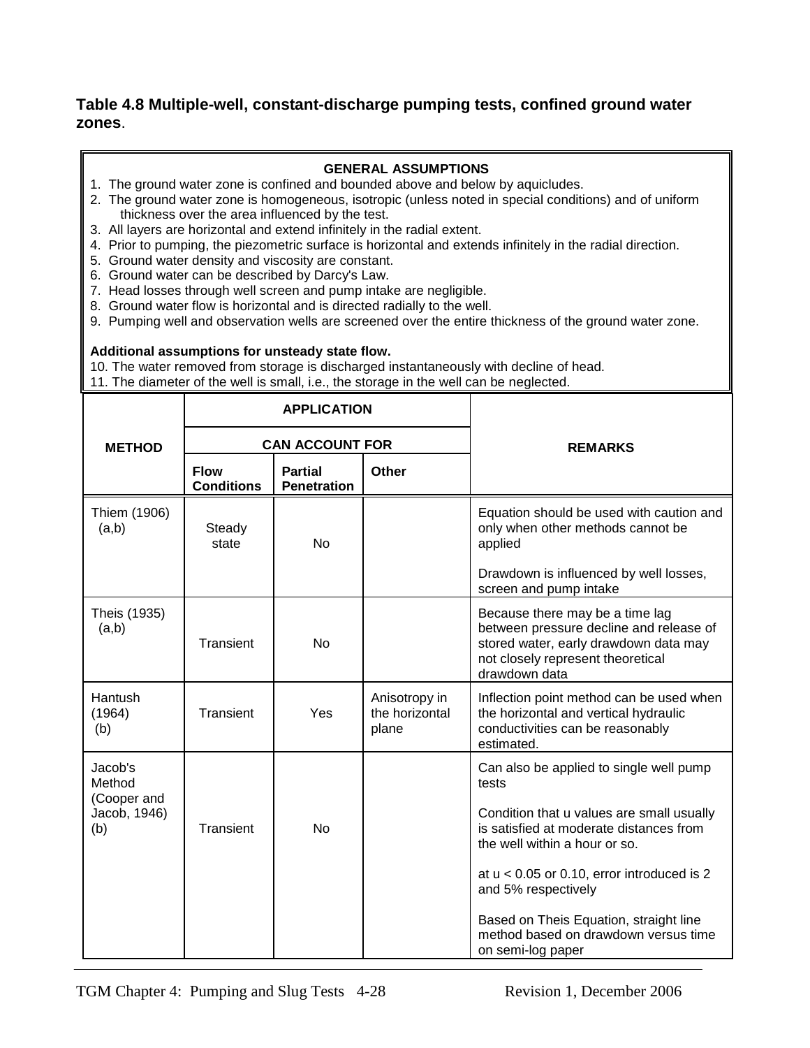**Table 4.8 Multiple-well, constant-discharge pumping tests, confined ground water zones**.

**GENERAL ASSUMPTIONS**

1. The ground water zone is confined and bounded above and below by aquicludes.
2. The ground water zone is homogeneous, isotropic (unless noted in special conditions) and of uniform thickness over the area influenced by the test.
3. All layers are horizontal and extend infinitely in the radial extent.
4. Prior to pumping, the piezometric surface is horizontal and extends infinitely in the radial direction.
5. Ground water density and viscosity are constant.
6. Ground water can be described by Darcy's Law.
7. Head losses through well screen and pump intake are negligible.
8. Ground water flow is horizontal and is directed radially to the well.
9. Pumping well and observation wells are screened over the entire thickness of the ground water zone.

**Additional assumptions for unsteady state flow.**

10. The water removed from storage is discharged instantaneously with decline of head.
11. The diameter of the well is small, i.e., the storage in the well can be neglected.

| METHOD | APPLICATION | | | REMARKS |
|---|---|---|---|---|
| | CAN ACCOUNT FOR | | | |
| | Flow Conditions | Partial Penetration | Other | |
| Thiem (1906) (a,b) | Steady state | No | | Equation should be used with caution and only when other methods cannot be applied<br><br>Drawdown is influenced by well losses, screen and pump intake |
| Theis (1935) (a,b) | Transient | No | | Because there may be a time lag between pressure decline and release of stored water, early drawdown data may not closely represent theoretical drawdown data |
| Hantush (1964) (b) | Transient | Yes | Anisotropy in the horizontal plane | Inflection point method can be used when the horizontal and vertical hydraulic conductivities can be reasonably estimated. |
| Jacob's Method (Cooper and Jacob, 1946) (b) | Transient | No | | Can also be applied to single well pump tests<br><br>Condition that u values are small usually is satisfied at moderate distances from the well within a hour or so.<br><br>at $u < 0.05$ or 0.10, error introduced is 2 and 5% respectively<br><br>Based on Theis Equation, straight line method based on drawdown versus time on semi-log paper |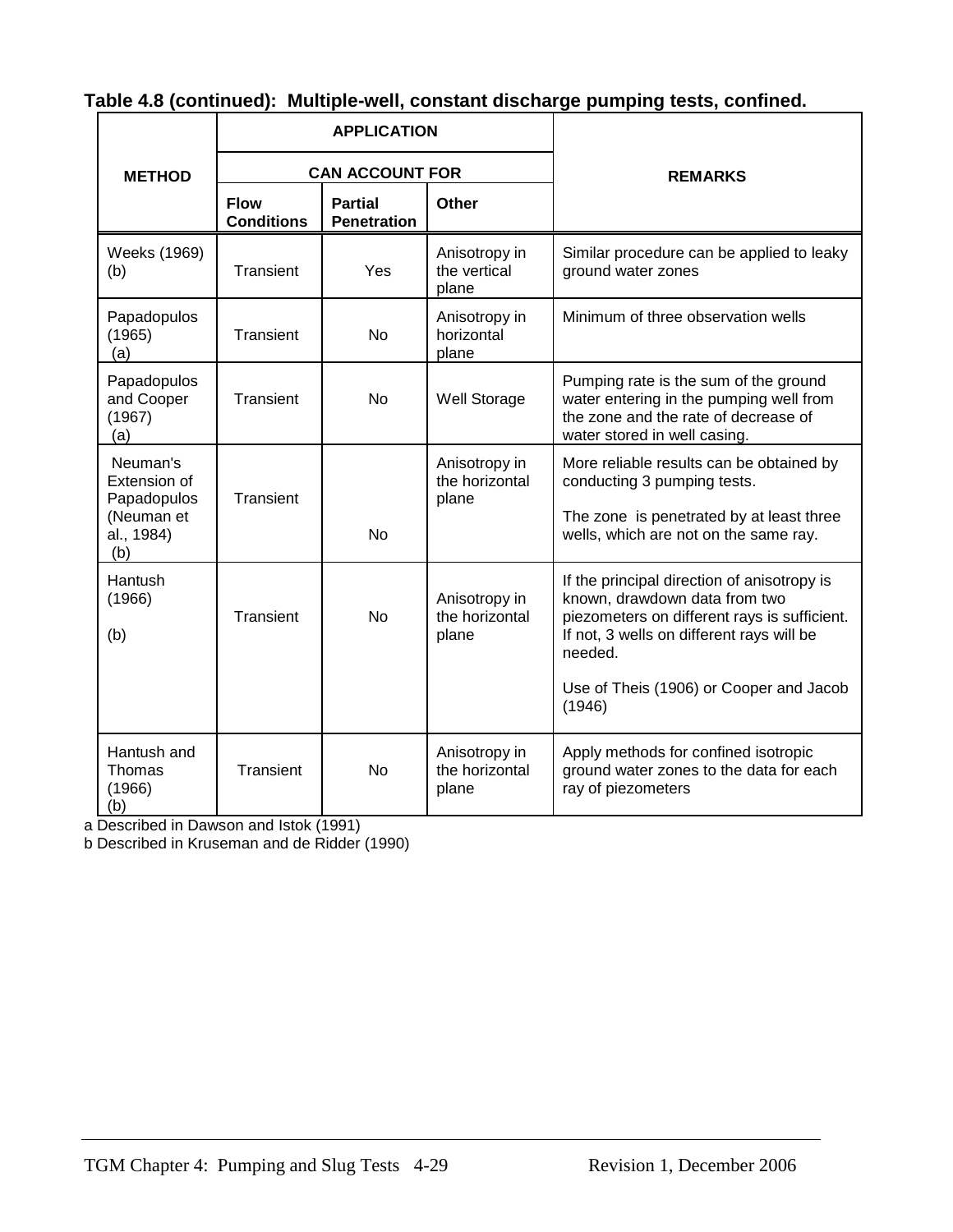**Table 4.8 (continued): Multiple-well, constant discharge pumping tests, confined.**

| METHOD | APPLICATION | | | REMARKS |
|---|---|---|---|---|
| | CAN ACCOUNT FOR | | | |
| | Flow Conditions | Partial Penetration | Other | |
| Weeks (1969) (b) | Transient | Yes | Anisotropy in the vertical plane | Similar procedure can be applied to leaky ground water zones |
| Papadopulos (1965) (a) | Transient | No | Anisotropy in horizontal plane | Minimum of three observation wells |
| Papadopulos and Cooper (1967) (a) | Transient | No | Well Storage | Pumping rate is the sum of the ground water entering in the pumping well from the zone and the rate of decrease of water stored in well casing. |
| Neuman's Extension of Papadopulos (Neuman et al., 1984) (b) | Transient | No | Anisotropy in the horizontal plane | More reliable results can be obtained by conducting 3 pumping tests. The zone is penetrated by at least three wells, which are not on the same ray. |
| Hantush (1966) (b) | Transient | No | Anisotropy in the horizontal plane | If the principal direction of anisotropy is known, drawdown data from two piezometers on different rays is sufficient. If not, 3 wells on different rays will be needed. Use of Theis (1906) or Cooper and Jacob (1946) |
| Hantush and Thomas (1966) (b) | Transient | No | Anisotropy in the horizontal plane | Apply methods for confined isotropic ground water zones to the data for each ray of piezometers |

a Described in Dawson and Istok (1991)

b Described in Kruseman and de Ridder (1990)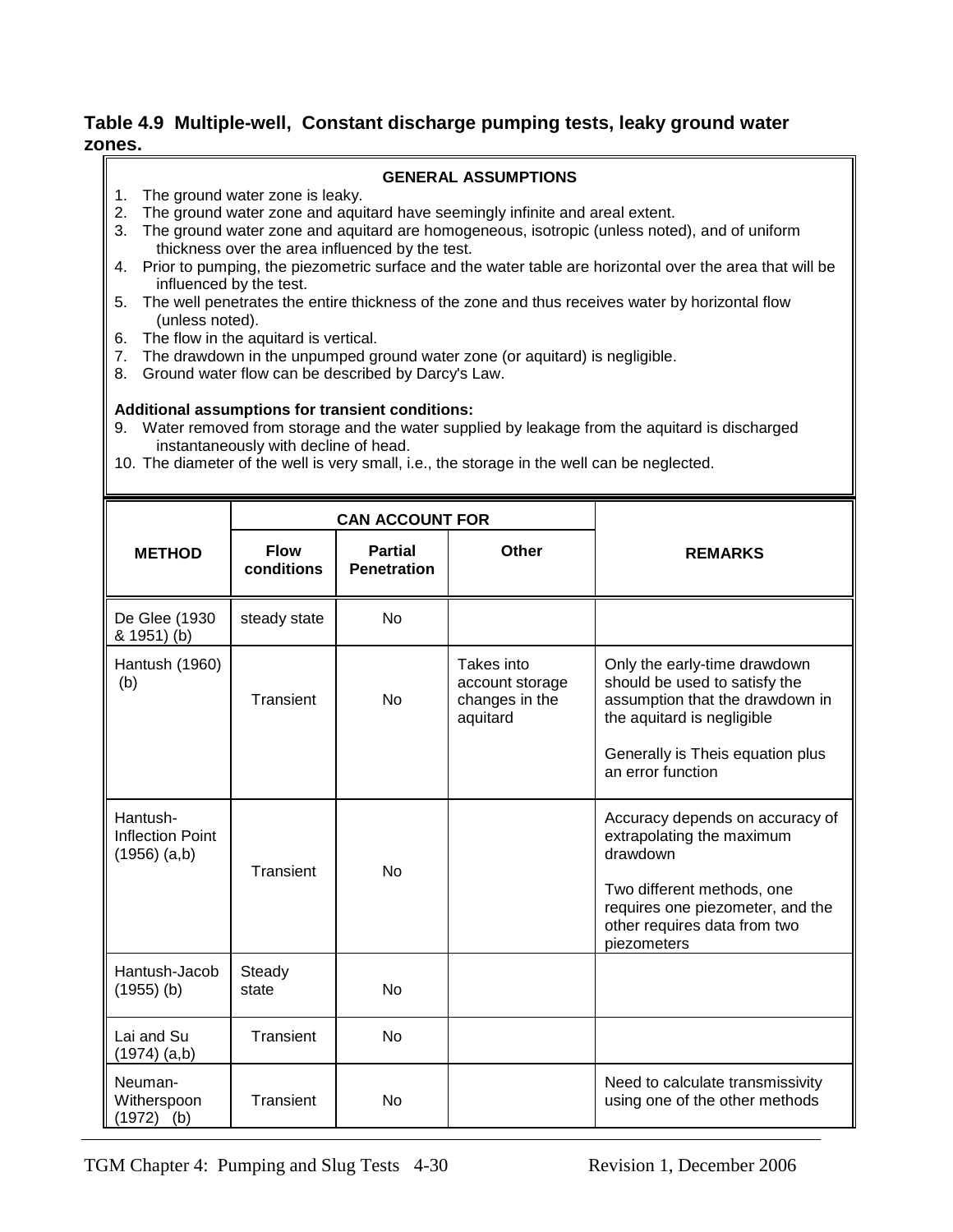### Table 4.9 Multiple-well, Constant discharge pumping tests, leaky ground water zones.

**GENERAL ASSUMPTIONS**

1. The ground water zone is leaky.
2. The ground water zone and aquitard have seemingly infinite and areal extent.
3. The ground water zone and aquitard are homogeneous, isotropic (unless noted), and of uniform thickness over the area influenced by the test.
4. Prior to pumping, the piezometric surface and the water table are horizontal over the area that will be influenced by the test.
5. The well penetrates the entire thickness of the zone and thus receives water by horizontal flow (unless noted).
6. The flow in the aquitard is vertical.
7. The drawdown in the unpumped ground water zone (or aquitard) is negligible.
8. Ground water flow can be described by Darcy's Law.

**Additional assumptions for transient conditions:**

9. Water removed from storage and the water supplied by leakage from the aquitard is discharged instantaneously with decline of head.
10. The diameter of the well is very small, i.e., the storage in the well can be neglected.

| METHOD | CAN ACCOUNT FOR | | | REMARKS |
|---|---|---|---|---|
| | Flow conditions | Partial Penetration | Other | |
| De Glee (1930 & 1951) (b) | steady state | No | | |
| Hantush (1960) (b) | Transient | No | Takes into account storage changes in the aquitard | Only the early-time drawdown should be used to satisfy the assumption that the drawdown in the aquitard is negligible<br><br>Generally is Theis equation plus an error function |
| Hantush-Inflection Point (1956) (a,b) | Transient | No | | Accuracy depends on accuracy of extrapolating the maximum drawdown<br><br>Two different methods, one requires one piezometer, and the other requires data from two piezometers |
| Hantush-Jacob (1955) (b) | Steady state | No | | |
| Lai and Su (1974) (a,b) | Transient | No | | |
| Neuman-Witherspoon (1972) (b) | Transient | No | | Need to calculate transmissivity using one of the other methods |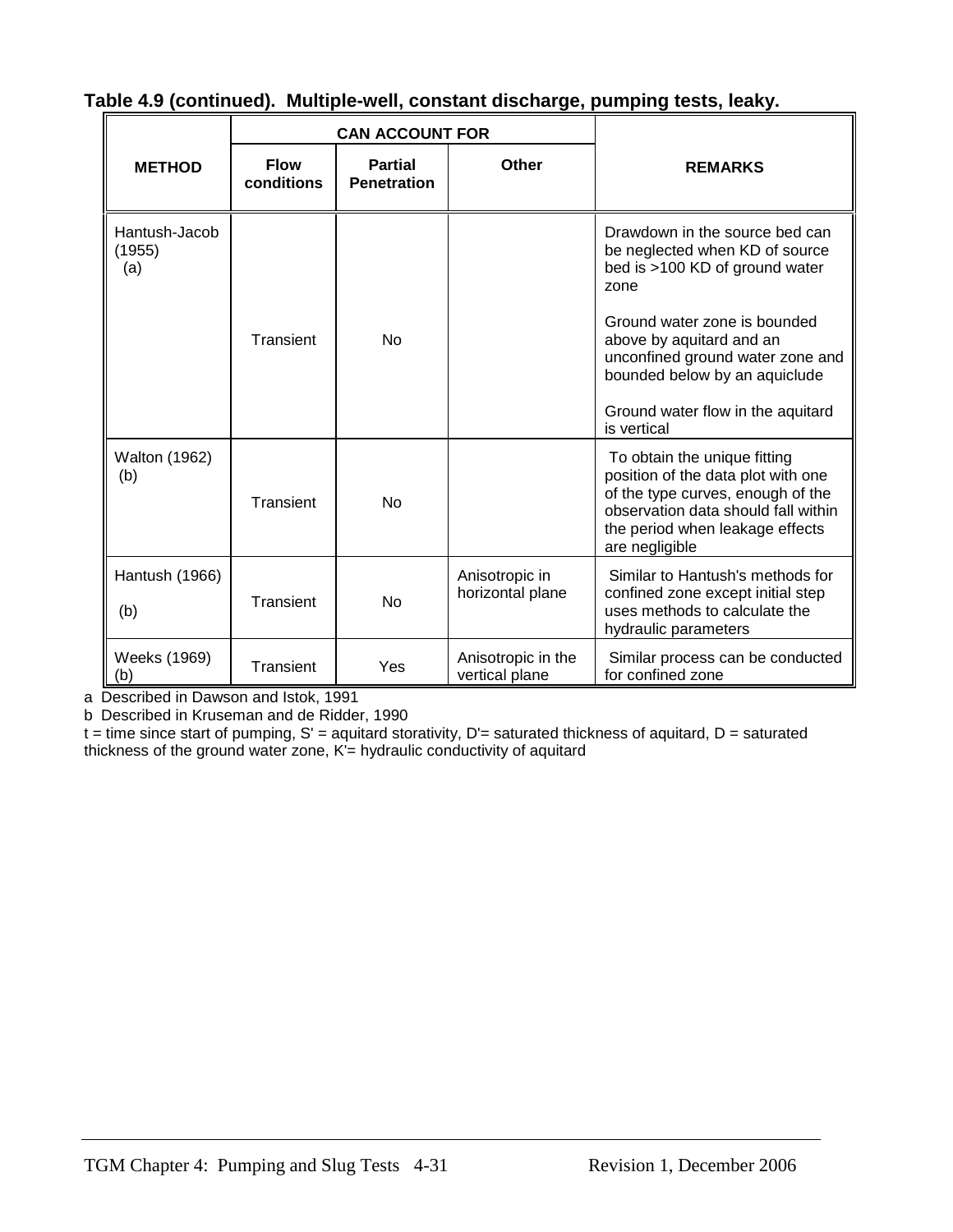**Table 4.9 (continued). Multiple-well, constant discharge, pumping tests, leaky.**

| METHOD | CAN ACCOUNT FOR | | | REMARKS |
|---|---|---|---|---|
| | Flow conditions | Partial Penetration | Other | |
| Hantush-Jacob (1955) (a) | Transient | No | | Drawdown in the source bed can be neglected when KD of source bed is >100 KD of ground water zone<br><br>Ground water zone is bounded above by aquitard and an unconfined ground water zone and bounded below by an aquiclude<br><br>Ground water flow in the aquitard is vertical |
| Walton (1962) (b) | Transient | No | | To obtain the unique fitting position of the data plot with one of the type curves, enough of the observation data should fall within the period when leakage effects are negligible |
| Hantush (1966) (b) | Transient | No | Anisotropic in horizontal plane | Similar to Hantush's methods for confined zone except initial step uses methods to calculate the hydraulic parameters |
| Weeks (1969) (b) | Transient | Yes | Anisotropic in the vertical plane | Similar process can be conducted for confined zone |

a Described in Dawson and Istok, 1991

b Described in Kruseman and de Ridder, 1990

t = time since start of pumping, S' = aquitard storativity, D'= saturated thickness of aquitard, D = saturated thickness of the ground water zone, K'= hydraulic conductivity of aquitard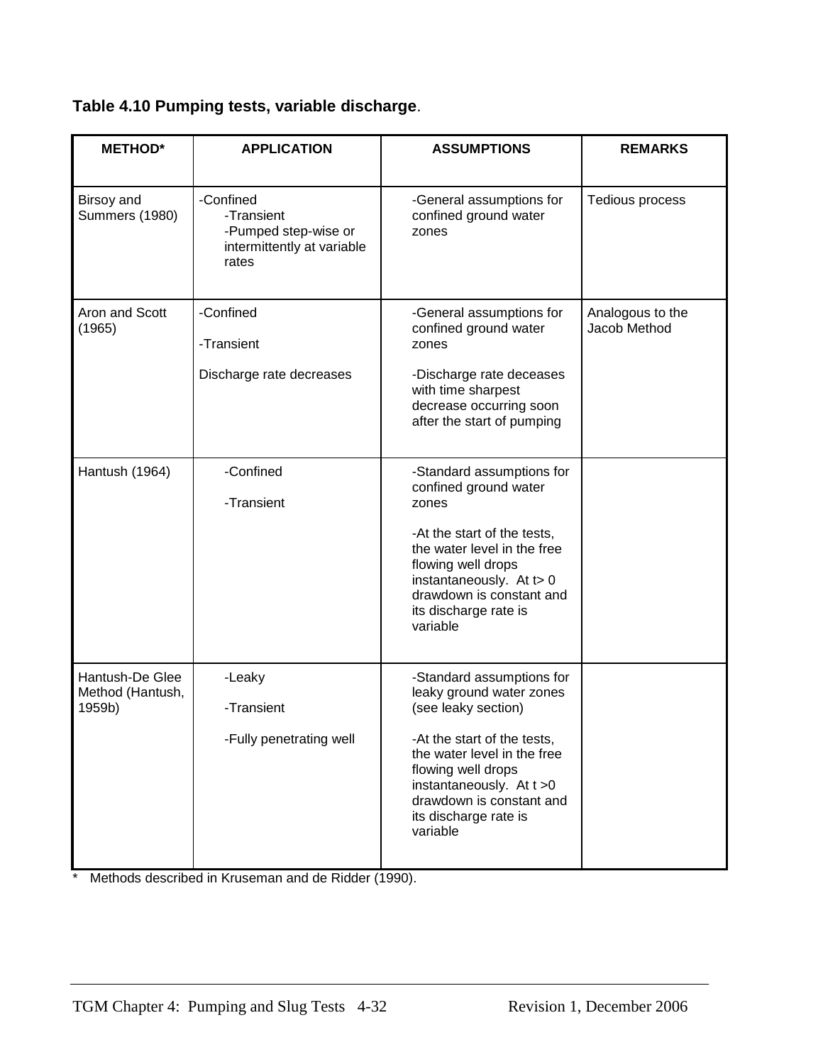**Table 4.10 Pumping tests, variable discharge**.

| METHOD* | APPLICATION | ASSUMPTIONS | REMARKS |
|---|---|---|---|
| Birsoy and Summers (1980) | -Confined<br>-Transient<br>-Pumped step-wise or intermittently at variable rates | -General assumptions for confined ground water zones | Tedious process |
| Aron and Scott (1965) | -Confined<br>-Transient<br>Discharge rate decreases | -General assumptions for confined ground water zones<br>-Discharge rate deceases with time sharpest decrease occurring soon after the start of pumping | Analogous to the Jacob Method |
| Hantush (1964) | -Confined<br>-Transient | -Standard assumptions for confined ground water zones<br>-At the start of the tests, the water level in the free flowing well drops instantaneously. At t> 0 drawdown is constant and its discharge rate is variable | |
| Hantush-De Glee Method (Hantush, 1959b) | -Leaky<br>-Transient<br>-Fully penetrating well | -Standard assumptions for leaky ground water zones (see leaky section)<br>-At the start of the tests, the water level in the free flowing well drops instantaneously. At t >0 drawdown is constant and its discharge rate is variable | |

\* Methods described in Kruseman and de Ridder (1990).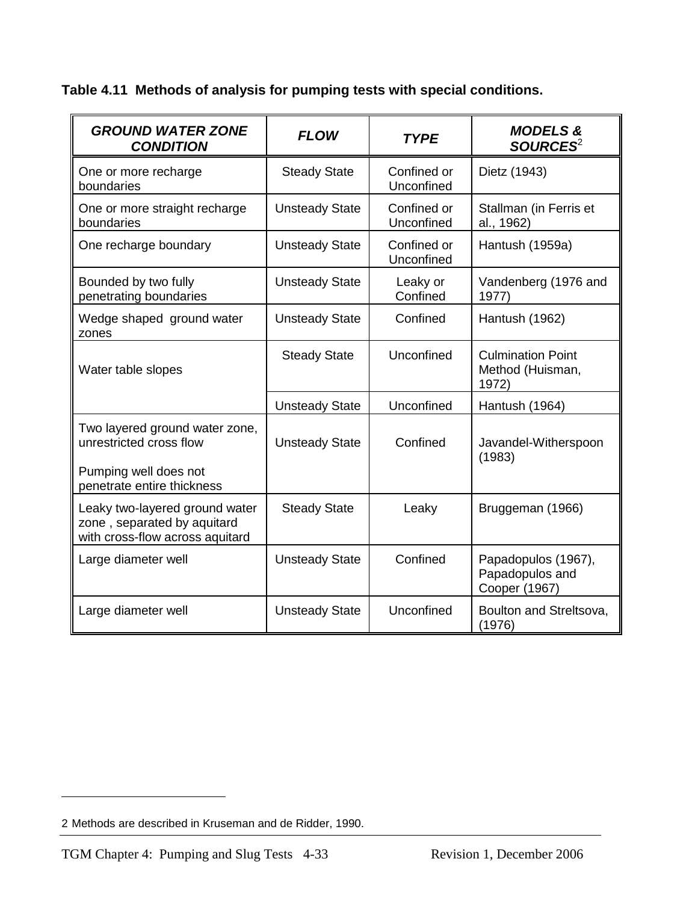**Table 4.11 Methods of analysis for pumping tests with special conditions.**

| ***GROUND WATER ZONE CONDITION*** | ***FLOW*** | ***TYPE*** | ***MODELS & SOURCES***[2] |
|---|---|---|---|
| One or more recharge boundaries | Steady State | Confined or Unconfined | Dietz (1943) |
| One or more straight recharge boundaries | Unsteady State | Confined or Unconfined | Stallman (in Ferris et al., 1962) |
| One recharge boundary | Unsteady State | Confined or Unconfined | Hantush (1959a) |
| Bounded by two fully penetrating boundaries | Unsteady State | Leaky or Confined | Vandenberg (1976 and 1977) |
| Wedge shaped ground water zones | Unsteady State | Confined | Hantush (1962) |
| Water table slopes | Steady State | Unconfined | Culmination Point Method (Huisman, 1972) |
| | Unsteady State | Unconfined | Hantush (1964) |
| Two layered ground water zone, unrestricted cross flow<br><br>Pumping well does not penetrate entire thickness | Unsteady State | Confined | Javandel-Witherspoon (1983) |
| Leaky two-layered ground water zone , separated by aquitard with cross-flow across aquitard | Steady State | Leaky | Bruggeman (1966) |
| Large diameter well | Unsteady State | Confined | Papadopulos (1967), Papadopulos and Cooper (1967) |
| Large diameter well | Unsteady State | Unconfined | Boulton and Streltsova, (1976) |

2 Methods are described in Kruseman and de Ridder, 1990.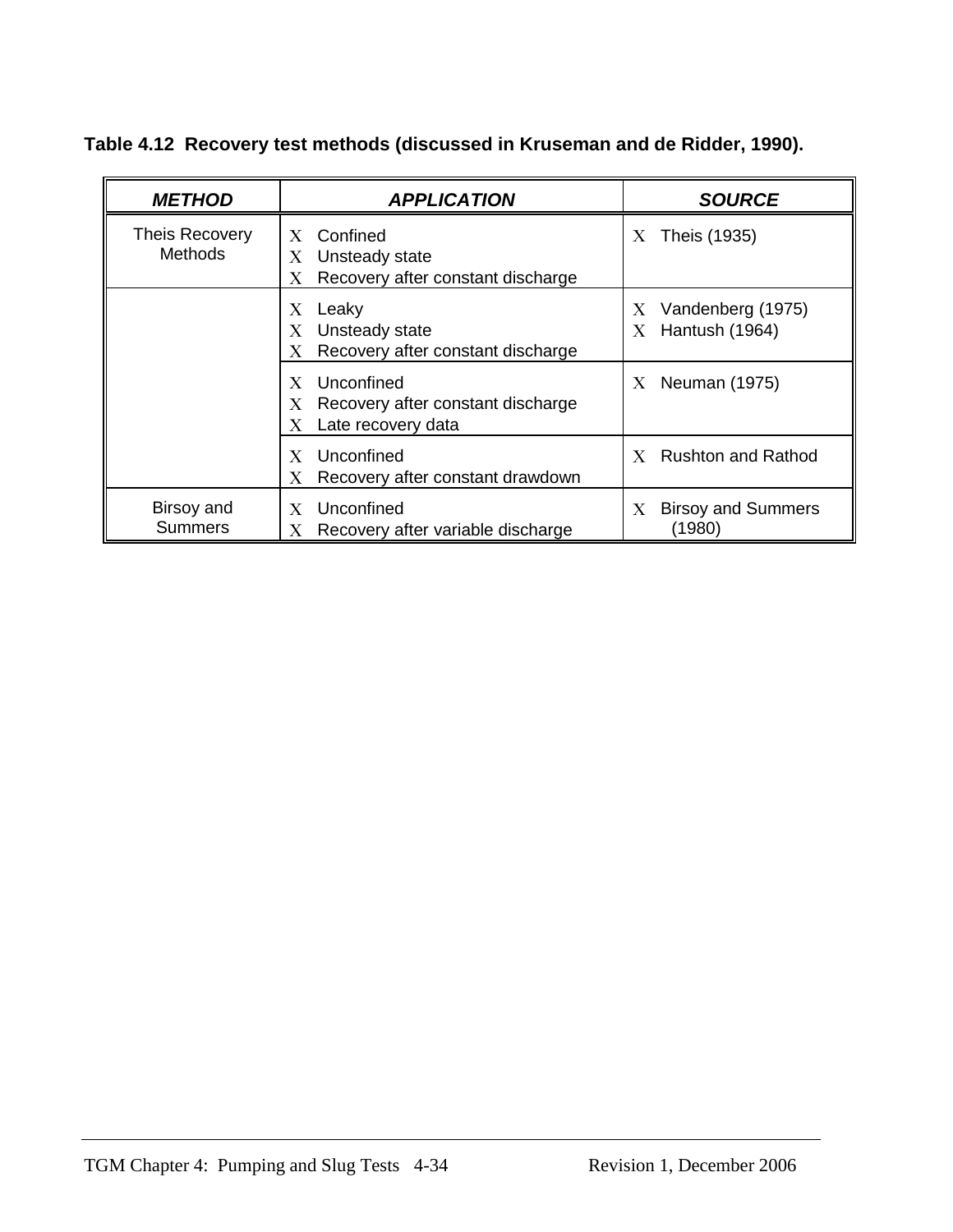**Table 4.12 Recovery test methods (discussed in Kruseman and de Ridder, 1990).**

| ***METHOD*** | ***APPLICATION*** | ***SOURCE*** |
|---|---|---|
| Theis Recovery Methods | X Confined<br>X Unsteady state<br>X Recovery after constant discharge | X Theis (1935) |
| | X Leaky<br>X Unsteady state<br>X Recovery after constant discharge | X Vandenberg (1975)<br>X Hantush (1964) |
| | X Unconfined<br>X Recovery after constant discharge<br>X Late recovery data | X Neuman (1975) |
| | X Unconfined<br>X Recovery after constant drawdown | X Rushton and Rathod |
| Birsoy and Summers | X Unconfined<br>X Recovery after variable discharge | X Birsoy and Summers (1980) |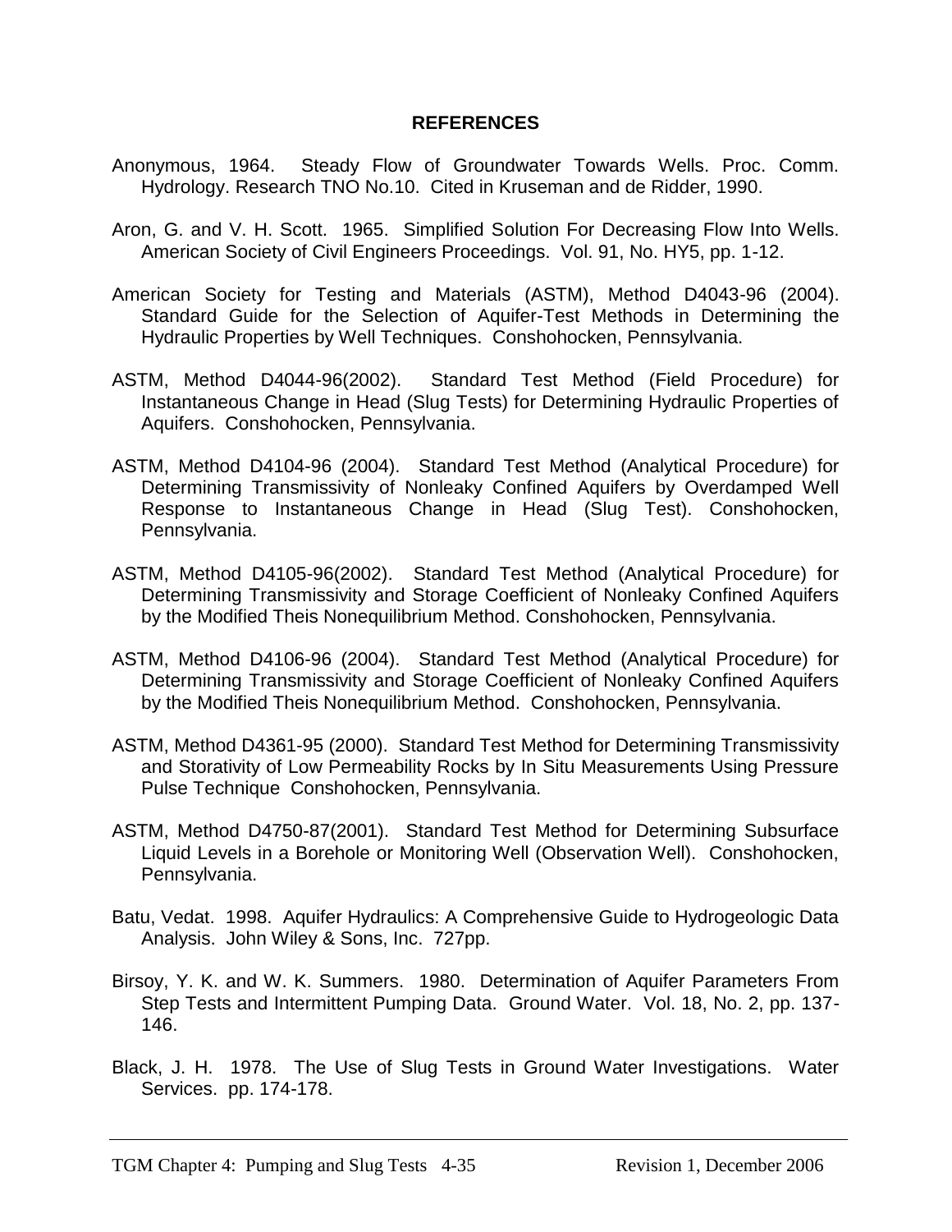## REFERENCES

Anonymous, 1964. Steady Flow of Groundwater Towards Wells. Proc. Comm. Hydrology. Research TNO No.10. Cited in Kruseman and de Ridder, 1990.

Aron, G. and V. H. Scott. 1965. Simplified Solution For Decreasing Flow Into Wells. American Society of Civil Engineers Proceedings. Vol. 91, No. HY5, pp. 1-12.

American Society for Testing and Materials (ASTM), Method D4043-96 (2004). Standard Guide for the Selection of Aquifer-Test Methods in Determining the Hydraulic Properties by Well Techniques. Conshohocken, Pennsylvania.

ASTM, Method D4044-96(2002). Standard Test Method (Field Procedure) for Instantaneous Change in Head (Slug Tests) for Determining Hydraulic Properties of Aquifers. Conshohocken, Pennsylvania.

ASTM, Method D4104-96 (2004). Standard Test Method (Analytical Procedure) for Determining Transmissivity of Nonleaky Confined Aquifers by Overdamped Well Response to Instantaneous Change in Head (Slug Test). Conshohocken, Pennsylvania.

ASTM, Method D4105-96(2002). Standard Test Method (Analytical Procedure) for Determining Transmissivity and Storage Coefficient of Nonleaky Confined Aquifers by the Modified Theis Nonequilibrium Method. Conshohocken, Pennsylvania.

ASTM, Method D4106-96 (2004). Standard Test Method (Analytical Procedure) for Determining Transmissivity and Storage Coefficient of Nonleaky Confined Aquifers by the Modified Theis Nonequilibrium Method. Conshohocken, Pennsylvania.

ASTM, Method D4361-95 (2000). Standard Test Method for Determining Transmissivity and Storativity of Low Permeability Rocks by In Situ Measurements Using Pressure Pulse Technique Conshohocken, Pennsylvania.

ASTM, Method D4750-87(2001). Standard Test Method for Determining Subsurface Liquid Levels in a Borehole or Monitoring Well (Observation Well). Conshohocken, Pennsylvania.

Batu, Vedat. 1998. Aquifer Hydraulics: A Comprehensive Guide to Hydrogeologic Data Analysis. John Wiley & Sons, Inc. 727pp.

Birsoy, Y. K. and W. K. Summers. 1980. Determination of Aquifer Parameters From Step Tests and Intermittent Pumping Data. Ground Water. Vol. 18, No. 2, pp. 137-146.

Black, J. H. 1978. The Use of Slug Tests in Ground Water Investigations. Water Services. pp. 174-178.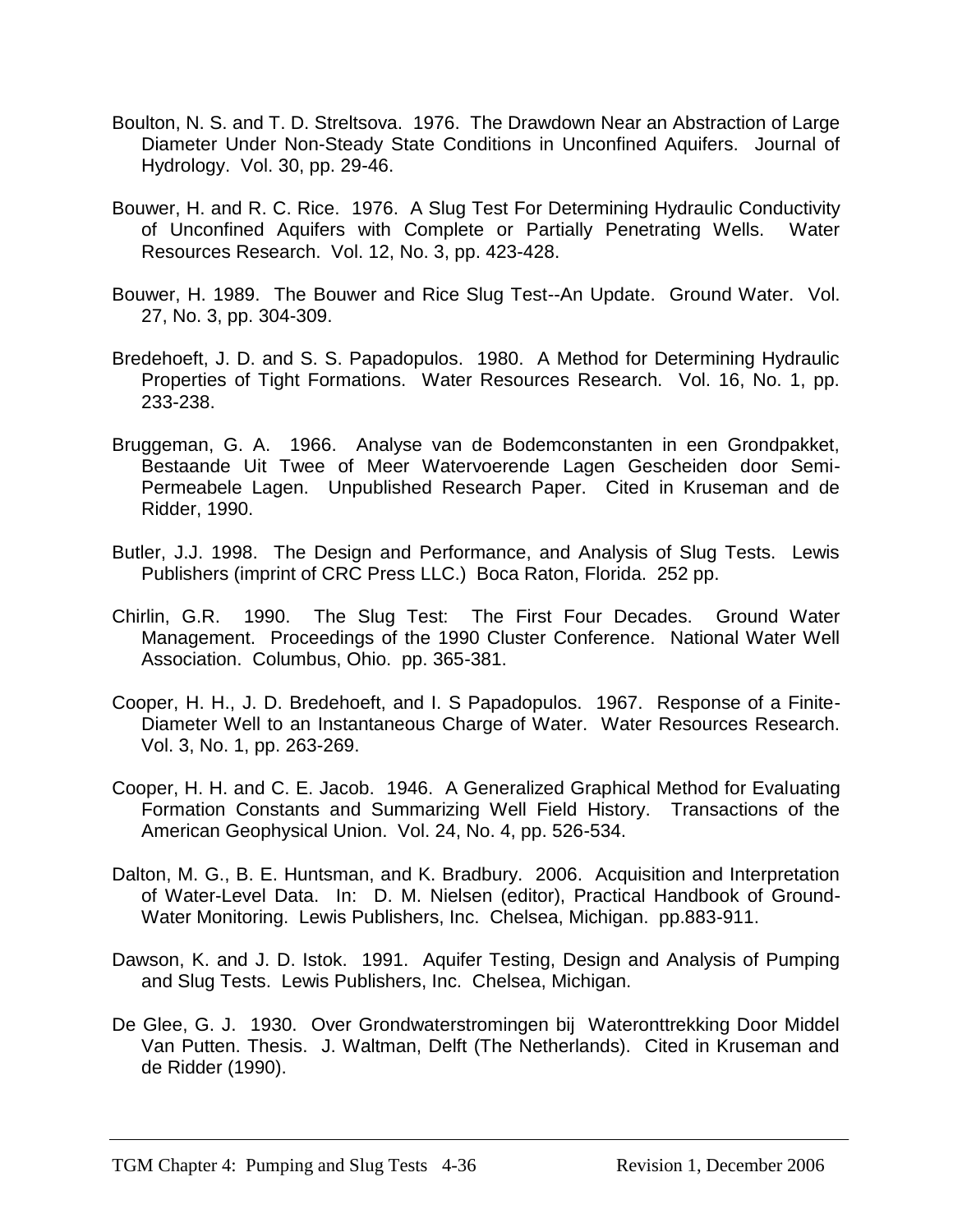Boulton, N. S. and T. D. Streltsova. 1976. The Drawdown Near an Abstraction of Large Diameter Under Non-Steady State Conditions in Unconfined Aquifers. Journal of Hydrology. Vol. 30, pp. 29-46.

Bouwer, H. and R. C. Rice. 1976. A Slug Test For Determining Hydraulic Conductivity of Unconfined Aquifers with Complete or Partially Penetrating Wells. Water Resources Research. Vol. 12, No. 3, pp. 423-428.

Bouwer, H. 1989. The Bouwer and Rice Slug Test--An Update. Ground Water. Vol. 27, No. 3, pp. 304-309.

Bredehoeft, J. D. and S. S. Papadopulos. 1980. A Method for Determining Hydraulic Properties of Tight Formations. Water Resources Research. Vol. 16, No. 1, pp. 233-238.

Bruggeman, G. A. 1966. Analyse van de Bodemconstanten in een Grondpakket, Bestaande Uit Twee of Meer Watervoerende Lagen Gescheiden door Semi-Permeabele Lagen. Unpublished Research Paper. Cited in Kruseman and de Ridder, 1990.

Butler, J.J. 1998. The Design and Performance, and Analysis of Slug Tests. Lewis Publishers (imprint of CRC Press LLC.) Boca Raton, Florida. 252 pp.

Chirlin, G.R. 1990. The Slug Test: The First Four Decades. Ground Water Management. Proceedings of the 1990 Cluster Conference. National Water Well Association. Columbus, Ohio. pp. 365-381.

Cooper, H. H., J. D. Bredehoeft, and I. S Papadopulos. 1967. Response of a Finite-Diameter Well to an Instantaneous Charge of Water. Water Resources Research. Vol. 3, No. 1, pp. 263-269.

Cooper, H. H. and C. E. Jacob. 1946. A Generalized Graphical Method for Evaluating Formation Constants and Summarizing Well Field History. Transactions of the American Geophysical Union. Vol. 24, No. 4, pp. 526-534.

Dalton, M. G., B. E. Huntsman, and K. Bradbury. 2006. Acquisition and Interpretation of Water-Level Data. In: D. M. Nielsen (editor), Practical Handbook of Ground-Water Monitoring. Lewis Publishers, Inc. Chelsea, Michigan. pp.883-911.

Dawson, K. and J. D. Istok. 1991. Aquifer Testing, Design and Analysis of Pumping and Slug Tests. Lewis Publishers, Inc. Chelsea, Michigan.

De Glee, G. J. 1930. Over Grondwaterstromingen bij Wateronttrekking Door Middel Van Putten. Thesis. J. Waltman, Delft (The Netherlands). Cited in Kruseman and de Ridder (1990).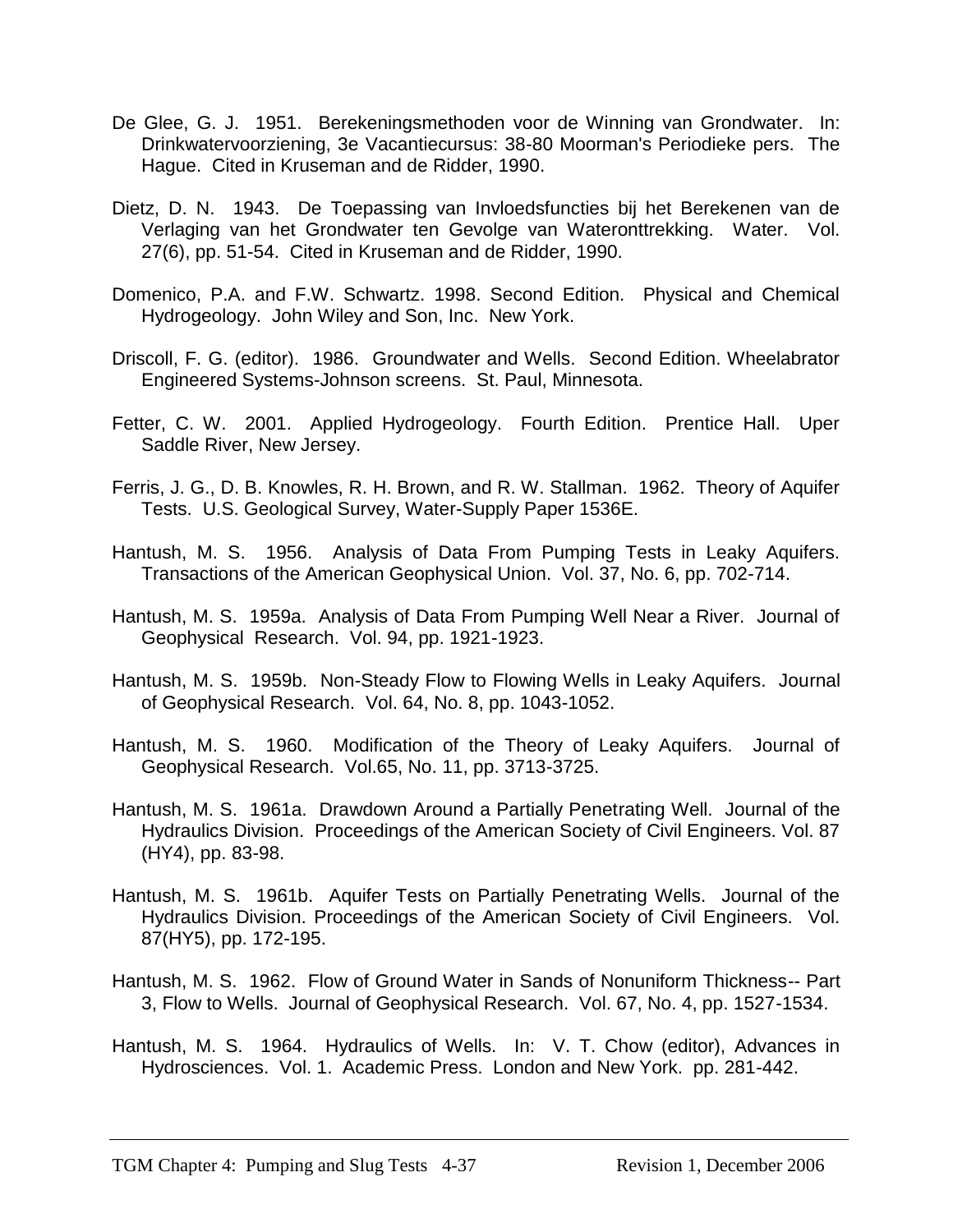De Glee, G. J. 1951. Berekeningsmethoden voor de Winning van Grondwater. In: Drinkwatervoorziening, 3e Vacantiecursus: 38-80 Moorman's Periodieke pers. The Hague. Cited in Kruseman and de Ridder, 1990.

Dietz, D. N. 1943. De Toepassing van Invloedsfuncties bij het Berekenen van de Verlaging van het Grondwater ten Gevolge van Wateronttrekking. Water. Vol. 27(6), pp. 51-54. Cited in Kruseman and de Ridder, 1990.

Domenico, P.A. and F.W. Schwartz. 1998. Second Edition. Physical and Chemical Hydrogeology. John Wiley and Son, Inc. New York.

Driscoll, F. G. (editor). 1986. Groundwater and Wells. Second Edition. Wheelabrator Engineered Systems-Johnson screens. St. Paul, Minnesota.

Fetter, C. W. 2001. Applied Hydrogeology. Fourth Edition. Prentice Hall. Uper Saddle River, New Jersey.

Ferris, J. G., D. B. Knowles, R. H. Brown, and R. W. Stallman. 1962. Theory of Aquifer Tests. U.S. Geological Survey, Water-Supply Paper 1536E.

Hantush, M. S. 1956. Analysis of Data From Pumping Tests in Leaky Aquifers. Transactions of the American Geophysical Union. Vol. 37, No. 6, pp. 702-714.

Hantush, M. S. 1959a. Analysis of Data From Pumping Well Near a River. Journal of Geophysical Research. Vol. 94, pp. 1921-1923.

Hantush, M. S. 1959b. Non-Steady Flow to Flowing Wells in Leaky Aquifers. Journal of Geophysical Research. Vol. 64, No. 8, pp. 1043-1052.

Hantush, M. S. 1960. Modification of the Theory of Leaky Aquifers. Journal of Geophysical Research. Vol.65, No. 11, pp. 3713-3725.

Hantush, M. S. 1961a. Drawdown Around a Partially Penetrating Well. Journal of the Hydraulics Division. Proceedings of the American Society of Civil Engineers. Vol. 87 (HY4), pp. 83-98.

Hantush, M. S. 1961b. Aquifer Tests on Partially Penetrating Wells. Journal of the Hydraulics Division. Proceedings of the American Society of Civil Engineers. Vol. 87(HY5), pp. 172-195.

Hantush, M. S. 1962. Flow of Ground Water in Sands of Nonuniform Thickness-- Part 3, Flow to Wells. Journal of Geophysical Research. Vol. 67, No. 4, pp. 1527-1534.

Hantush, M. S. 1964. Hydraulics of Wells. In: V. T. Chow (editor), Advances in Hydrosciences. Vol. 1. Academic Press. London and New York. pp. 281-442.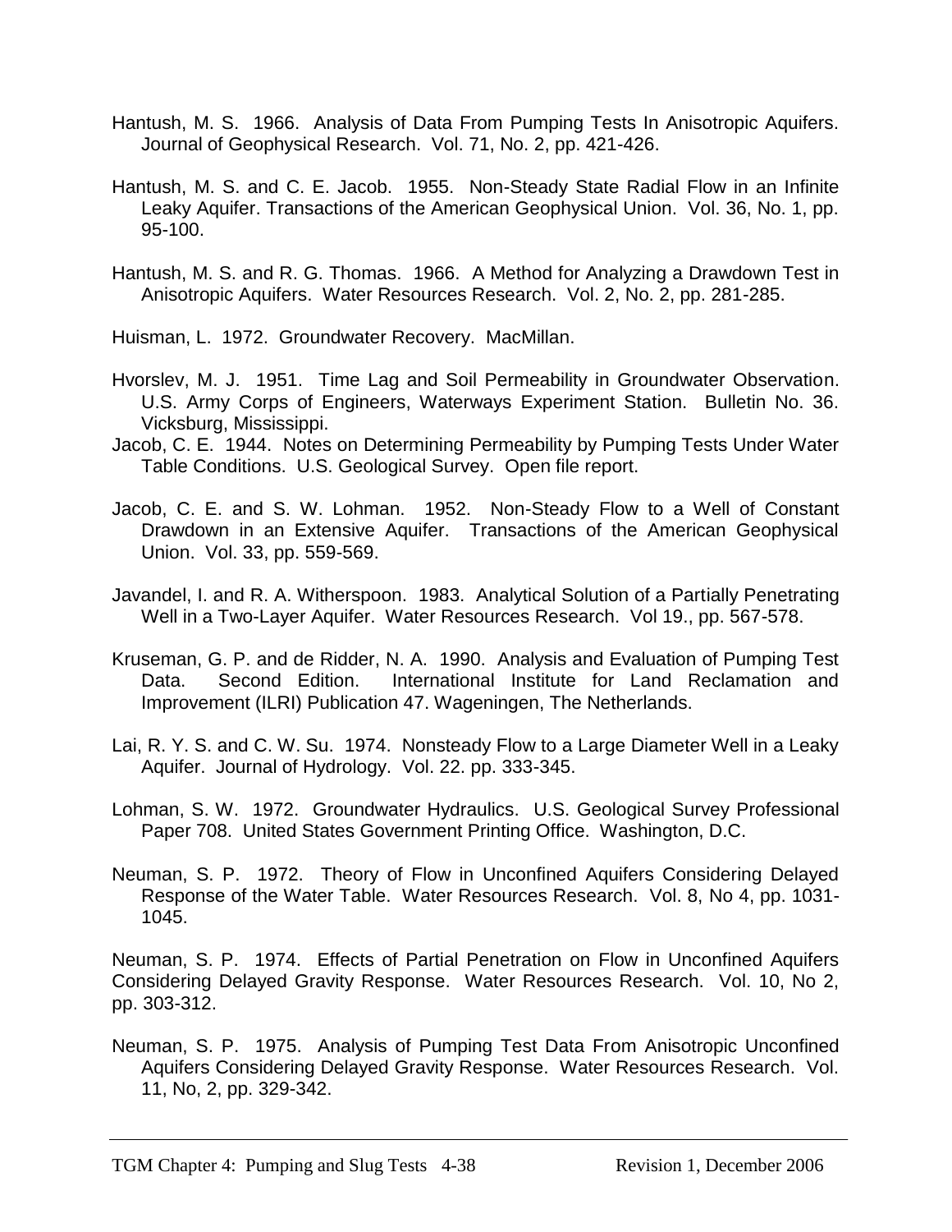Hantush, M. S. 1966. Analysis of Data From Pumping Tests In Anisotropic Aquifers. Journal of Geophysical Research. Vol. 71, No. 2, pp. 421-426.

Hantush, M. S. and C. E. Jacob. 1955. Non-Steady State Radial Flow in an Infinite Leaky Aquifer. Transactions of the American Geophysical Union. Vol. 36, No. 1, pp. 95-100.

Hantush, M. S. and R. G. Thomas. 1966. A Method for Analyzing a Drawdown Test in Anisotropic Aquifers. Water Resources Research. Vol. 2, No. 2, pp. 281-285.

Huisman, L. 1972. Groundwater Recovery. MacMillan.

Hvorslev, M. J. 1951. Time Lag and Soil Permeability in Groundwater Observation. U.S. Army Corps of Engineers, Waterways Experiment Station. Bulletin No. 36. Vicksburg, Mississippi.

Jacob, C. E. 1944. Notes on Determining Permeability by Pumping Tests Under Water Table Conditions. U.S. Geological Survey. Open file report.

Jacob, C. E. and S. W. Lohman. 1952. Non-Steady Flow to a Well of Constant Drawdown in an Extensive Aquifer. Transactions of the American Geophysical Union. Vol. 33, pp. 559-569.

Javandel, I. and R. A. Witherspoon. 1983. Analytical Solution of a Partially Penetrating Well in a Two-Layer Aquifer. Water Resources Research. Vol 19., pp. 567-578.

Kruseman, G. P. and de Ridder, N. A. 1990. Analysis and Evaluation of Pumping Test Data. Second Edition. International Institute for Land Reclamation and Improvement (ILRI) Publication 47. Wageningen, The Netherlands.

Lai, R. Y. S. and C. W. Su. 1974. Nonsteady Flow to a Large Diameter Well in a Leaky Aquifer. Journal of Hydrology. Vol. 22. pp. 333-345.

Lohman, S. W. 1972. Groundwater Hydraulics. U.S. Geological Survey Professional Paper 708. United States Government Printing Office. Washington, D.C.

Neuman, S. P. 1972. Theory of Flow in Unconfined Aquifers Considering Delayed Response of the Water Table. Water Resources Research. Vol. 8, No 4, pp. 1031-1045.

Neuman, S. P. 1974. Effects of Partial Penetration on Flow in Unconfined Aquifers Considering Delayed Gravity Response. Water Resources Research. Vol. 10, No 2, pp. 303-312.

Neuman, S. P. 1975. Analysis of Pumping Test Data From Anisotropic Unconfined Aquifers Considering Delayed Gravity Response. Water Resources Research. Vol. 11, No, 2, pp. 329-342.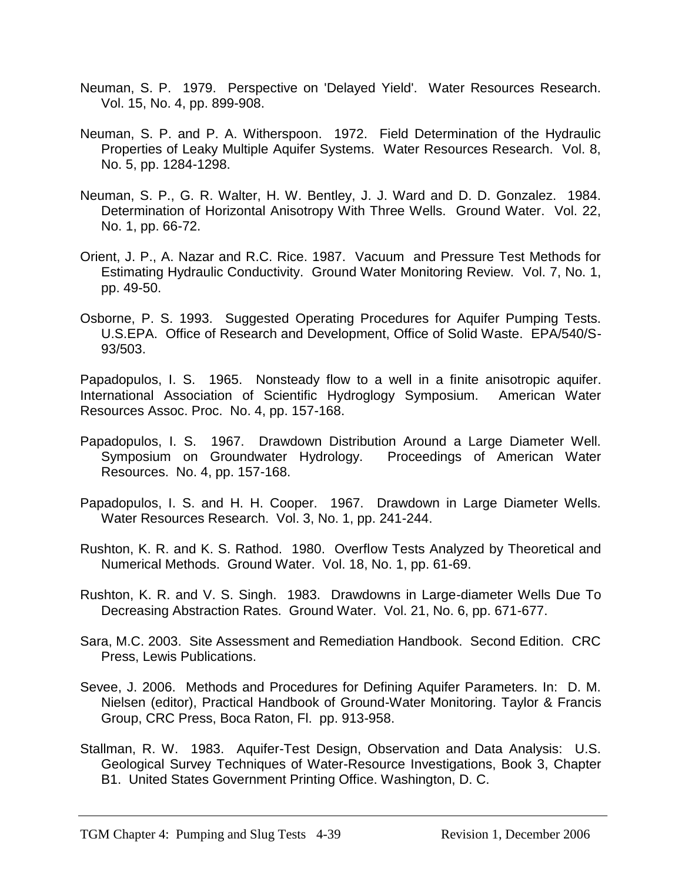Neuman, S. P. 1979. Perspective on 'Delayed Yield'. Water Resources Research. Vol. 15, No. 4, pp. 899-908.

Neuman, S. P. and P. A. Witherspoon. 1972. Field Determination of the Hydraulic Properties of Leaky Multiple Aquifer Systems. Water Resources Research. Vol. 8, No. 5, pp. 1284-1298.

Neuman, S. P., G. R. Walter, H. W. Bentley, J. J. Ward and D. D. Gonzalez. 1984. Determination of Horizontal Anisotropy With Three Wells. Ground Water. Vol. 22, No. 1, pp. 66-72.

Orient, J. P., A. Nazar and R.C. Rice. 1987. Vacuum and Pressure Test Methods for Estimating Hydraulic Conductivity. Ground Water Monitoring Review. Vol. 7, No. 1, pp. 49-50.

Osborne, P. S. 1993. Suggested Operating Procedures for Aquifer Pumping Tests. U.S.EPA. Office of Research and Development, Office of Solid Waste. EPA/540/S-93/503.

Papadopulos, I. S. 1965. Nonsteady flow to a well in a finite anisotropic aquifer. International Association of Scientific Hydroglogy Symposium. American Water Resources Assoc. Proc. No. 4, pp. 157-168.

Papadopulos, I. S. 1967. Drawdown Distribution Around a Large Diameter Well. Symposium on Groundwater Hydrology. Proceedings of American Water Resources. No. 4, pp. 157-168.

Papadopulos, I. S. and H. H. Cooper. 1967. Drawdown in Large Diameter Wells. Water Resources Research. Vol. 3, No. 1, pp. 241-244.

Rushton, K. R. and K. S. Rathod. 1980. Overflow Tests Analyzed by Theoretical and Numerical Methods. Ground Water. Vol. 18, No. 1, pp. 61-69.

Rushton, K. R. and V. S. Singh. 1983. Drawdowns in Large-diameter Wells Due To Decreasing Abstraction Rates. Ground Water. Vol. 21, No. 6, pp. 671-677.

Sara, M.C. 2003. Site Assessment and Remediation Handbook. Second Edition. CRC Press, Lewis Publications.

Sevee, J. 2006. Methods and Procedures for Defining Aquifer Parameters. In: D. M. Nielsen (editor), Practical Handbook of Ground-Water Monitoring. Taylor & Francis Group, CRC Press, Boca Raton, Fl. pp. 913-958.

Stallman, R. W. 1983. Aquifer-Test Design, Observation and Data Analysis: U.S. Geological Survey Techniques of Water-Resource Investigations, Book 3, Chapter B1. United States Government Printing Office. Washington, D. C.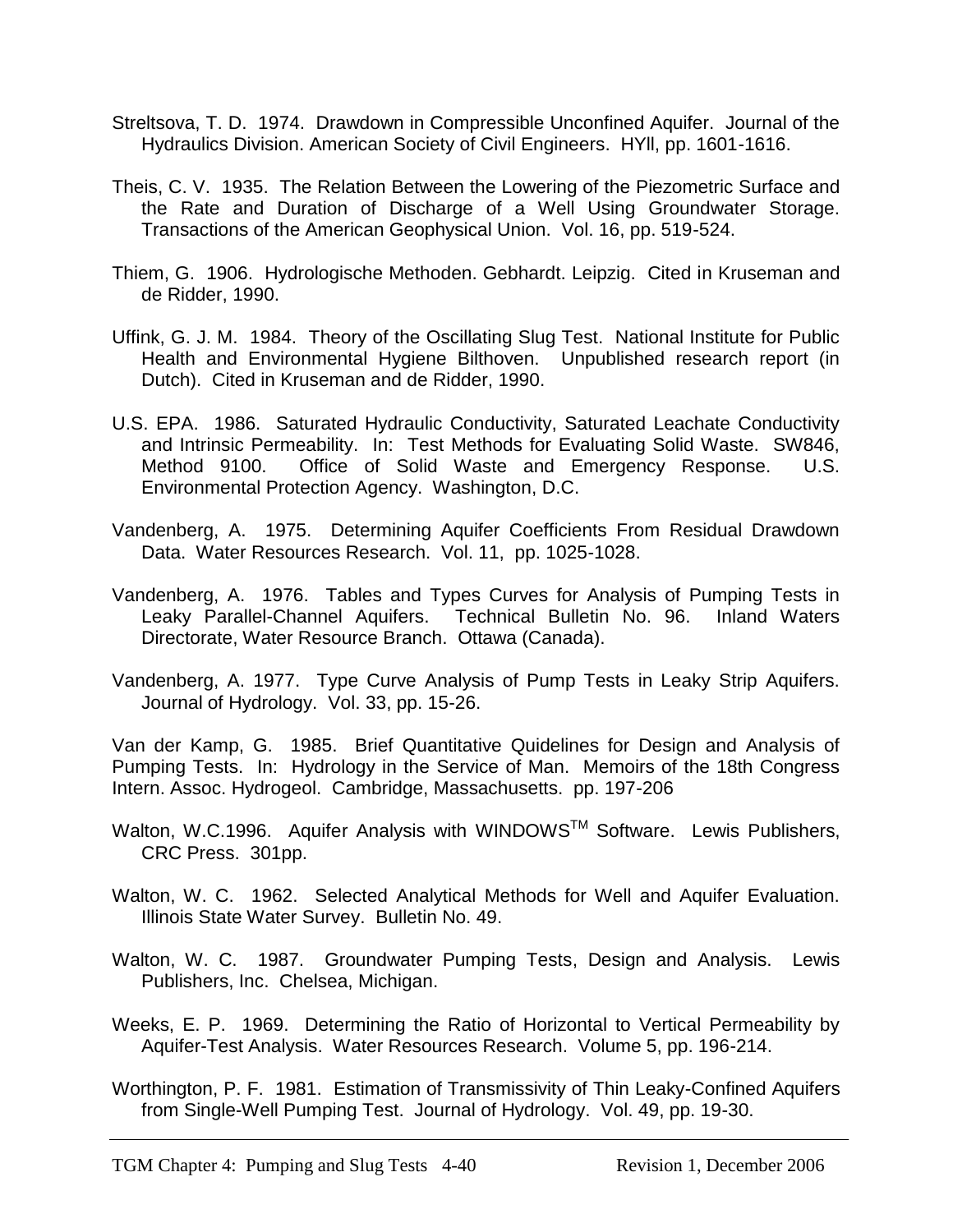Streltsova, T. D. 1974. Drawdown in Compressible Unconfined Aquifer. Journal of the Hydraulics Division. American Society of Civil Engineers. HYll, pp. 1601-1616.

Theis, C. V. 1935. The Relation Between the Lowering of the Piezometric Surface and the Rate and Duration of Discharge of a Well Using Groundwater Storage. Transactions of the American Geophysical Union. Vol. 16, pp. 519-524.

Thiem, G. 1906. Hydrologische Methoden. Gebhardt. Leipzig. Cited in Kruseman and de Ridder, 1990.

Uffink, G. J. M. 1984. Theory of the Oscillating Slug Test. National Institute for Public Health and Environmental Hygiene Bilthoven. Unpublished research report (in Dutch). Cited in Kruseman and de Ridder, 1990.

U.S. EPA. 1986. Saturated Hydraulic Conductivity, Saturated Leachate Conductivity and Intrinsic Permeability. In: Test Methods for Evaluating Solid Waste. SW846, Method 9100. Office of Solid Waste and Emergency Response. U.S. Environmental Protection Agency. Washington, D.C.

Vandenberg, A. 1975. Determining Aquifer Coefficients From Residual Drawdown Data. Water Resources Research. Vol. 11, pp. 1025-1028.

Vandenberg, A. 1976. Tables and Types Curves for Analysis of Pumping Tests in Leaky Parallel-Channel Aquifers. Technical Bulletin No. 96. Inland Waters Directorate, Water Resource Branch. Ottawa (Canada).

Vandenberg, A. 1977. Type Curve Analysis of Pump Tests in Leaky Strip Aquifers. Journal of Hydrology. Vol. 33, pp. 15-26.

Van der Kamp, G. 1985. Brief Quantitative Quidelines for Design and Analysis of Pumping Tests. In: Hydrology in the Service of Man. Memoirs of the 18th Congress Intern. Assoc. Hydrogeol. Cambridge, Massachusetts. pp. 197-206

Walton, W.C.1996. Aquifer Analysis with WINDOWS™ Software. Lewis Publishers, CRC Press. 301pp.

Walton, W. C. 1962. Selected Analytical Methods for Well and Aquifer Evaluation. Illinois State Water Survey. Bulletin No. 49.

Walton, W. C. 1987. Groundwater Pumping Tests, Design and Analysis. Lewis Publishers, Inc. Chelsea, Michigan.

Weeks, E. P. 1969. Determining the Ratio of Horizontal to Vertical Permeability by Aquifer-Test Analysis. Water Resources Research. Volume 5, pp. 196-214.

Worthington, P. F. 1981. Estimation of Transmissivity of Thin Leaky-Confined Aquifers from Single-Well Pumping Test. Journal of Hydrology. Vol. 49, pp. 19-30.